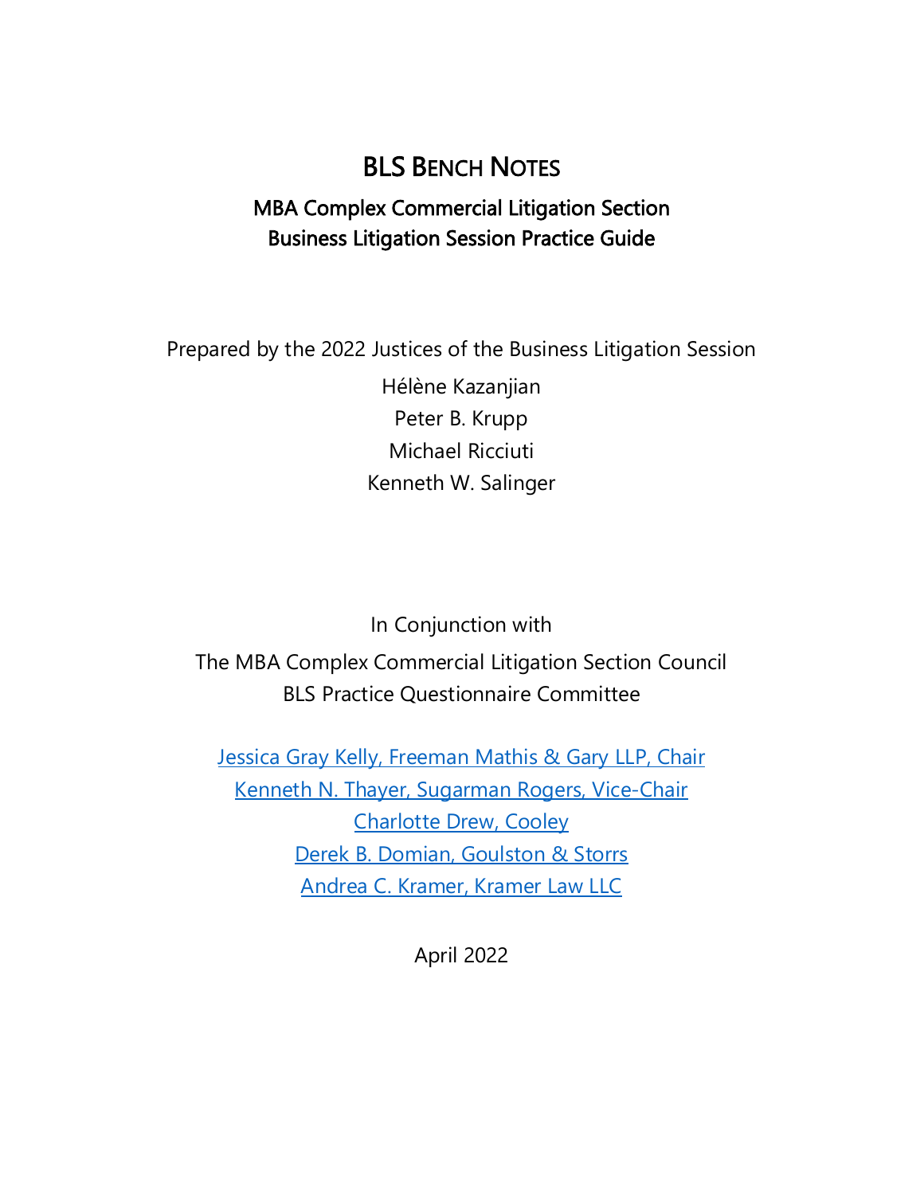# BLS Bench Notes

## MBA Complex Commercial Litigation Section
## Business Litigation Session Practice Guide

Prepared by the 2022 Justices of the Business Litigation Session

Hélène Kazanjian

Peter B. Krupp

Michael Ricciuti

Kenneth W. Salinger

In Conjunction with

The MBA Complex Commercial Litigation Section Council

BLS Practice Questionnaire Committee

Jessica Gray Kelly, Freeman Mathis & Gary LLP, Chair

Kenneth N. Thayer, Sugarman Rogers, Vice-Chair

Charlotte Drew, Cooley

Derek B. Domian, Goulston & Storrs

Andrea C. Kramer, Kramer Law LLC

April 2022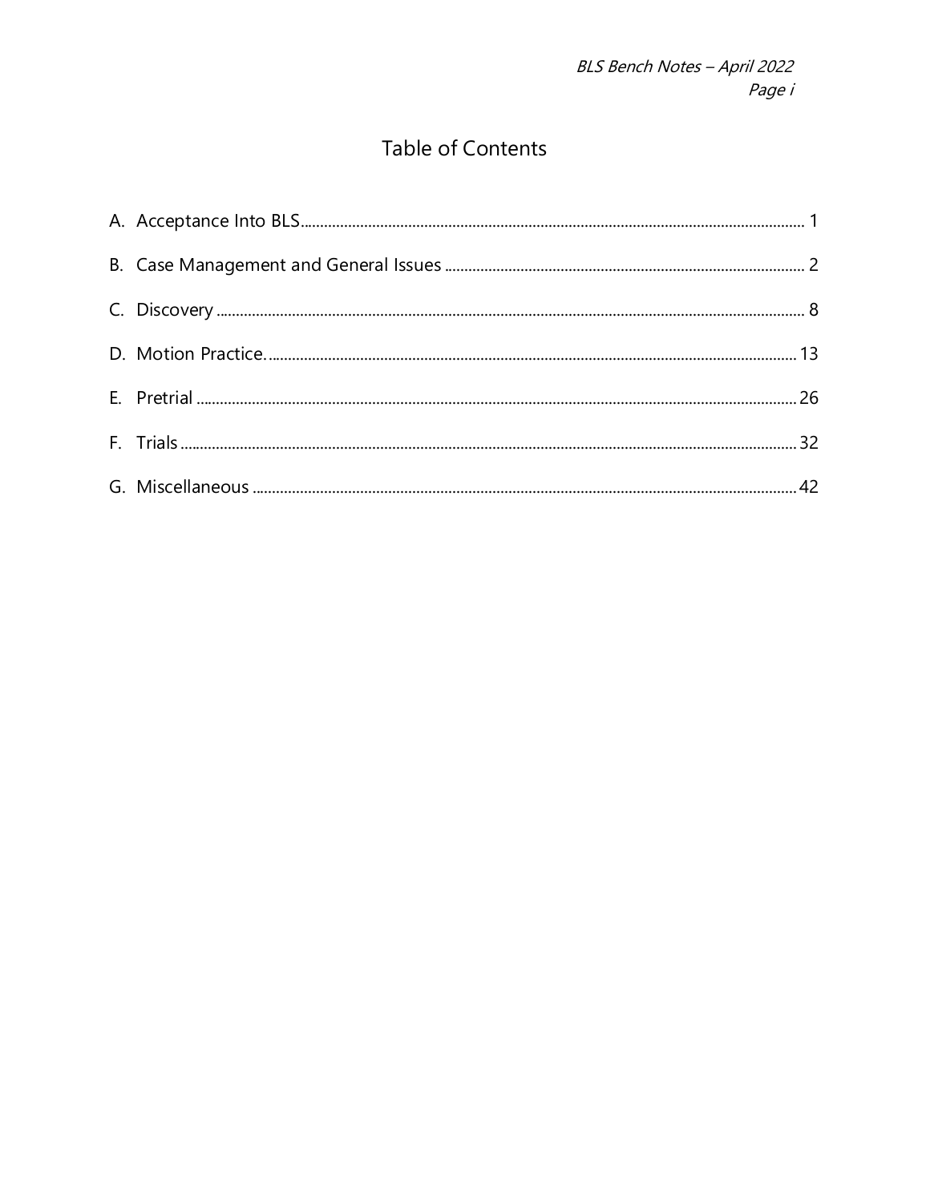# Table of Contents

A. Acceptance Into BLS ........................................................................................................................... 1

B. Case Management and General Issues ........................................................................................ 2

C. Discovery ............................................................................................................................................ 8

D. Motion Practice. ................................................................................................................................ 13

E. Pretrial .................................................................................................................................................. 26

F. Trials ...................................................................................................................................................... 32

G. Miscellaneous ..................................................................................................................................... 42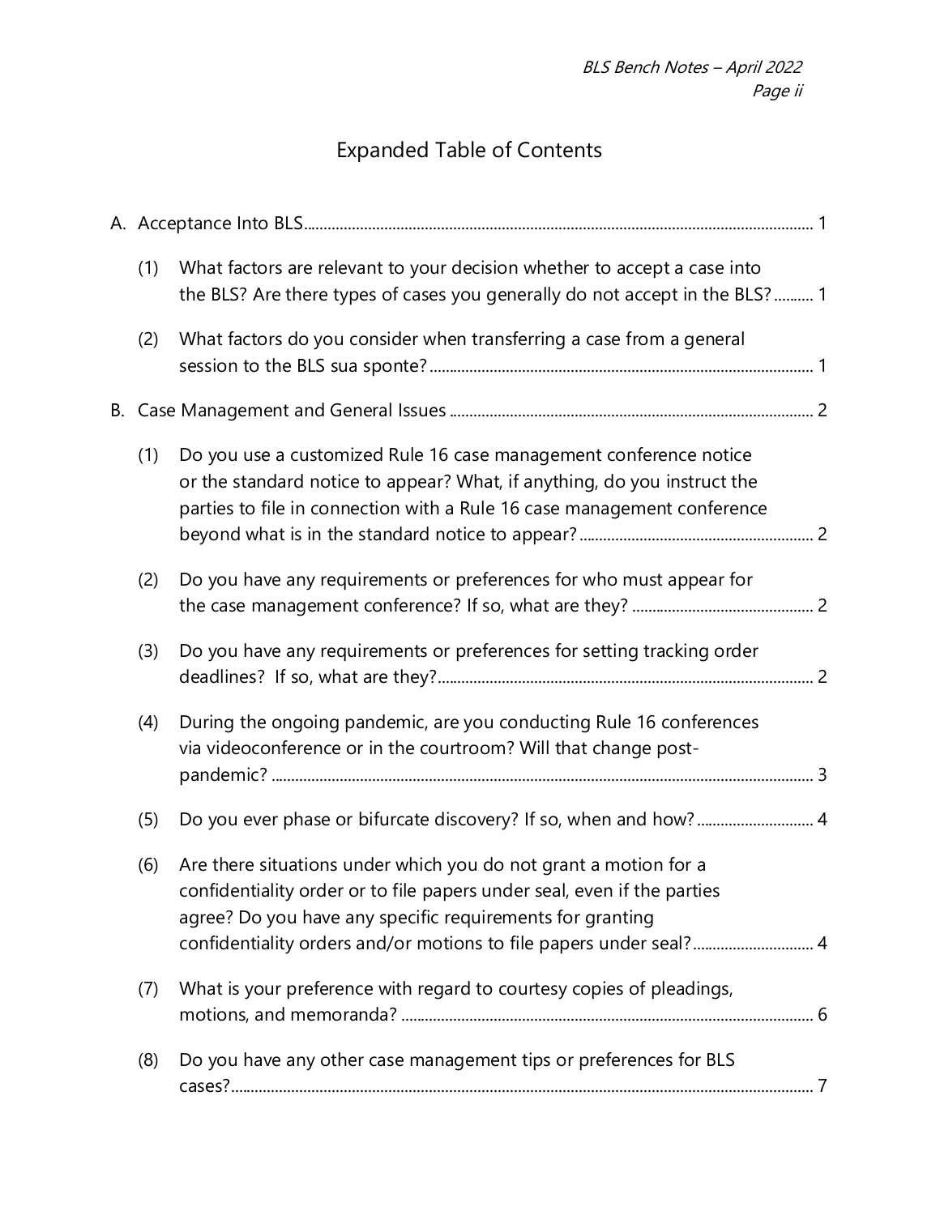# Expanded Table of Contents

A. Acceptance Into BLS ... 1

(1) What factors are relevant to your decision whether to accept a case into the BLS? Are there types of cases you generally do not accept in the BLS? ... 1

(2) What factors do you consider when transferring a case from a general session to the BLS sua sponte? ... 1

B. Case Management and General Issues ... 2

(1) Do you use a customized Rule 16 case management conference notice or the standard notice to appear? What, if anything, do you instruct the parties to file in connection with a Rule 16 case management conference beyond what is in the standard notice to appear? ... 2

(2) Do you have any requirements or preferences for who must appear for the case management conference? If so, what are they? ... 2

(3) Do you have any requirements or preferences for setting tracking order deadlines? If so, what are they? ... 2

(4) During the ongoing pandemic, are you conducting Rule 16 conferences via videoconference or in the courtroom? Will that change post-pandemic? ... 3

(5) Do you ever phase or bifurcate discovery? If so, when and how? ... 4

(6) Are there situations under which you do not grant a motion for a confidentiality order or to file papers under seal, even if the parties agree? Do you have any specific requirements for granting confidentiality orders and/or motions to file papers under seal? ... 4

(7) What is your preference with regard to courtesy copies of pleadings, motions, and memoranda? ... 6

(8) Do you have any other case management tips or preferences for BLS cases? ... 7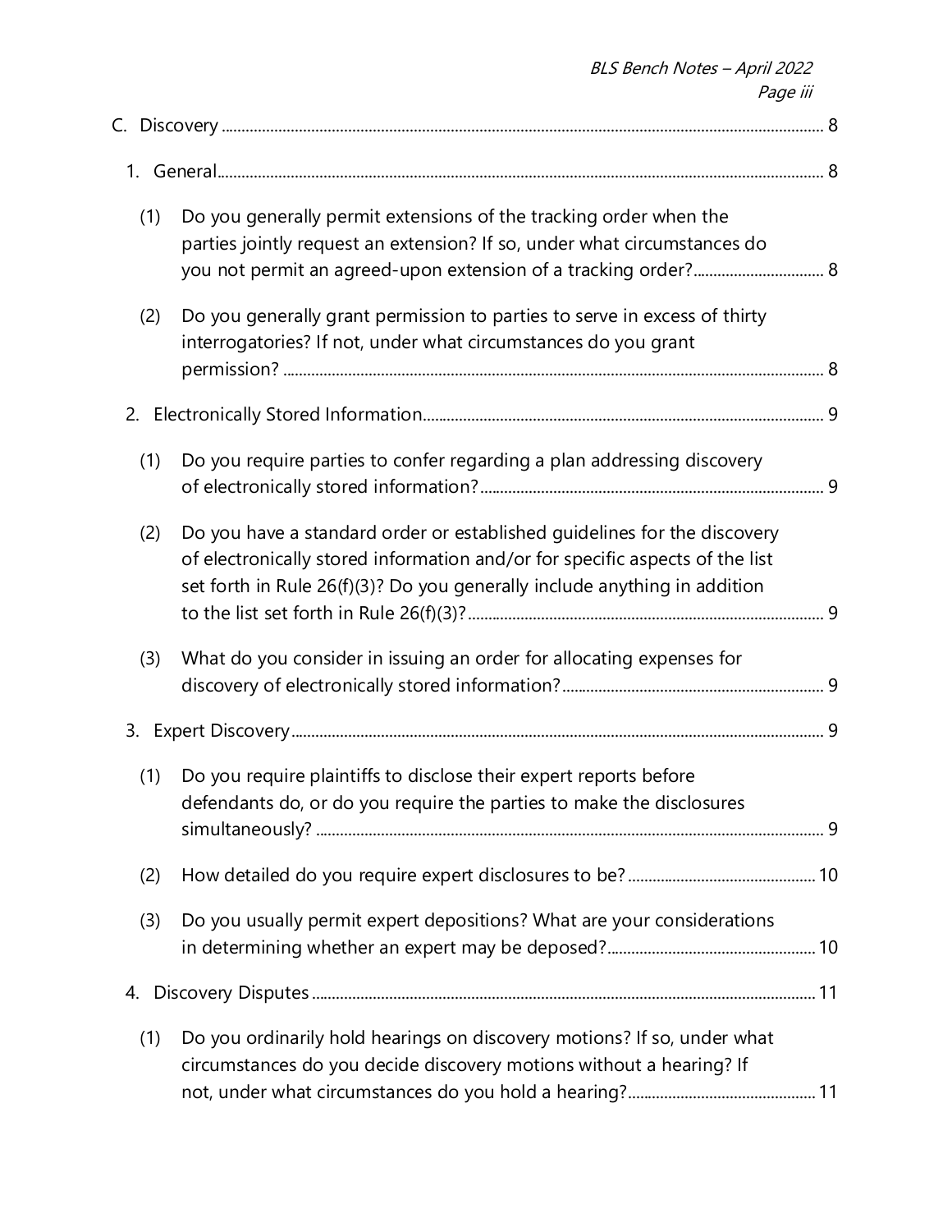C. Discovery ........ 8

1. General ........ 8

(1) Do you generally permit extensions of the tracking order when the parties jointly request an extension? If so, under what circumstances do you not permit an agreed-upon extension of a tracking order? ........ 8

(2) Do you generally grant permission to parties to serve in excess of thirty interrogatories? If not, under what circumstances do you grant permission? ........ 8

2. Electronically Stored Information ........ 9

(1) Do you require parties to confer regarding a plan addressing discovery of electronically stored information? ........ 9

(2) Do you have a standard order or established guidelines for the discovery of electronically stored information and/or for specific aspects of the list set forth in Rule 26(f)(3)? Do you generally include anything in addition to the list set forth in Rule 26(f)(3)? ........ 9

(3) What do you consider in issuing an order for allocating expenses for discovery of electronically stored information? ........ 9

3. Expert Discovery ........ 9

(1) Do you require plaintiffs to disclose their expert reports before defendants do, or do you require the parties to make the disclosures simultaneously? ........ 9

(2) How detailed do you require expert disclosures to be? ........ 10

(3) Do you usually permit expert depositions? What are your considerations in determining whether an expert may be deposed? ........ 10

4. Discovery Disputes ........ 11

(1) Do you ordinarily hold hearings on discovery motions? If so, under what circumstances do you decide discovery motions without a hearing? If not, under what circumstances do you hold a hearing? ........ 11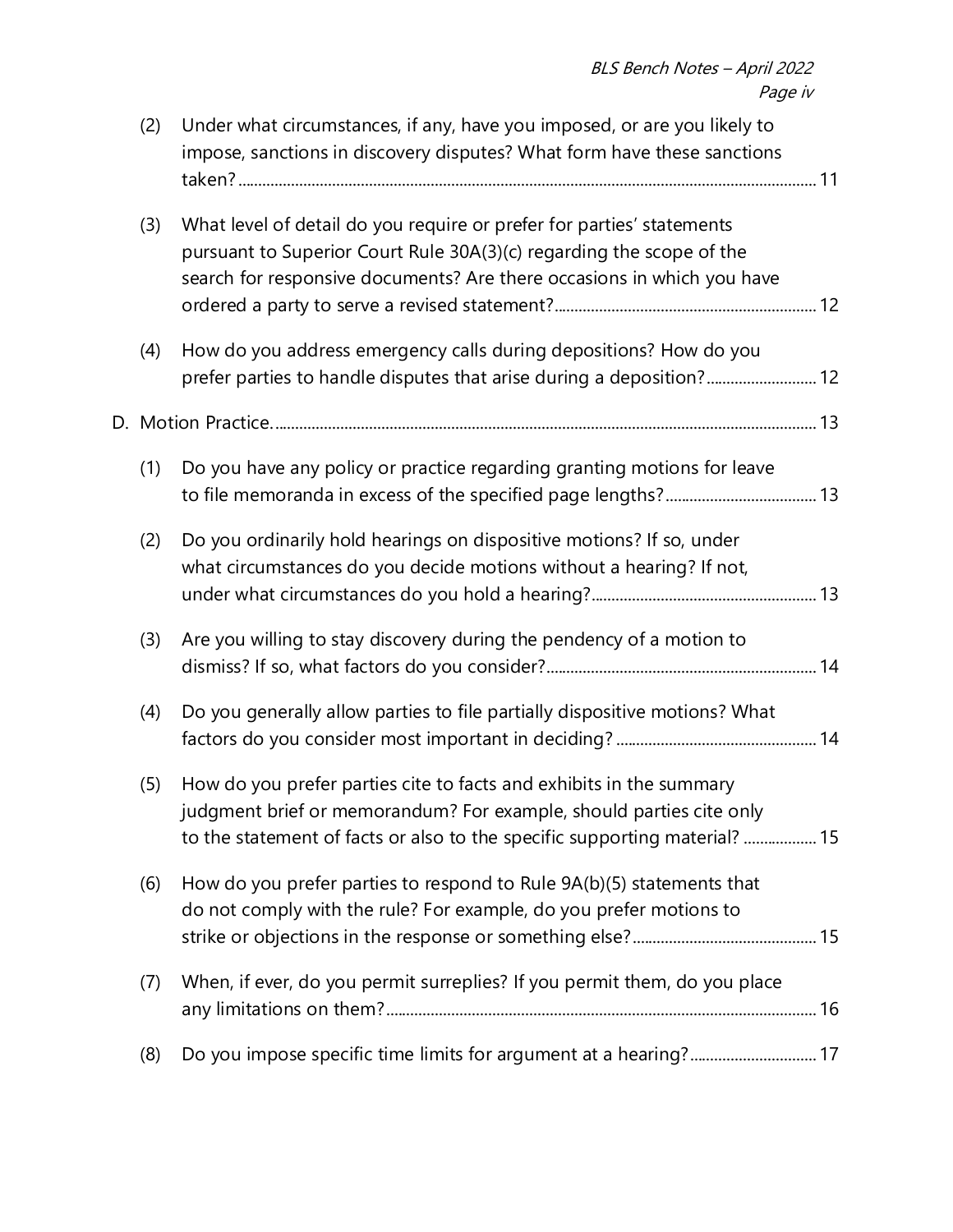(2) Under what circumstances, if any, have you imposed, or are you likely to impose, sanctions in discovery disputes? What form have these sanctions taken? ..... 11

(3) What level of detail do you require or prefer for parties' statements pursuant to Superior Court Rule 30A(3)(c) regarding the scope of the search for responsive documents? Are there occasions in which you have ordered a party to serve a revised statement? ..... 12

(4) How do you address emergency calls during depositions? How do you prefer parties to handle disputes that arise during a deposition? ..... 12

D. Motion Practice. ..... 13

(1) Do you have any policy or practice regarding granting motions for leave to file memoranda in excess of the specified page lengths? ..... 13

(2) Do you ordinarily hold hearings on dispositive motions? If so, under what circumstances do you decide motions without a hearing? If not, under what circumstances do you hold a hearing? ..... 13

(3) Are you willing to stay discovery during the pendency of a motion to dismiss? If so, what factors do you consider? ..... 14

(4) Do you generally allow parties to file partially dispositive motions? What factors do you consider most important in deciding? ..... 14

(5) How do you prefer parties cite to facts and exhibits in the summary judgment brief or memorandum? For example, should parties cite only to the statement of facts or also to the specific supporting material? ..... 15

(6) How do you prefer parties to respond to Rule 9A(b)(5) statements that do not comply with the rule? For example, do you prefer motions to strike or objections in the response or something else? ..... 15

(7) When, if ever, do you permit surreplies? If you permit them, do you place any limitations on them? ..... 16

(8) Do you impose specific time limits for argument at a hearing? ..... 17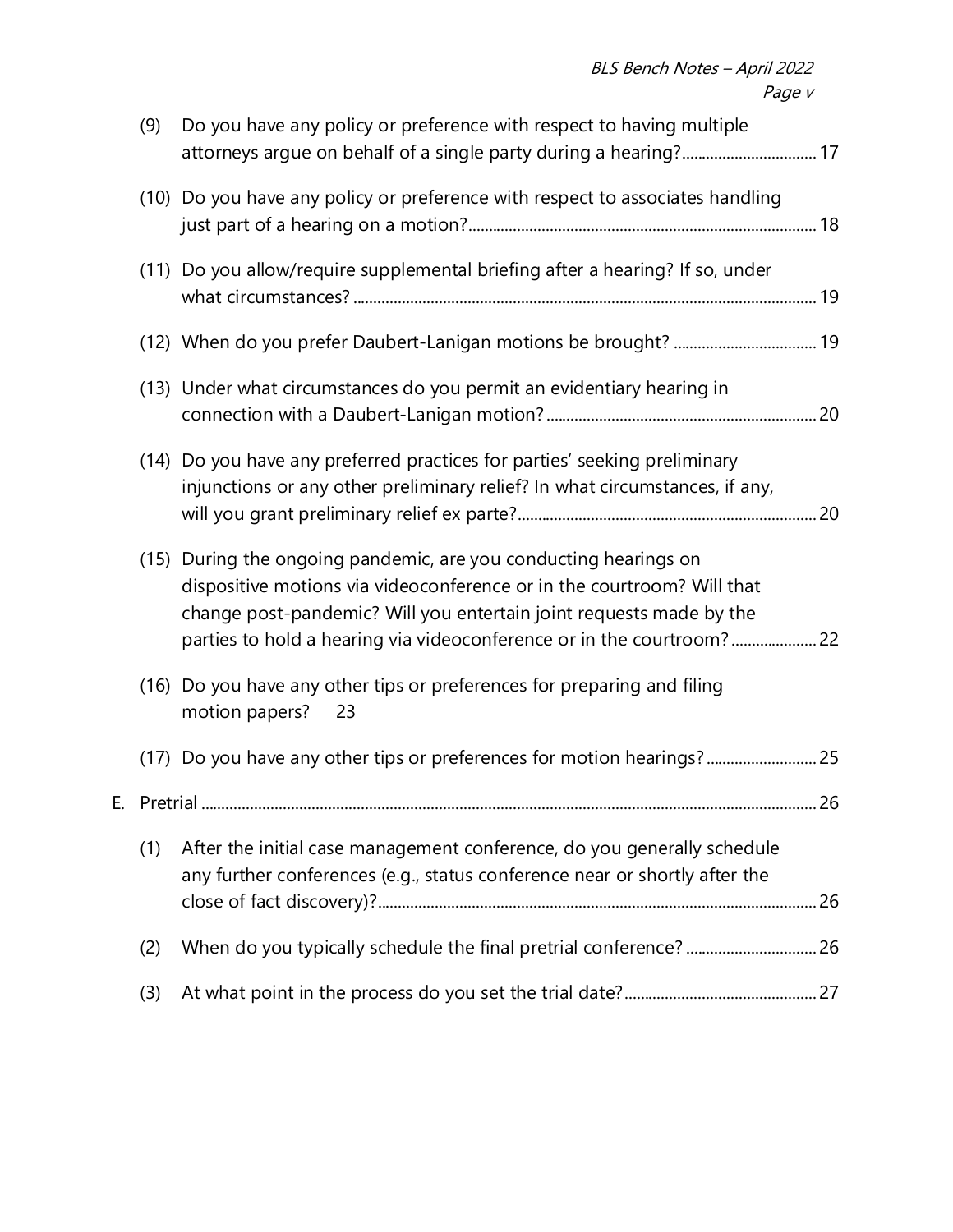(9) Do you have any policy or preference with respect to having multiple attorneys argue on behalf of a single party during a hearing? ..... 17

(10) Do you have any policy or preference with respect to associates handling just part of a hearing on a motion? ..... 18

(11) Do you allow/require supplemental briefing after a hearing? If so, under what circumstances? ..... 19

(12) When do you prefer Daubert-Lanigan motions be brought? ..... 19

(13) Under what circumstances do you permit an evidentiary hearing in connection with a Daubert-Lanigan motion? ..... 20

(14) Do you have any preferred practices for parties' seeking preliminary injunctions or any other preliminary relief? In what circumstances, if any, will you grant preliminary relief ex parte? ..... 20

(15) During the ongoing pandemic, are you conducting hearings on dispositive motions via videoconference or in the courtroom? Will that change post-pandemic? Will you entertain joint requests made by the parties to hold a hearing via videoconference or in the courtroom? ..... 22

(16) Do you have any other tips or preferences for preparing and filing motion papers? 23

(17) Do you have any other tips or preferences for motion hearings? ..... 25

E. Pretrial ..... 26

(1) After the initial case management conference, do you generally schedule any further conferences (e.g., status conference near or shortly after the close of fact discovery)? ..... 26

(2) When do you typically schedule the final pretrial conference? ..... 26

(3) At what point in the process do you set the trial date? ..... 27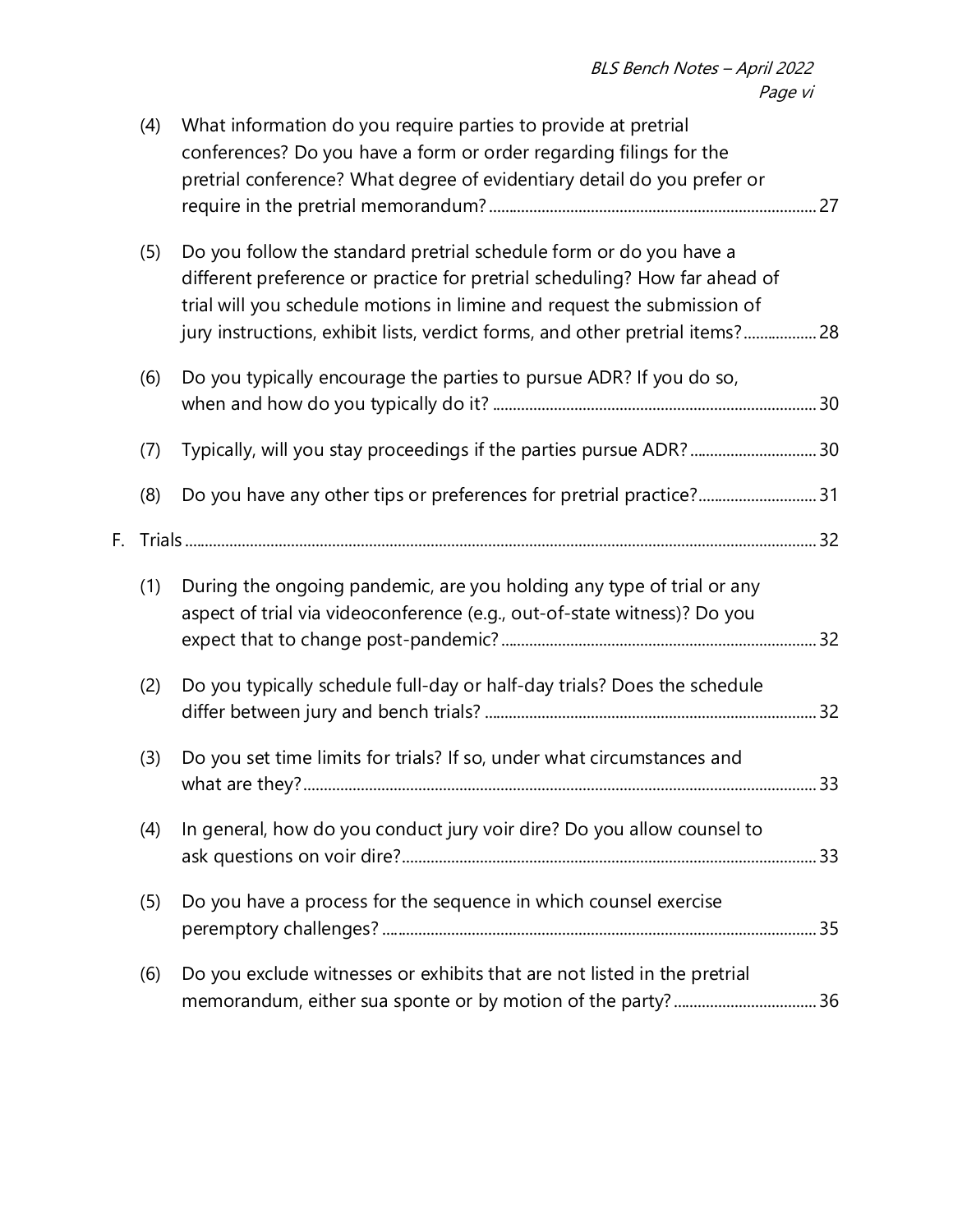(4) What information do you require parties to provide at pretrial conferences? Do you have a form or order regarding filings for the pretrial conference? What degree of evidentiary detail do you prefer or require in the pretrial memorandum? ... 27

(5) Do you follow the standard pretrial schedule form or do you have a different preference or practice for pretrial scheduling? How far ahead of trial will you schedule motions in limine and request the submission of jury instructions, exhibit lists, verdict forms, and other pretrial items? ... 28

(6) Do you typically encourage the parties to pursue ADR? If you do so, when and how do you typically do it? ... 30

(7) Typically, will you stay proceedings if the parties pursue ADR? ... 30

(8) Do you have any other tips or preferences for pretrial practice? ... 31

F. Trials ... 32

(1) During the ongoing pandemic, are you holding any type of trial or any aspect of trial via videoconference (e.g., out-of-state witness)? Do you expect that to change post-pandemic? ... 32

(2) Do you typically schedule full-day or half-day trials? Does the schedule differ between jury and bench trials? ... 32

(3) Do you set time limits for trials? If so, under what circumstances and what are they? ... 33

(4) In general, how do you conduct jury voir dire? Do you allow counsel to ask questions on voir dire? ... 33

(5) Do you have a process for the sequence in which counsel exercise peremptory challenges? ... 35

(6) Do you exclude witnesses or exhibits that are not listed in the pretrial memorandum, either sua sponte or by motion of the party? ... 36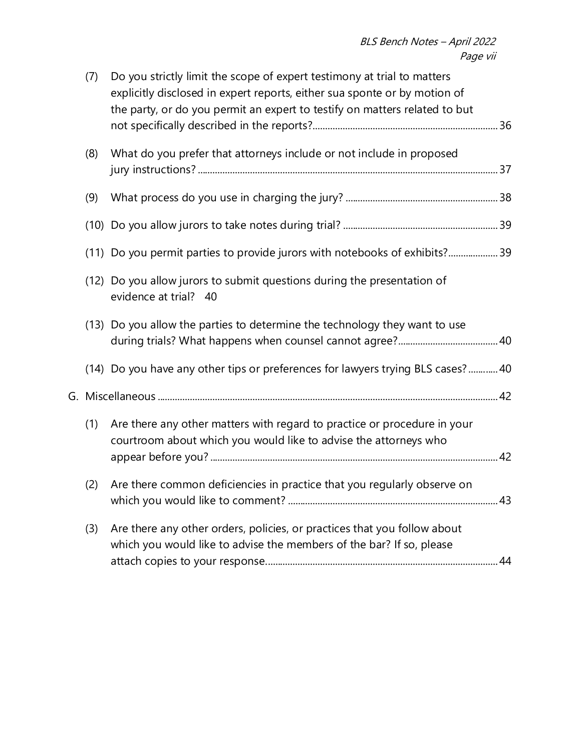(7) Do you strictly limit the scope of expert testimony at trial to matters explicitly disclosed in expert reports, either sua sponte or by motion of the party, or do you permit an expert to testify on matters related to but not specifically described in the reports? ..... 36

(8) What do you prefer that attorneys include or not include in proposed jury instructions? ..... 37

(9) What process do you use in charging the jury? ..... 38

(10) Do you allow jurors to take notes during trial? ..... 39

(11) Do you permit parties to provide jurors with notebooks of exhibits? ..... 39

(12) Do you allow jurors to submit questions during the presentation of evidence at trial? 40

(13) Do you allow the parties to determine the technology they want to use during trials? What happens when counsel cannot agree? ..... 40

(14) Do you have any other tips or preferences for lawyers trying BLS cases? ..... 40

G. Miscellaneous ..... 42

(1) Are there any other matters with regard to practice or procedure in your courtroom about which you would like to advise the attorneys who appear before you? ..... 42

(2) Are there common deficiencies in practice that you regularly observe on which you would like to comment? ..... 43

(3) Are there any other orders, policies, or practices that you follow about which you would like to advise the members of the bar? If so, please attach copies to your response. ..... 44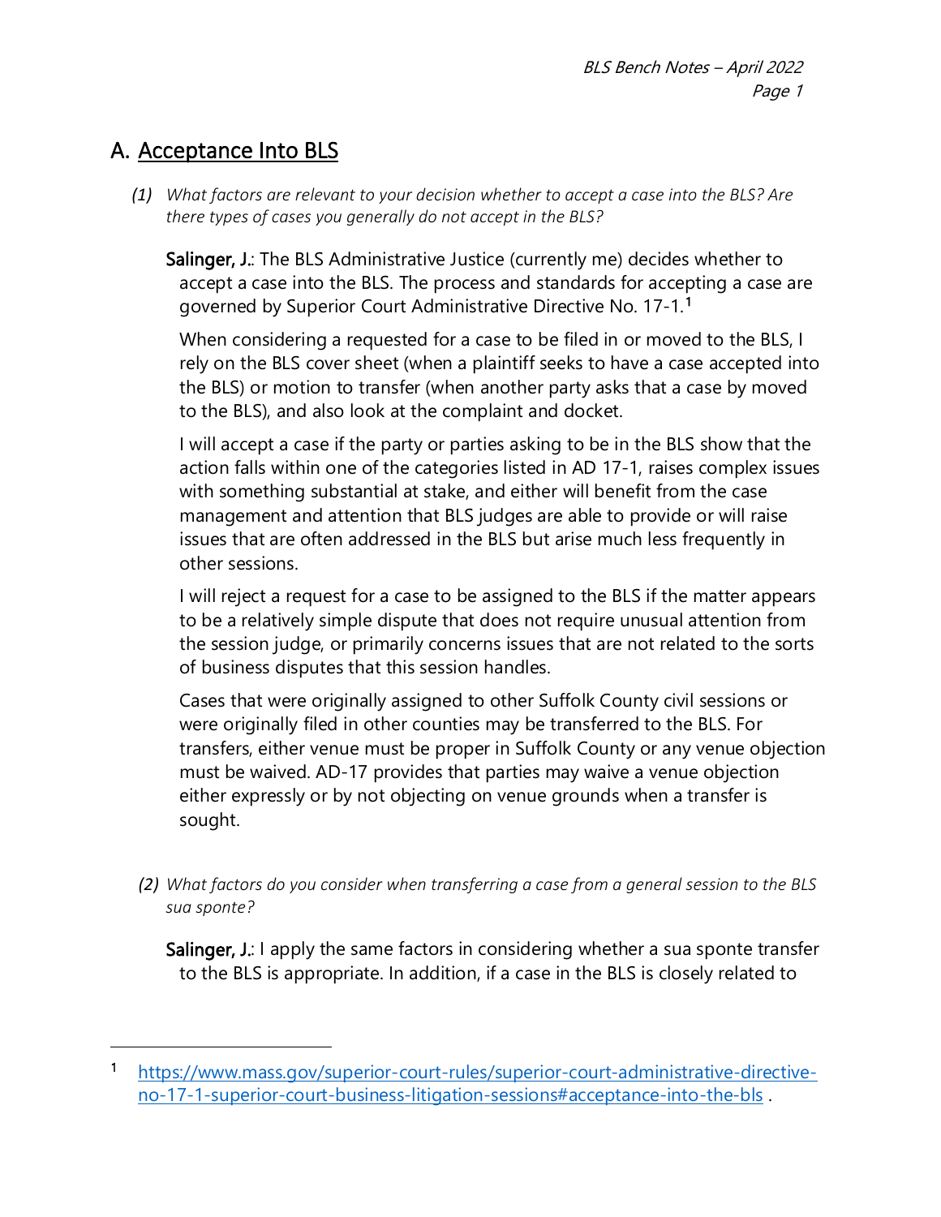## A. Acceptance Into BLS

*(1) What factors are relevant to your decision whether to accept a case into the BLS? Are there types of cases you generally do not accept in the BLS?*

**Salinger, J.**: The BLS Administrative Justice (currently me) decides whether to accept a case into the BLS. The process and standards for accepting a case are governed by Superior Court Administrative Directive No. 17-1.[1]

When considering a requested for a case to be filed in or moved to the BLS, I rely on the BLS cover sheet (when a plaintiff seeks to have a case accepted into the BLS) or motion to transfer (when another party asks that a case by moved to the BLS), and also look at the complaint and docket.

I will accept a case if the party or parties asking to be in the BLS show that the action falls within one of the categories listed in AD 17-1, raises complex issues with something substantial at stake, and either will benefit from the case management and attention that BLS judges are able to provide or will raise issues that are often addressed in the BLS but arise much less frequently in other sessions.

I will reject a request for a case to be assigned to the BLS if the matter appears to be a relatively simple dispute that does not require unusual attention from the session judge, or primarily concerns issues that are not related to the sorts of business disputes that this session handles.

Cases that were originally assigned to other Suffolk County civil sessions or were originally filed in other counties may be transferred to the BLS. For transfers, either venue must be proper in Suffolk County or any venue objection must be waived. AD-17 provides that parties may waive a venue objection either expressly or by not objecting on venue grounds when a transfer is sought.

*(2) What factors do you consider when transferring a case from a general session to the BLS sua sponte?*

**Salinger, J.**: I apply the same factors in considering whether a sua sponte transfer to the BLS is appropriate. In addition, if a case in the BLS is closely related to

---

[1] https://www.mass.gov/superior-court-rules/superior-court-administrative-directive-no-17-1-superior-court-business-litigation-sessions#acceptance-into-the-bls .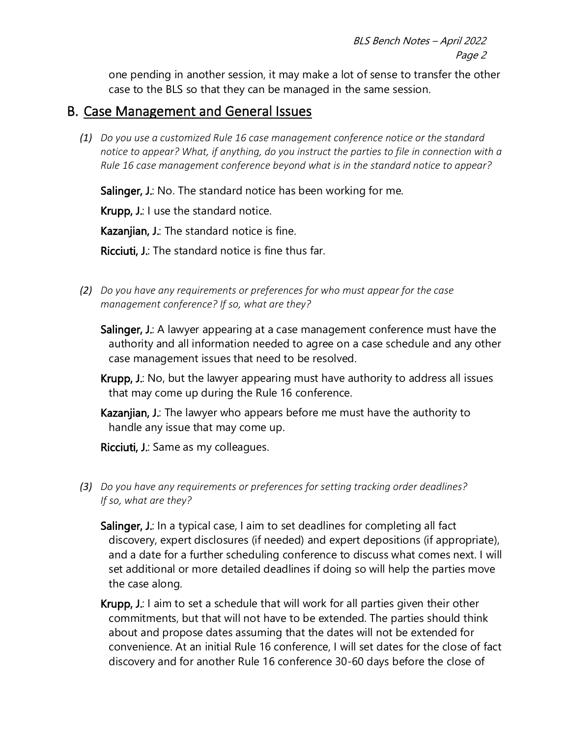one pending in another session, it may make a lot of sense to transfer the other case to the BLS so that they can be managed in the same session.

## B. Case Management and General Issues

*(1) Do you use a customized Rule 16 case management conference notice or the standard notice to appear? What, if anything, do you instruct the parties to file in connection with a Rule 16 case management conference beyond what is in the standard notice to appear?*

**Salinger, J.**: No. The standard notice has been working for me.

**Krupp, J.**: I use the standard notice.

**Kazanjian, J.**: The standard notice is fine.

**Ricciuti, J.**: The standard notice is fine thus far.

*(2) Do you have any requirements or preferences for who must appear for the case management conference? If so, what are they?*

**Salinger, J.**: A lawyer appearing at a case management conference must have the authority and all information needed to agree on a case schedule and any other case management issues that need to be resolved.

**Krupp, J.**: No, but the lawyer appearing must have authority to address all issues that may come up during the Rule 16 conference.

**Kazanjian, J.**: The lawyer who appears before me must have the authority to handle any issue that may come up.

**Ricciuti, J.**: Same as my colleagues.

*(3) Do you have any requirements or preferences for setting tracking order deadlines? If so, what are they?*

**Salinger, J.**: In a typical case, I aim to set deadlines for completing all fact discovery, expert disclosures (if needed) and expert depositions (if appropriate), and a date for a further scheduling conference to discuss what comes next. I will set additional or more detailed deadlines if doing so will help the parties move the case along.

**Krupp, J.**: I aim to set a schedule that will work for all parties given their other commitments, but that will not have to be extended. The parties should think about and propose dates assuming that the dates will not be extended for convenience. At an initial Rule 16 conference, I will set dates for the close of fact discovery and for another Rule 16 conference 30-60 days before the close of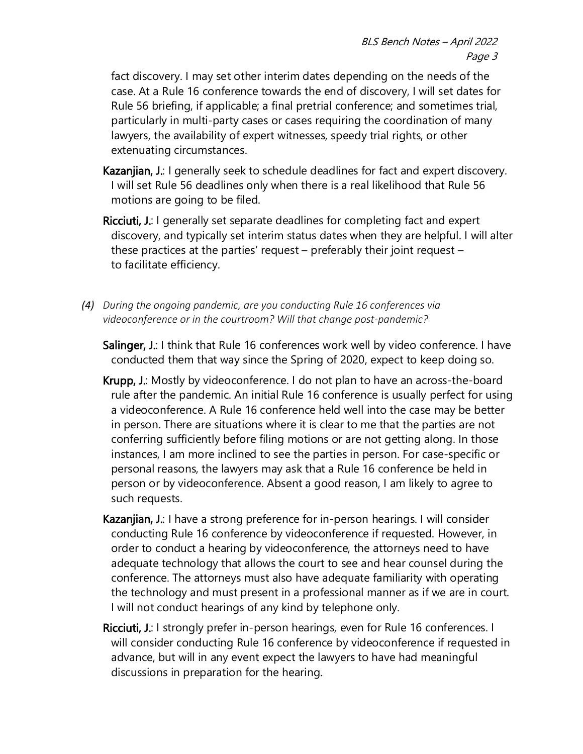fact discovery. I may set other interim dates depending on the needs of the case. At a Rule 16 conference towards the end of discovery, I will set dates for Rule 56 briefing, if applicable; a final pretrial conference; and sometimes trial, particularly in multi-party cases or cases requiring the coordination of many lawyers, the availability of expert witnesses, speedy trial rights, or other extenuating circumstances.

**Kazanjian, J.**: I generally seek to schedule deadlines for fact and expert discovery. I will set Rule 56 deadlines only when there is a real likelihood that Rule 56 motions are going to be filed.

**Ricciuti, J.**: I generally set separate deadlines for completing fact and expert discovery, and typically set interim status dates when they are helpful. I will alter these practices at the parties' request – preferably their joint request – to facilitate efficiency.

*(4) During the ongoing pandemic, are you conducting Rule 16 conferences via videoconference or in the courtroom? Will that change post-pandemic?*

**Salinger, J.**: I think that Rule 16 conferences work well by video conference. I have conducted them that way since the Spring of 2020, expect to keep doing so.

**Krupp, J.**: Mostly by videoconference. I do not plan to have an across-the-board rule after the pandemic. An initial Rule 16 conference is usually perfect for using a videoconference. A Rule 16 conference held well into the case may be better in person. There are situations where it is clear to me that the parties are not conferring sufficiently before filing motions or are not getting along. In those instances, I am more inclined to see the parties in person. For case-specific or personal reasons, the lawyers may ask that a Rule 16 conference be held in person or by videoconference. Absent a good reason, I am likely to agree to such requests.

**Kazanjian, J.**: I have a strong preference for in-person hearings. I will consider conducting Rule 16 conference by videoconference if requested. However, in order to conduct a hearing by videoconference, the attorneys need to have adequate technology that allows the court to see and hear counsel during the conference. The attorneys must also have adequate familiarity with operating the technology and must present in a professional manner as if we are in court. I will not conduct hearings of any kind by telephone only.

**Ricciuti, J.**: I strongly prefer in-person hearings, even for Rule 16 conferences. I will consider conducting Rule 16 conference by videoconference if requested in advance, but will in any event expect the lawyers to have had meaningful discussions in preparation for the hearing.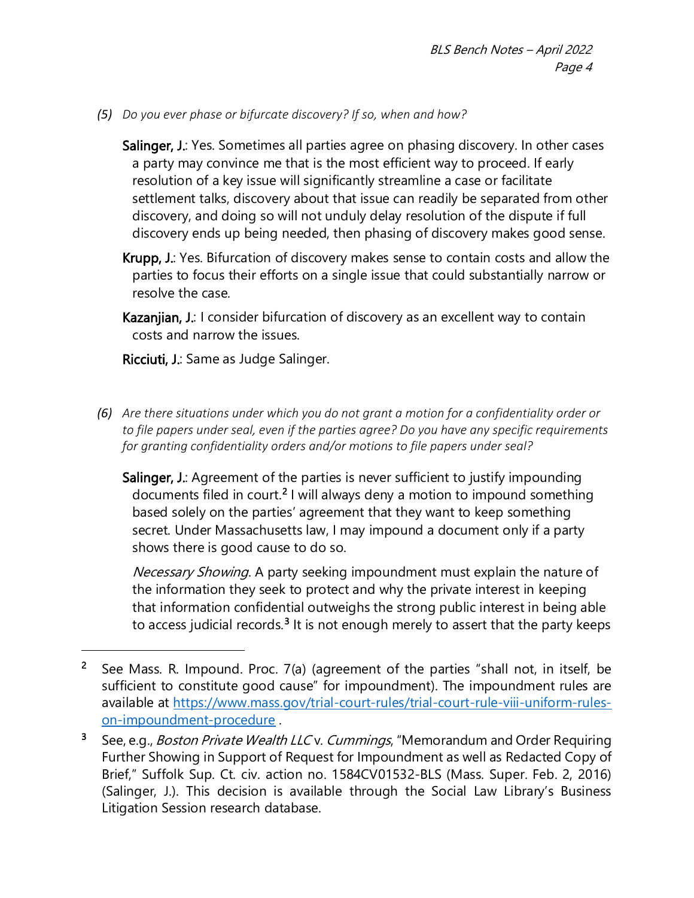*(5) Do you ever phase or bifurcate discovery? If so, when and how?*

**Salinger, J.**: Yes. Sometimes all parties agree on phasing discovery. In other cases a party may convince me that is the most efficient way to proceed. If early resolution of a key issue will significantly streamline a case or facilitate settlement talks, discovery about that issue can readily be separated from other discovery, and doing so will not unduly delay resolution of the dispute if full discovery ends up being needed, then phasing of discovery makes good sense.

**Krupp, J.**: Yes. Bifurcation of discovery makes sense to contain costs and allow the parties to focus their efforts on a single issue that could substantially narrow or resolve the case.

**Kazanjian, J.**: I consider bifurcation of discovery as an excellent way to contain costs and narrow the issues.

**Ricciuti, J.**: Same as Judge Salinger.

*(6) Are there situations under which you do not grant a motion for a confidentiality order or to file papers under seal, even if the parties agree? Do you have any specific requirements for granting confidentiality orders and/or motions to file papers under seal?*

**Salinger, J.**: Agreement of the parties is never sufficient to justify impounding documents filed in court.[2] I will always deny a motion to impound something based solely on the parties' agreement that they want to keep something secret. Under Massachusetts law, I may impound a document only if a party shows there is good cause to do so.

*Necessary Showing*. A party seeking impoundment must explain the nature of the information they seek to protect and why the private interest in keeping that information confidential outweighs the strong public interest in being able to access judicial records.[3] It is not enough merely to assert that the party keeps

---

[2] See Mass. R. Impound. Proc. 7(a) (agreement of the parties "shall not, in itself, be sufficient to constitute good cause" for impoundment). The impoundment rules are available at [https://www.mass.gov/trial-court-rules/trial-court-rule-viii-uniform-rules-on-impoundment-procedure](https://www.mass.gov/trial-court-rules/trial-court-rule-viii-uniform-rules-on-impoundment-procedure) .

[3] See, e.g., *Boston Private Wealth LLC* v. *Cummings*, "Memorandum and Order Requiring Further Showing in Support of Request for Impoundment as well as Redacted Copy of Brief," Suffolk Sup. Ct. civ. action no. 1584CV01532-BLS (Mass. Super. Feb. 2, 2016) (Salinger, J.). This decision is available through the Social Law Library's Business Litigation Session research database.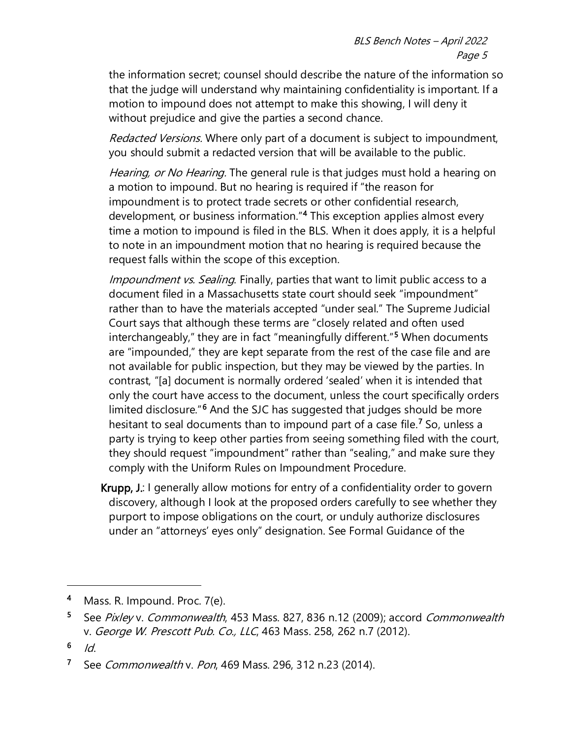the information secret; counsel should describe the nature of the information so that the judge will understand why maintaining confidentiality is important. If a motion to impound does not attempt to make this showing, I will deny it without prejudice and give the parties a second chance.

*Redacted Versions.* Where only part of a document is subject to impoundment, you should submit a redacted version that will be available to the public.

*Hearing, or No Hearing.* The general rule is that judges must hold a hearing on a motion to impound. But no hearing is required if "the reason for impoundment is to protect trade secrets or other confidential research, development, or business information."[4] This exception applies almost every time a motion to impound is filed in the BLS. When it does apply, it is a helpful to note in an impoundment motion that no hearing is required because the request falls within the scope of this exception.

*Impoundment vs. Sealing.* Finally, parties that want to limit public access to a document filed in a Massachusetts state court should seek "impoundment" rather than to have the materials accepted "under seal." The Supreme Judicial Court says that although these terms are "closely related and often used interchangeably," they are in fact "meaningfully different."[5] When documents are "impounded," they are kept separate from the rest of the case file and are not available for public inspection, but they may be viewed by the parties. In contrast, "[a] document is normally ordered 'sealed' when it is intended that only the court have access to the document, unless the court specifically orders limited disclosure."[6] And the SJC has suggested that judges should be more hesitant to seal documents than to impound part of a case file.[7] So, unless a party is trying to keep other parties from seeing something filed with the court, they should request "impoundment" rather than "sealing," and make sure they comply with the Uniform Rules on Impoundment Procedure.

**Krupp, J.**: I generally allow motions for entry of a confidentiality order to govern discovery, although I look at the proposed orders carefully to see whether they purport to impose obligations on the court, or unduly authorize disclosures under an "attorneys' eyes only" designation. See Formal Guidance of the

---

[4] Mass. R. Impound. Proc. 7(e).

[5] See *Pixley* v. *Commonwealth*, 453 Mass. 827, 836 n.12 (2009); accord *Commonwealth* v. *George W. Prescott Pub. Co., LLC*, 463 Mass. 258, 262 n.7 (2012).

[6] *Id*.

[7] See *Commonwealth* v. *Pon*, 469 Mass. 296, 312 n.23 (2014).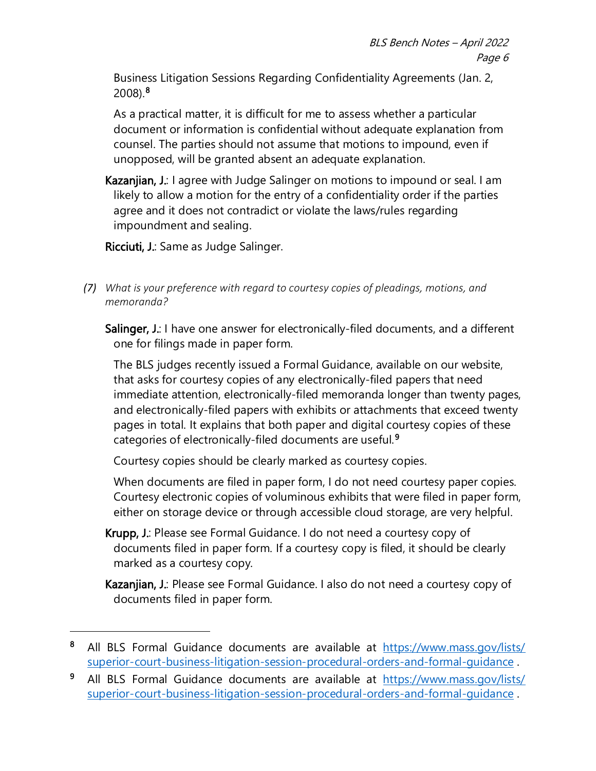Business Litigation Sessions Regarding Confidentiality Agreements (Jan. 2, 2008).[8]

As a practical matter, it is difficult for me to assess whether a particular document or information is confidential without adequate explanation from counsel. The parties should not assume that motions to impound, even if unopposed, will be granted absent an adequate explanation.

**Kazanjian, J.**: I agree with Judge Salinger on motions to impound or seal. I am likely to allow a motion for the entry of a confidentiality order if the parties agree and it does not contradict or violate the laws/rules regarding impoundment and sealing.

**Ricciuti, J.**: Same as Judge Salinger.

(7) *What is your preference with regard to courtesy copies of pleadings, motions, and memoranda?*

**Salinger, J.**: I have one answer for electronically-filed documents, and a different one for filings made in paper form.

The BLS judges recently issued a Formal Guidance, available on our website, that asks for courtesy copies of any electronically-filed papers that need immediate attention, electronically-filed memoranda longer than twenty pages, and electronically-filed papers with exhibits or attachments that exceed twenty pages in total. It explains that both paper and digital courtesy copies of these categories of electronically-filed documents are useful.[9]

Courtesy copies should be clearly marked as courtesy copies.

When documents are filed in paper form, I do not need courtesy paper copies. Courtesy electronic copies of voluminous exhibits that were filed in paper form, either on storage device or through accessible cloud storage, are very helpful.

**Krupp, J.**: Please see Formal Guidance. I do not need a courtesy copy of documents filed in paper form. If a courtesy copy is filed, it should be clearly marked as a courtesy copy.

**Kazanjian, J.**: Please see Formal Guidance. I also do not need a courtesy copy of documents filed in paper form.

---

[8] All BLS Formal Guidance documents are available at https://www.mass.gov/lists/superior-court-business-litigation-session-procedural-orders-and-formal-guidance .

[9] All BLS Formal Guidance documents are available at https://www.mass.gov/lists/superior-court-business-litigation-session-procedural-orders-and-formal-guidance .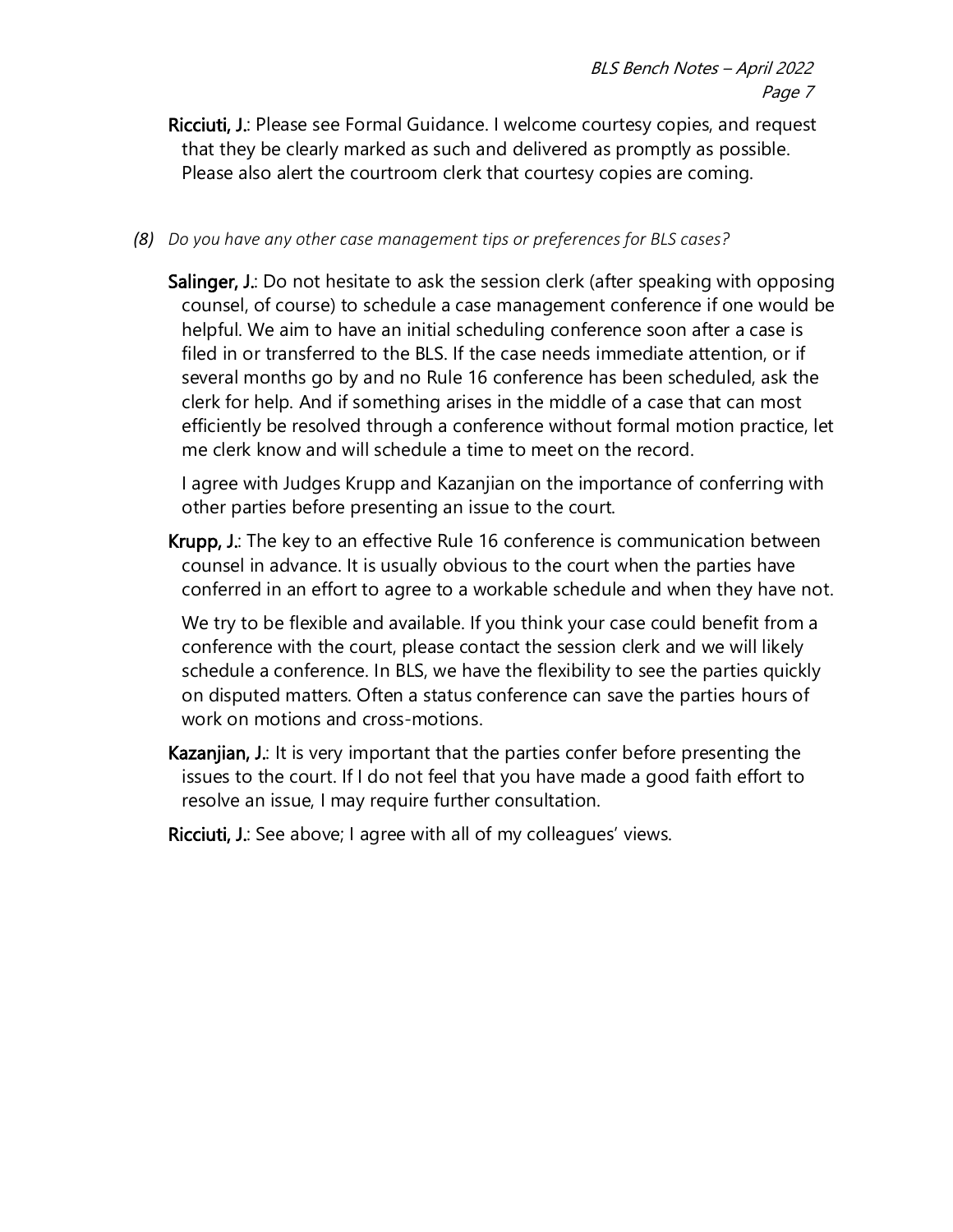**Ricciuti, J.**: Please see Formal Guidance. I welcome courtesy copies, and request that they be clearly marked as such and delivered as promptly as possible. Please also alert the courtroom clerk that courtesy copies are coming.

*(8) Do you have any other case management tips or preferences for BLS cases?*

**Salinger, J.**: Do not hesitate to ask the session clerk (after speaking with opposing counsel, of course) to schedule a case management conference if one would be helpful. We aim to have an initial scheduling conference soon after a case is filed in or transferred to the BLS. If the case needs immediate attention, or if several months go by and no Rule 16 conference has been scheduled, ask the clerk for help. And if something arises in the middle of a case that can most efficiently be resolved through a conference without formal motion practice, let me clerk know and will schedule a time to meet on the record.

I agree with Judges Krupp and Kazanjian on the importance of conferring with other parties before presenting an issue to the court.

**Krupp, J.**: The key to an effective Rule 16 conference is communication between counsel in advance. It is usually obvious to the court when the parties have conferred in an effort to agree to a workable schedule and when they have not.

We try to be flexible and available. If you think your case could benefit from a conference with the court, please contact the session clerk and we will likely schedule a conference. In BLS, we have the flexibility to see the parties quickly on disputed matters. Often a status conference can save the parties hours of work on motions and cross-motions.

**Kazanjian, J.**: It is very important that the parties confer before presenting the issues to the court. If I do not feel that you have made a good faith effort to resolve an issue, I may require further consultation.

**Ricciuti, J.**: See above; I agree with all of my colleagues' views.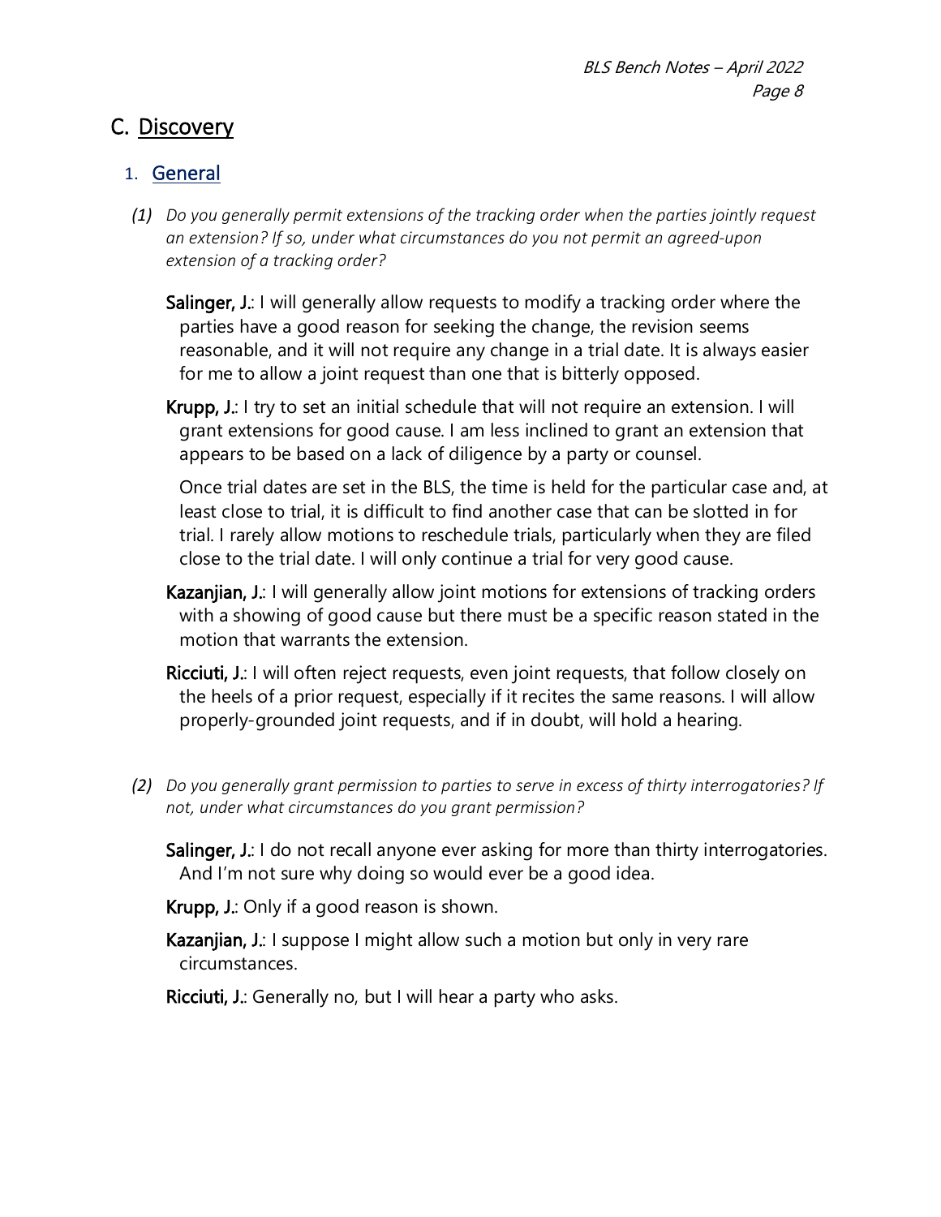## C. Discovery

### 1. General

*(1) Do you generally permit extensions of the tracking order when the parties jointly request an extension? If so, under what circumstances do you not permit an agreed-upon extension of a tracking order?*

**Salinger, J.**: I will generally allow requests to modify a tracking order where the parties have a good reason for seeking the change, the revision seems reasonable, and it will not require any change in a trial date. It is always easier for me to allow a joint request than one that is bitterly opposed.

**Krupp, J.**: I try to set an initial schedule that will not require an extension. I will grant extensions for good cause. I am less inclined to grant an extension that appears to be based on a lack of diligence by a party or counsel.

Once trial dates are set in the BLS, the time is held for the particular case and, at least close to trial, it is difficult to find another case that can be slotted in for trial. I rarely allow motions to reschedule trials, particularly when they are filed close to the trial date. I will only continue a trial for very good cause.

**Kazanjian, J.**: I will generally allow joint motions for extensions of tracking orders with a showing of good cause but there must be a specific reason stated in the motion that warrants the extension.

**Ricciuti, J.**: I will often reject requests, even joint requests, that follow closely on the heels of a prior request, especially if it recites the same reasons. I will allow properly-grounded joint requests, and if in doubt, will hold a hearing.

*(2) Do you generally grant permission to parties to serve in excess of thirty interrogatories? If not, under what circumstances do you grant permission?*

**Salinger, J.**: I do not recall anyone ever asking for more than thirty interrogatories. And I'm not sure why doing so would ever be a good idea.

**Krupp, J.**: Only if a good reason is shown.

**Kazanjian, J.**: I suppose I might allow such a motion but only in very rare circumstances.

**Ricciuti, J.**: Generally no, but I will hear a party who asks.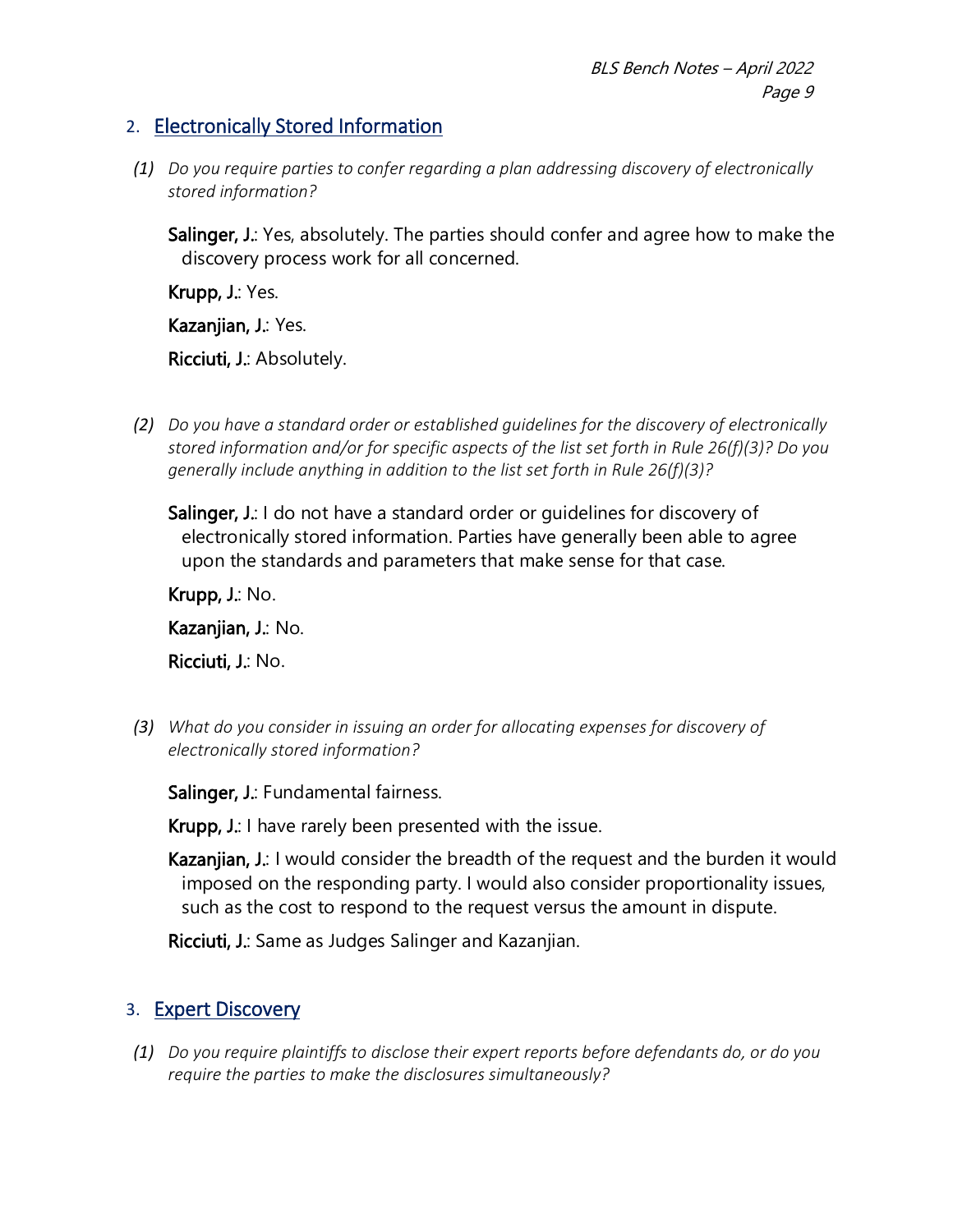## 2. Electronically Stored Information

*(1) Do you require parties to confer regarding a plan addressing discovery of electronically stored information?*

**Salinger, J.**: Yes, absolutely. The parties should confer and agree how to make the discovery process work for all concerned.

**Krupp, J.**: Yes.

**Kazanjian, J.**: Yes.

**Ricciuti, J.**: Absolutely.

*(2) Do you have a standard order or established guidelines for the discovery of electronically stored information and/or for specific aspects of the list set forth in Rule 26(f)(3)? Do you generally include anything in addition to the list set forth in Rule 26(f)(3)?*

**Salinger, J.**: I do not have a standard order or guidelines for discovery of electronically stored information. Parties have generally been able to agree upon the standards and parameters that make sense for that case.

**Krupp, J.**: No.

**Kazanjian, J.**: No.

**Ricciuti, J.**: No.

*(3) What do you consider in issuing an order for allocating expenses for discovery of electronically stored information?*

**Salinger, J.**: Fundamental fairness.

**Krupp, J.**: I have rarely been presented with the issue.

**Kazanjian, J.**: I would consider the breadth of the request and the burden it would imposed on the responding party. I would also consider proportionality issues, such as the cost to respond to the request versus the amount in dispute.

**Ricciuti, J.**: Same as Judges Salinger and Kazanjian.

## 3. Expert Discovery

*(1) Do you require plaintiffs to disclose their expert reports before defendants do, or do you require the parties to make the disclosures simultaneously?*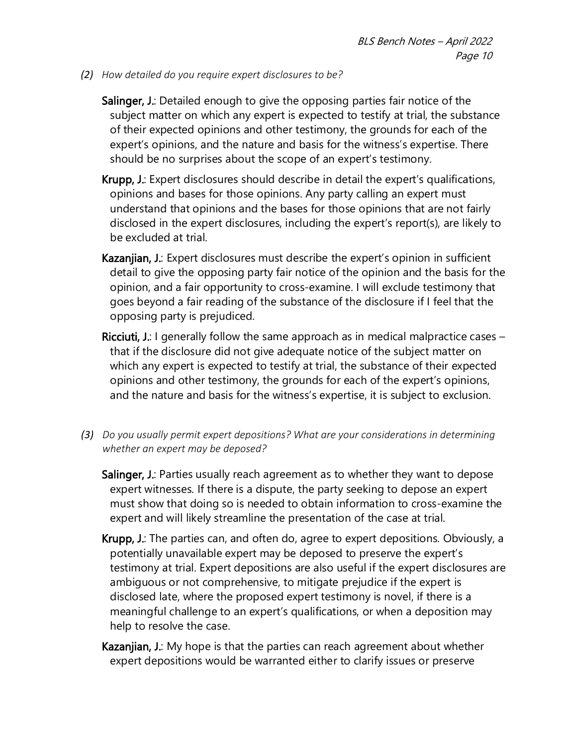*(2) How detailed do you require expert disclosures to be?*

**Salinger, J.**: Detailed enough to give the opposing parties fair notice of the subject matter on which any expert is expected to testify at trial, the substance of their expected opinions and other testimony, the grounds for each of the expert's opinions, and the nature and basis for the witness's expertise. There should be no surprises about the scope of an expert's testimony.

**Krupp, J.**: Expert disclosures should describe in detail the expert's qualifications, opinions and bases for those opinions. Any party calling an expert must understand that opinions and the bases for those opinions that are not fairly disclosed in the expert disclosures, including the expert's report(s), are likely to be excluded at trial.

**Kazanjian, J.**: Expert disclosures must describe the expert's opinion in sufficient detail to give the opposing party fair notice of the opinion and the basis for the opinion, and a fair opportunity to cross-examine. I will exclude testimony that goes beyond a fair reading of the substance of the disclosure if I feel that the opposing party is prejudiced.

**Ricciuti, J.**: I generally follow the same approach as in medical malpractice cases – that if the disclosure did not give adequate notice of the subject matter on which any expert is expected to testify at trial, the substance of their expected opinions and other testimony, the grounds for each of the expert's opinions, and the nature and basis for the witness's expertise, it is subject to exclusion.

*(3) Do you usually permit expert depositions? What are your considerations in determining whether an expert may be deposed?*

**Salinger, J.**: Parties usually reach agreement as to whether they want to depose expert witnesses. If there is a dispute, the party seeking to depose an expert must show that doing so is needed to obtain information to cross-examine the expert and will likely streamline the presentation of the case at trial.

**Krupp, J.**: The parties can, and often do, agree to expert depositions. Obviously, a potentially unavailable expert may be deposed to preserve the expert's testimony at trial. Expert depositions are also useful if the expert disclosures are ambiguous or not comprehensive, to mitigate prejudice if the expert is disclosed late, where the proposed expert testimony is novel, if there is a meaningful challenge to an expert's qualifications, or when a deposition may help to resolve the case.

**Kazanjian, J.**: My hope is that the parties can reach agreement about whether expert depositions would be warranted either to clarify issues or preserve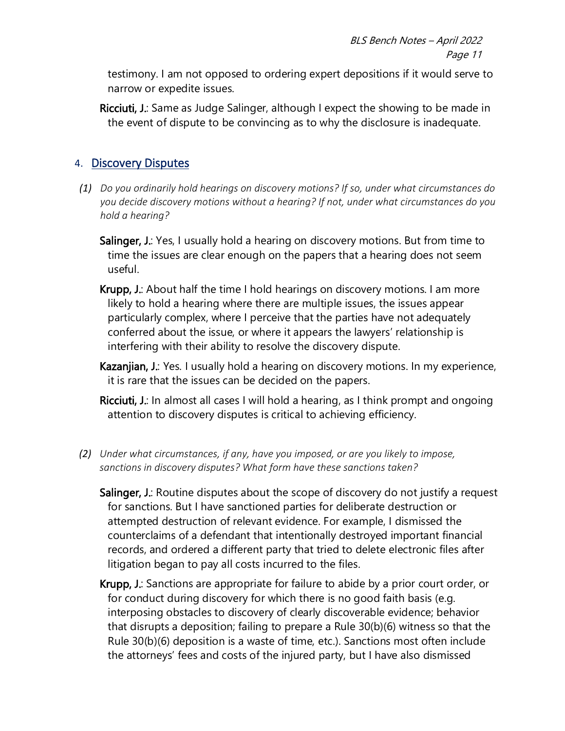testimony. I am not opposed to ordering expert depositions if it would serve to narrow or expedite issues.

**Ricciuti, J.**: Same as Judge Salinger, although I expect the showing to be made in the event of dispute to be convincing as to why the disclosure is inadequate.

## 4. Discovery Disputes

*(1) Do you ordinarily hold hearings on discovery motions? If so, under what circumstances do you decide discovery motions without a hearing? If not, under what circumstances do you hold a hearing?*

**Salinger, J.**: Yes, I usually hold a hearing on discovery motions. But from time to time the issues are clear enough on the papers that a hearing does not seem useful.

**Krupp, J.**: About half the time I hold hearings on discovery motions. I am more likely to hold a hearing where there are multiple issues, the issues appear particularly complex, where I perceive that the parties have not adequately conferred about the issue, or where it appears the lawyers' relationship is interfering with their ability to resolve the discovery dispute.

**Kazanjian, J.**: Yes. I usually hold a hearing on discovery motions. In my experience, it is rare that the issues can be decided on the papers.

**Ricciuti, J.**: In almost all cases I will hold a hearing, as I think prompt and ongoing attention to discovery disputes is critical to achieving efficiency.

*(2) Under what circumstances, if any, have you imposed, or are you likely to impose, sanctions in discovery disputes? What form have these sanctions taken?*

**Salinger, J.**: Routine disputes about the scope of discovery do not justify a request for sanctions. But I have sanctioned parties for deliberate destruction or attempted destruction of relevant evidence. For example, I dismissed the counterclaims of a defendant that intentionally destroyed important financial records, and ordered a different party that tried to delete electronic files after litigation began to pay all costs incurred to the files.

**Krupp, J.**: Sanctions are appropriate for failure to abide by a prior court order, or for conduct during discovery for which there is no good faith basis (e.g. interposing obstacles to discovery of clearly discoverable evidence; behavior that disrupts a deposition; failing to prepare a Rule 30(b)(6) witness so that the Rule 30(b)(6) deposition is a waste of time, etc.). Sanctions most often include the attorneys' fees and costs of the injured party, but I have also dismissed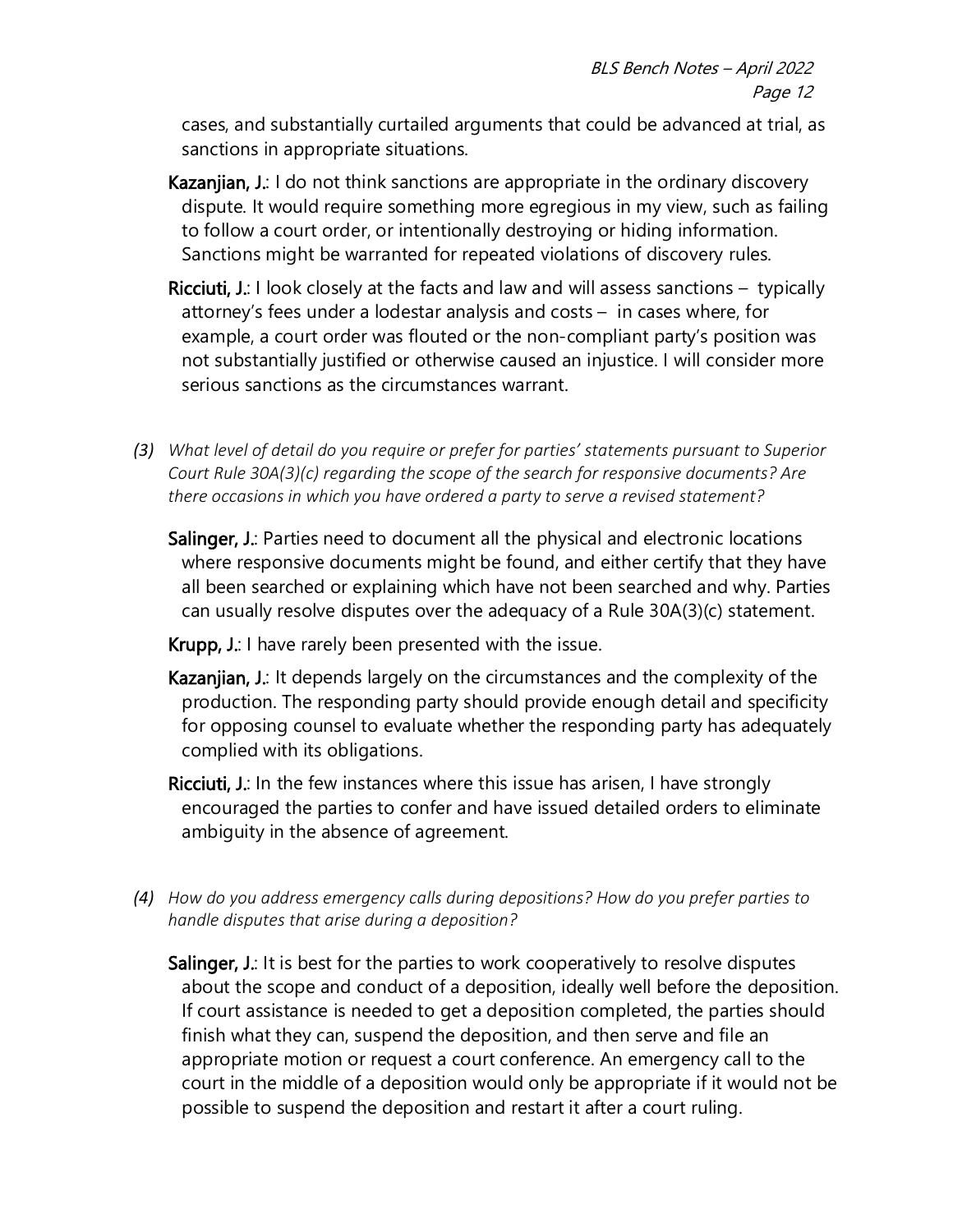cases, and substantially curtailed arguments that could be advanced at trial, as sanctions in appropriate situations.

**Kazanjian, J.**: I do not think sanctions are appropriate in the ordinary discovery dispute. It would require something more egregious in my view, such as failing to follow a court order, or intentionally destroying or hiding information. Sanctions might be warranted for repeated violations of discovery rules.

**Ricciuti, J.**: I look closely at the facts and law and will assess sanctions – typically attorney's fees under a lodestar analysis and costs – in cases where, for example, a court order was flouted or the non-compliant party's position was not substantially justified or otherwise caused an injustice. I will consider more serious sanctions as the circumstances warrant.

*(3) What level of detail do you require or prefer for parties' statements pursuant to Superior Court Rule 30A(3)(c) regarding the scope of the search for responsive documents? Are there occasions in which you have ordered a party to serve a revised statement?*

**Salinger, J.**: Parties need to document all the physical and electronic locations where responsive documents might be found, and either certify that they have all been searched or explaining which have not been searched and why. Parties can usually resolve disputes over the adequacy of a Rule 30A(3)(c) statement.

**Krupp, J.**: I have rarely been presented with the issue.

**Kazanjian, J.**: It depends largely on the circumstances and the complexity of the production. The responding party should provide enough detail and specificity for opposing counsel to evaluate whether the responding party has adequately complied with its obligations.

**Ricciuti, J.**: In the few instances where this issue has arisen, I have strongly encouraged the parties to confer and have issued detailed orders to eliminate ambiguity in the absence of agreement.

*(4) How do you address emergency calls during depositions? How do you prefer parties to handle disputes that arise during a deposition?*

**Salinger, J.**: It is best for the parties to work cooperatively to resolve disputes about the scope and conduct of a deposition, ideally well before the deposition. If court assistance is needed to get a deposition completed, the parties should finish what they can, suspend the deposition, and then serve and file an appropriate motion or request a court conference. An emergency call to the court in the middle of a deposition would only be appropriate if it would not be possible to suspend the deposition and restart it after a court ruling.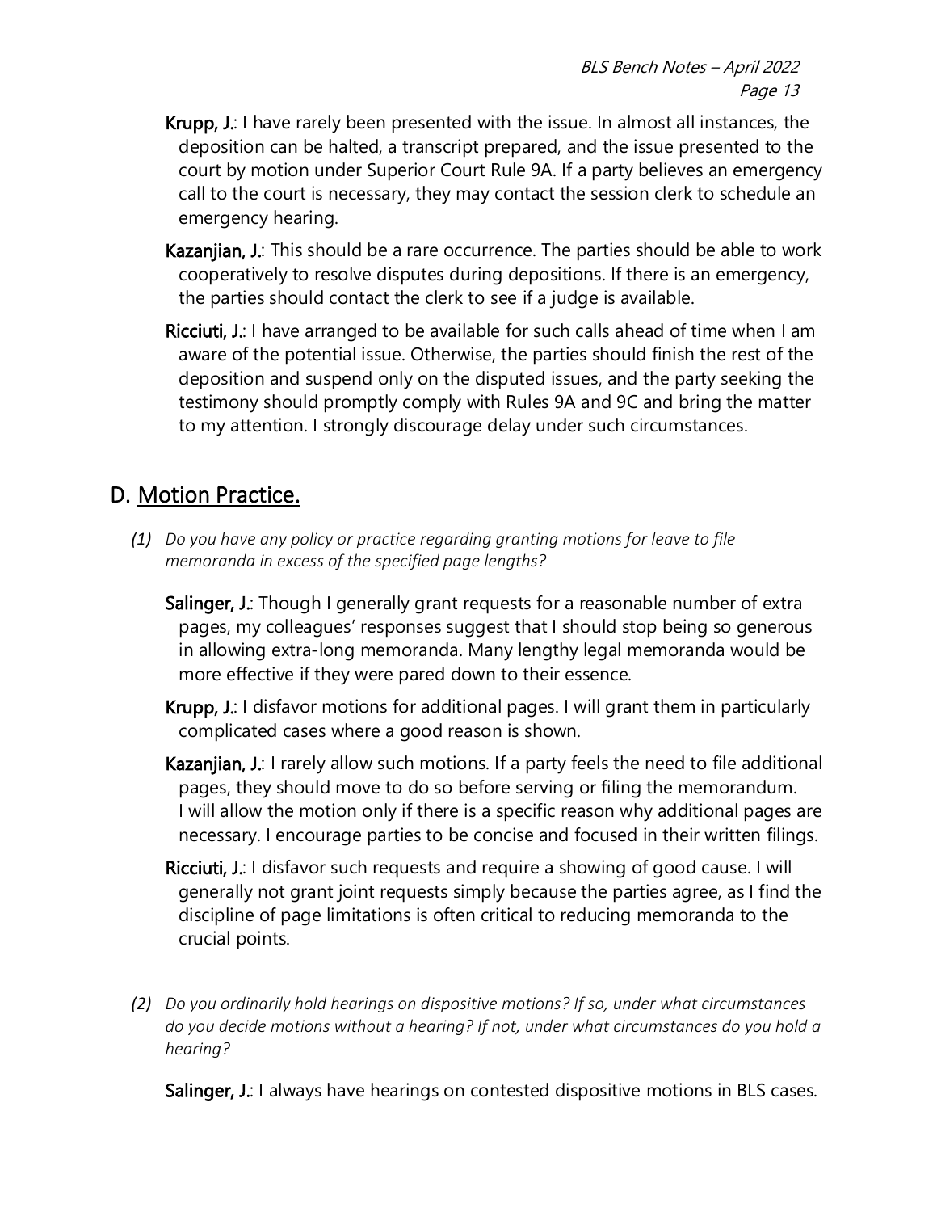**Krupp, J.**: I have rarely been presented with the issue. In almost all instances, the deposition can be halted, a transcript prepared, and the issue presented to the court by motion under Superior Court Rule 9A. If a party believes an emergency call to the court is necessary, they may contact the session clerk to schedule an emergency hearing.

**Kazanjian, J.**: This should be a rare occurrence. The parties should be able to work cooperatively to resolve disputes during depositions. If there is an emergency, the parties should contact the clerk to see if a judge is available.

**Ricciuti, J.**: I have arranged to be available for such calls ahead of time when I am aware of the potential issue. Otherwise, the parties should finish the rest of the deposition and suspend only on the disputed issues, and the party seeking the testimony should promptly comply with Rules 9A and 9C and bring the matter to my attention. I strongly discourage delay under such circumstances.

## D. Motion Practice.

*(1) Do you have any policy or practice regarding granting motions for leave to file memoranda in excess of the specified page lengths?*

**Salinger, J.**: Though I generally grant requests for a reasonable number of extra pages, my colleagues' responses suggest that I should stop being so generous in allowing extra-long memoranda. Many lengthy legal memoranda would be more effective if they were pared down to their essence.

**Krupp, J.**: I disfavor motions for additional pages. I will grant them in particularly complicated cases where a good reason is shown.

**Kazanjian, J.**: I rarely allow such motions. If a party feels the need to file additional pages, they should move to do so before serving or filing the memorandum. I will allow the motion only if there is a specific reason why additional pages are necessary. I encourage parties to be concise and focused in their written filings.

**Ricciuti, J.**: I disfavor such requests and require a showing of good cause. I will generally not grant joint requests simply because the parties agree, as I find the discipline of page limitations is often critical to reducing memoranda to the crucial points.

*(2) Do you ordinarily hold hearings on dispositive motions? If so, under what circumstances do you decide motions without a hearing? If not, under what circumstances do you hold a hearing?*

**Salinger, J.**: I always have hearings on contested dispositive motions in BLS cases.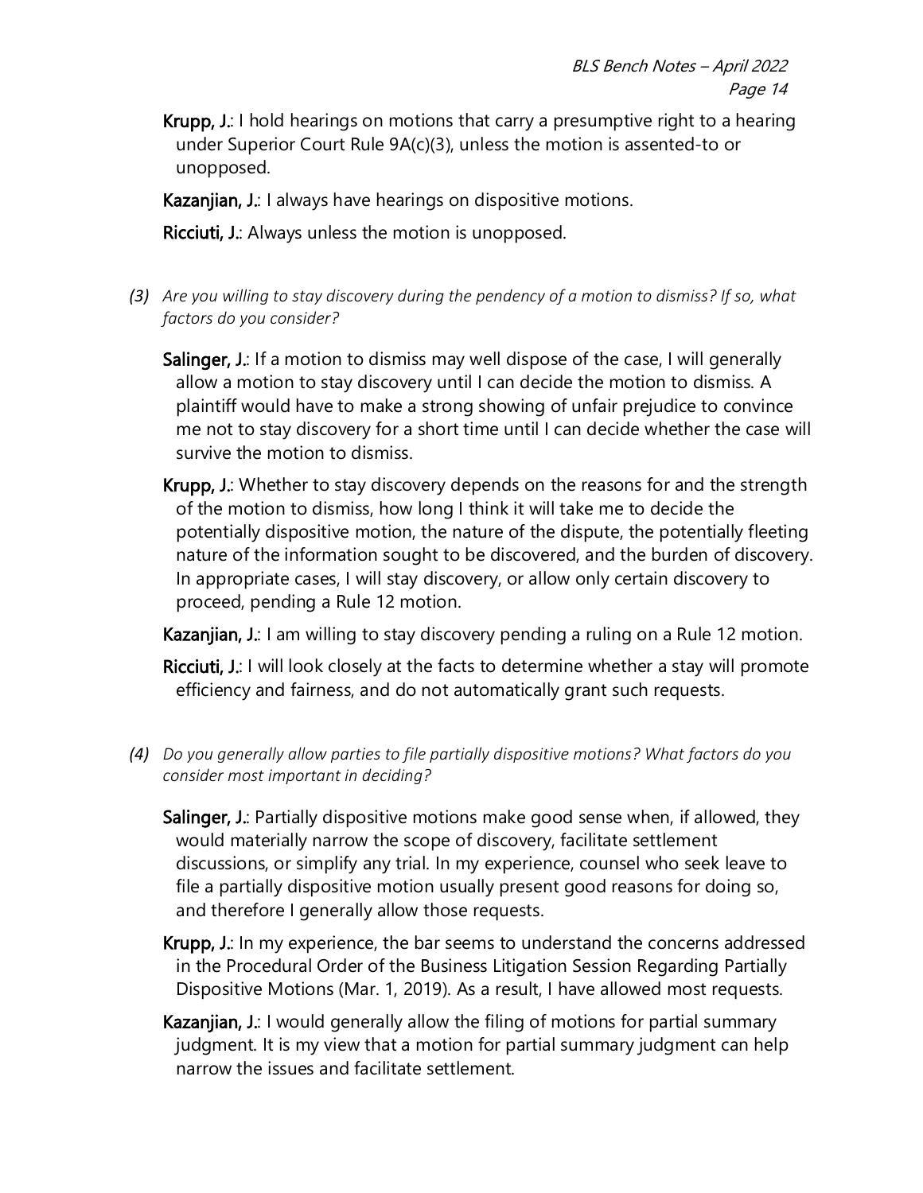**Krupp, J.**: I hold hearings on motions that carry a presumptive right to a hearing under Superior Court Rule 9A(c)(3), unless the motion is assented-to or unopposed.

**Kazanjian, J.**: I always have hearings on dispositive motions.

**Ricciuti, J.**: Always unless the motion is unopposed.

*(3) Are you willing to stay discovery during the pendency of a motion to dismiss? If so, what factors do you consider?*

**Salinger, J.**: If a motion to dismiss may well dispose of the case, I will generally allow a motion to stay discovery until I can decide the motion to dismiss. A plaintiff would have to make a strong showing of unfair prejudice to convince me not to stay discovery for a short time until I can decide whether the case will survive the motion to dismiss.

**Krupp, J.**: Whether to stay discovery depends on the reasons for and the strength of the motion to dismiss, how long I think it will take me to decide the potentially dispositive motion, the nature of the dispute, the potentially fleeting nature of the information sought to be discovered, and the burden of discovery. In appropriate cases, I will stay discovery, or allow only certain discovery to proceed, pending a Rule 12 motion.

**Kazanjian, J.**: I am willing to stay discovery pending a ruling on a Rule 12 motion.

**Ricciuti, J.**: I will look closely at the facts to determine whether a stay will promote efficiency and fairness, and do not automatically grant such requests.

*(4) Do you generally allow parties to file partially dispositive motions? What factors do you consider most important in deciding?*

**Salinger, J.**: Partially dispositive motions make good sense when, if allowed, they would materially narrow the scope of discovery, facilitate settlement discussions, or simplify any trial. In my experience, counsel who seek leave to file a partially dispositive motion usually present good reasons for doing so, and therefore I generally allow those requests.

**Krupp, J.**: In my experience, the bar seems to understand the concerns addressed in the Procedural Order of the Business Litigation Session Regarding Partially Dispositive Motions (Mar. 1, 2019). As a result, I have allowed most requests.

**Kazanjian, J.**: I would generally allow the filing of motions for partial summary judgment. It is my view that a motion for partial summary judgment can help narrow the issues and facilitate settlement.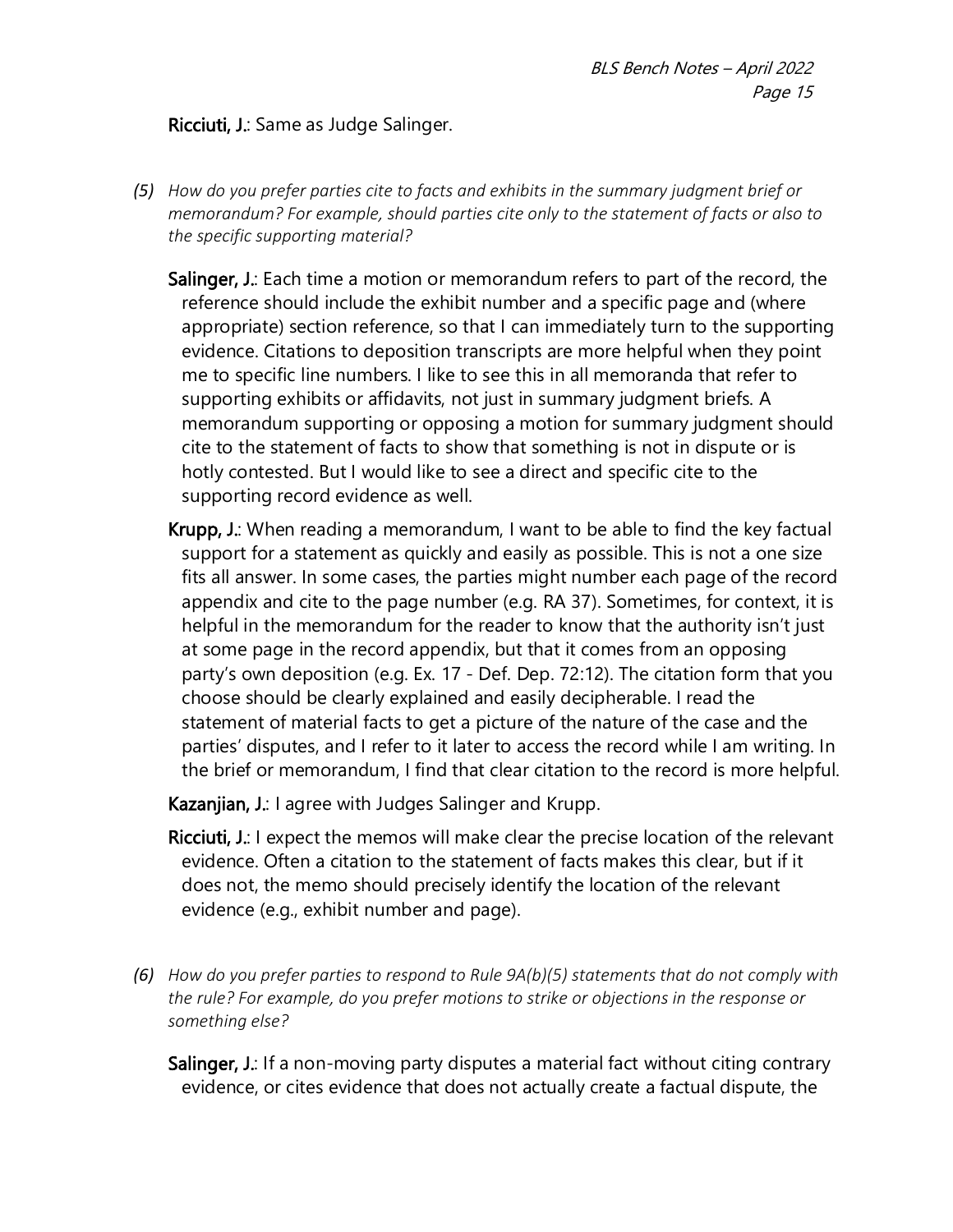**Ricciuti, J.**: Same as Judge Salinger.

*(5) How do you prefer parties cite to facts and exhibits in the summary judgment brief or memorandum? For example, should parties cite only to the statement of facts or also to the specific supporting material?*

**Salinger, J.**: Each time a motion or memorandum refers to part of the record, the reference should include the exhibit number and a specific page and (where appropriate) section reference, so that I can immediately turn to the supporting evidence. Citations to deposition transcripts are more helpful when they point me to specific line numbers. I like to see this in all memoranda that refer to supporting exhibits or affidavits, not just in summary judgment briefs. A memorandum supporting or opposing a motion for summary judgment should cite to the statement of facts to show that something is not in dispute or is hotly contested. But I would like to see a direct and specific cite to the supporting record evidence as well.

**Krupp, J.**: When reading a memorandum, I want to be able to find the key factual support for a statement as quickly and easily as possible. This is not a one size fits all answer. In some cases, the parties might number each page of the record appendix and cite to the page number (e.g. RA 37). Sometimes, for context, it is helpful in the memorandum for the reader to know that the authority isn't just at some page in the record appendix, but that it comes from an opposing party's own deposition (e.g. Ex. 17 - Def. Dep. 72:12). The citation form that you choose should be clearly explained and easily decipherable. I read the statement of material facts to get a picture of the nature of the case and the parties' disputes, and I refer to it later to access the record while I am writing. In the brief or memorandum, I find that clear citation to the record is more helpful.

**Kazanjian, J.**: I agree with Judges Salinger and Krupp.

**Ricciuti, J.**: I expect the memos will make clear the precise location of the relevant evidence. Often a citation to the statement of facts makes this clear, but if it does not, the memo should precisely identify the location of the relevant evidence (e.g., exhibit number and page).

*(6) How do you prefer parties to respond to Rule 9A(b)(5) statements that do not comply with the rule? For example, do you prefer motions to strike or objections in the response or something else?*

**Salinger, J.**: If a non-moving party disputes a material fact without citing contrary evidence, or cites evidence that does not actually create a factual dispute, the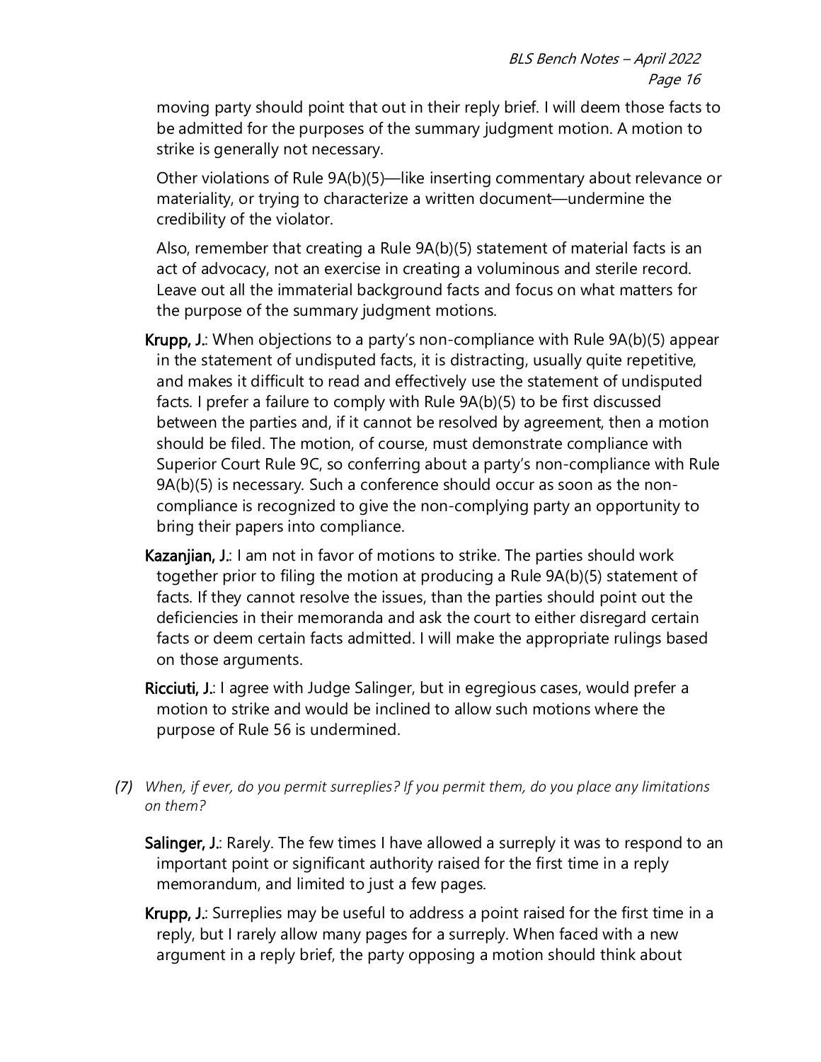moving party should point that out in their reply brief. I will deem those facts to be admitted for the purposes of the summary judgment motion. A motion to strike is generally not necessary.

Other violations of Rule 9A(b)(5)—like inserting commentary about relevance or materiality, or trying to characterize a written document—undermine the credibility of the violator.

Also, remember that creating a Rule 9A(b)(5) statement of material facts is an act of advocacy, not an exercise in creating a voluminous and sterile record. Leave out all the immaterial background facts and focus on what matters for the purpose of the summary judgment motions.

**Krupp, J.**: When objections to a party's non-compliance with Rule 9A(b)(5) appear in the statement of undisputed facts, it is distracting, usually quite repetitive, and makes it difficult to read and effectively use the statement of undisputed facts. I prefer a failure to comply with Rule 9A(b)(5) to be first discussed between the parties and, if it cannot be resolved by agreement, then a motion should be filed. The motion, of course, must demonstrate compliance with Superior Court Rule 9C, so conferring about a party's non-compliance with Rule 9A(b)(5) is necessary. Such a conference should occur as soon as the non-compliance is recognized to give the non-complying party an opportunity to bring their papers into compliance.

**Kazanjian, J.**: I am not in favor of motions to strike. The parties should work together prior to filing the motion at producing a Rule 9A(b)(5) statement of facts. If they cannot resolve the issues, than the parties should point out the deficiencies in their memoranda and ask the court to either disregard certain facts or deem certain facts admitted. I will make the appropriate rulings based on those arguments.

**Ricciuti, J.**: I agree with Judge Salinger, but in egregious cases, would prefer a motion to strike and would be inclined to allow such motions where the purpose of Rule 56 is undermined.

*(7) When, if ever, do you permit surreplies? If you permit them, do you place any limitations on them?*

**Salinger, J.**: Rarely. The few times I have allowed a surreply it was to respond to an important point or significant authority raised for the first time in a reply memorandum, and limited to just a few pages.

**Krupp, J.**: Surreplies may be useful to address a point raised for the first time in a reply, but I rarely allow many pages for a surreply. When faced with a new argument in a reply brief, the party opposing a motion should think about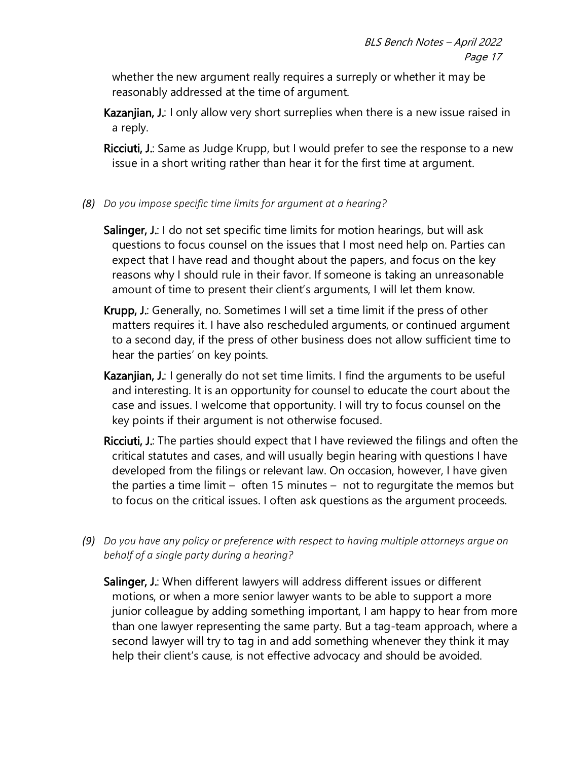whether the new argument really requires a surreply or whether it may be reasonably addressed at the time of argument.

**Kazanjian, J.**: I only allow very short surreplies when there is a new issue raised in a reply.

**Ricciuti, J.**: Same as Judge Krupp, but I would prefer to see the response to a new issue in a short writing rather than hear it for the first time at argument.

*(8) Do you impose specific time limits for argument at a hearing?*

**Salinger, J.**: I do not set specific time limits for motion hearings, but will ask questions to focus counsel on the issues that I most need help on. Parties can expect that I have read and thought about the papers, and focus on the key reasons why I should rule in their favor. If someone is taking an unreasonable amount of time to present their client's arguments, I will let them know.

**Krupp, J.**: Generally, no. Sometimes I will set a time limit if the press of other matters requires it. I have also rescheduled arguments, or continued argument to a second day, if the press of other business does not allow sufficient time to hear the parties' on key points.

**Kazanjian, J.**: I generally do not set time limits. I find the arguments to be useful and interesting. It is an opportunity for counsel to educate the court about the case and issues. I welcome that opportunity. I will try to focus counsel on the key points if their argument is not otherwise focused.

**Ricciuti, J.**: The parties should expect that I have reviewed the filings and often the critical statutes and cases, and will usually begin hearing with questions I have developed from the filings or relevant law. On occasion, however, I have given the parties a time limit – often 15 minutes – not to regurgitate the memos but to focus on the critical issues. I often ask questions as the argument proceeds.

*(9) Do you have any policy or preference with respect to having multiple attorneys argue on behalf of a single party during a hearing?*

**Salinger, J.**: When different lawyers will address different issues or different motions, or when a more senior lawyer wants to be able to support a more junior colleague by adding something important, I am happy to hear from more than one lawyer representing the same party. But a tag-team approach, where a second lawyer will try to tag in and add something whenever they think it may help their client's cause, is not effective advocacy and should be avoided.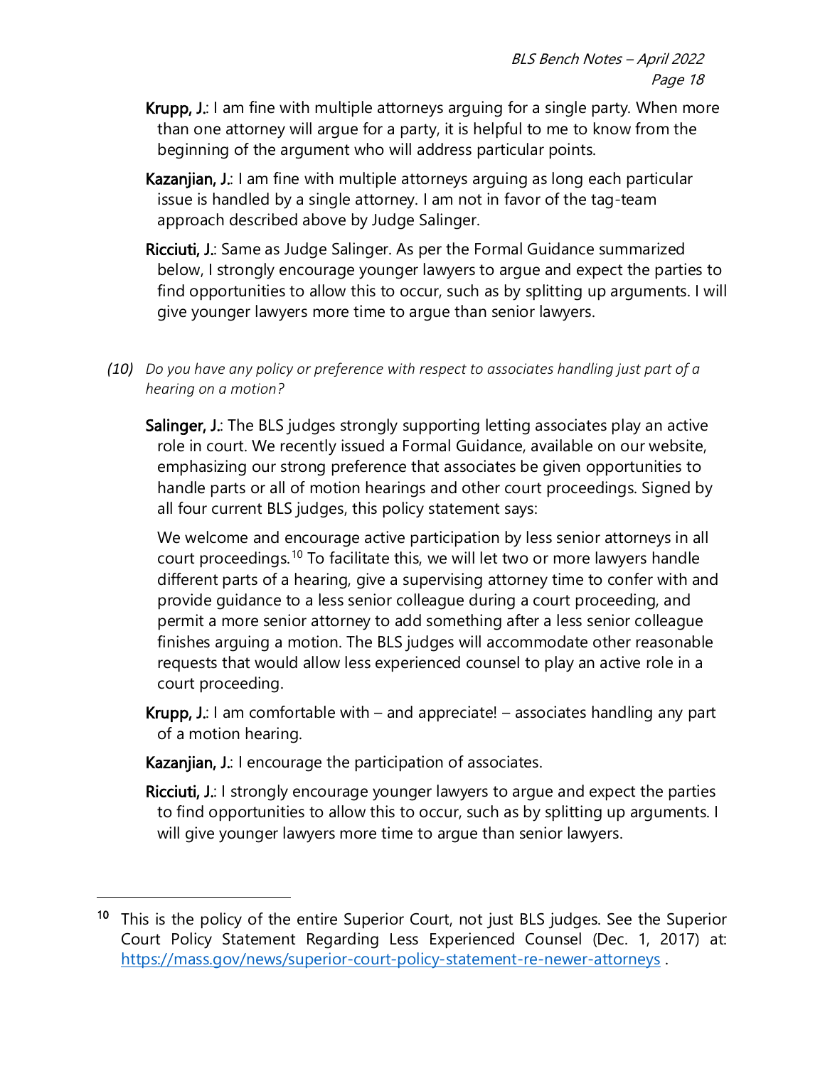**Krupp, J.**: I am fine with multiple attorneys arguing for a single party. When more than one attorney will argue for a party, it is helpful to me to know from the beginning of the argument who will address particular points.

**Kazanjian, J.**: I am fine with multiple attorneys arguing as long each particular issue is handled by a single attorney. I am not in favor of the tag-team approach described above by Judge Salinger.

**Ricciuti, J.**: Same as Judge Salinger. As per the Formal Guidance summarized below, I strongly encourage younger lawyers to argue and expect the parties to find opportunities to allow this to occur, such as by splitting up arguments. I will give younger lawyers more time to argue than senior lawyers.

*(10) Do you have any policy or preference with respect to associates handling just part of a hearing on a motion?*

**Salinger, J.**: The BLS judges strongly supporting letting associates play an active role in court. We recently issued a Formal Guidance, available on our website, emphasizing our strong preference that associates be given opportunities to handle parts or all of motion hearings and other court proceedings. Signed by all four current BLS judges, this policy statement says:

> We welcome and encourage active participation by less senior attorneys in all court proceedings.[10] To facilitate this, we will let two or more lawyers handle different parts of a hearing, give a supervising attorney time to confer with and provide guidance to a less senior colleague during a court proceeding, and permit a more senior attorney to add something after a less senior colleague finishes arguing a motion. The BLS judges will accommodate other reasonable requests that would allow less experienced counsel to play an active role in a court proceeding.

**Krupp, J.**: I am comfortable with – and appreciate! – associates handling any part of a motion hearing.

**Kazanjian, J.**: I encourage the participation of associates.

**Ricciuti, J.**: I strongly encourage younger lawyers to argue and expect the parties to find opportunities to allow this to occur, such as by splitting up arguments. I will give younger lawyers more time to argue than senior lawyers.

---

[10] This is the policy of the entire Superior Court, not just BLS judges. See the Superior Court Policy Statement Regarding Less Experienced Counsel (Dec. 1, 2017) at: https://mass.gov/news/superior-court-policy-statement-re-newer-attorneys .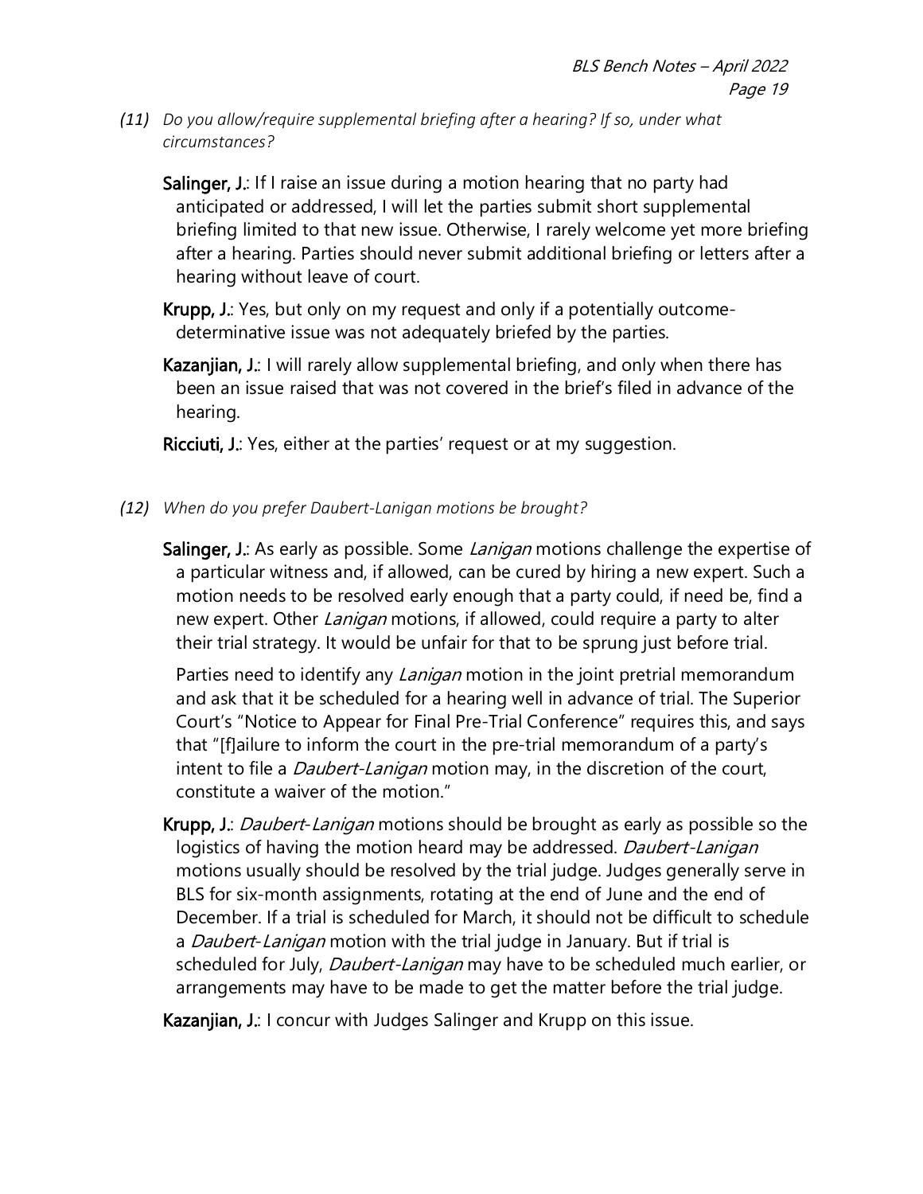*(11) Do you allow/require supplemental briefing after a hearing? If so, under what circumstances?*

**Salinger, J.**: If I raise an issue during a motion hearing that no party had anticipated or addressed, I will let the parties submit short supplemental briefing limited to that new issue. Otherwise, I rarely welcome yet more briefing after a hearing. Parties should never submit additional briefing or letters after a hearing without leave of court.

**Krupp, J.**: Yes, but only on my request and only if a potentially outcome-determinative issue was not adequately briefed by the parties.

**Kazanjian, J.**: I will rarely allow supplemental briefing, and only when there has been an issue raised that was not covered in the brief's filed in advance of the hearing.

**Ricciuti, J.**: Yes, either at the parties' request or at my suggestion.

*(12) When do you prefer Daubert-Lanigan motions be brought?*

**Salinger, J.**: As early as possible. Some *Lanigan* motions challenge the expertise of a particular witness and, if allowed, can be cured by hiring a new expert. Such a motion needs to be resolved early enough that a party could, if need be, find a new expert. Other *Lanigan* motions, if allowed, could require a party to alter their trial strategy. It would be unfair for that to be sprung just before trial.

Parties need to identify any *Lanigan* motion in the joint pretrial memorandum and ask that it be scheduled for a hearing well in advance of trial. The Superior Court's "Notice to Appear for Final Pre-Trial Conference" requires this, and says that "[f]ailure to inform the court in the pre-trial memorandum of a party's intent to file a *Daubert-Lanigan* motion may, in the discretion of the court, constitute a waiver of the motion."

**Krupp, J.**: *Daubert-Lanigan* motions should be brought as early as possible so the logistics of having the motion heard may be addressed. *Daubert-Lanigan* motions usually should be resolved by the trial judge. Judges generally serve in BLS for six-month assignments, rotating at the end of June and the end of December. If a trial is scheduled for March, it should not be difficult to schedule a *Daubert-Lanigan* motion with the trial judge in January. But if trial is scheduled for July, *Daubert-Lanigan* may have to be scheduled much earlier, or arrangements may have to be made to get the matter before the trial judge.

**Kazanjian, J.**: I concur with Judges Salinger and Krupp on this issue.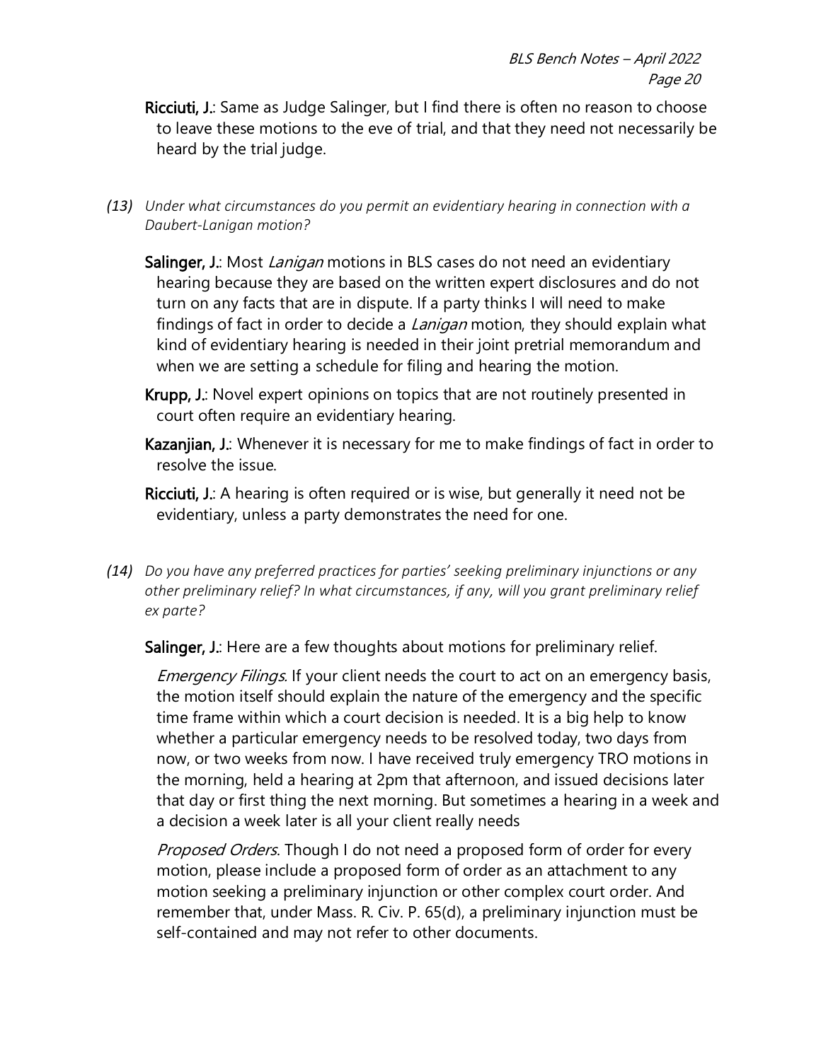**Ricciuti, J.**: Same as Judge Salinger, but I find there is often no reason to choose to leave these motions to the eve of trial, and that they need not necessarily be heard by the trial judge.

*(13) Under what circumstances do you permit an evidentiary hearing in connection with a Daubert-Lanigan motion?*

**Salinger, J.**: Most *Lanigan* motions in BLS cases do not need an evidentiary hearing because they are based on the written expert disclosures and do not turn on any facts that are in dispute. If a party thinks I will need to make findings of fact in order to decide a *Lanigan* motion, they should explain what kind of evidentiary hearing is needed in their joint pretrial memorandum and when we are setting a schedule for filing and hearing the motion.

**Krupp, J.**: Novel expert opinions on topics that are not routinely presented in court often require an evidentiary hearing.

**Kazanjian, J.**: Whenever it is necessary for me to make findings of fact in order to resolve the issue.

**Ricciuti, J.**: A hearing is often required or is wise, but generally it need not be evidentiary, unless a party demonstrates the need for one.

*(14) Do you have any preferred practices for parties' seeking preliminary injunctions or any other preliminary relief? In what circumstances, if any, will you grant preliminary relief ex parte?*

**Salinger, J.**: Here are a few thoughts about motions for preliminary relief.

*Emergency Filings*. If your client needs the court to act on an emergency basis, the motion itself should explain the nature of the emergency and the specific time frame within which a court decision is needed. It is a big help to know whether a particular emergency needs to be resolved today, two days from now, or two weeks from now. I have received truly emergency TRO motions in the morning, held a hearing at 2pm that afternoon, and issued decisions later that day or first thing the next morning. But sometimes a hearing in a week and a decision a week later is all your client really needs

*Proposed Orders*. Though I do not need a proposed form of order for every motion, please include a proposed form of order as an attachment to any motion seeking a preliminary injunction or other complex court order. And remember that, under Mass. R. Civ. P. 65(d), a preliminary injunction must be self-contained and may not refer to other documents.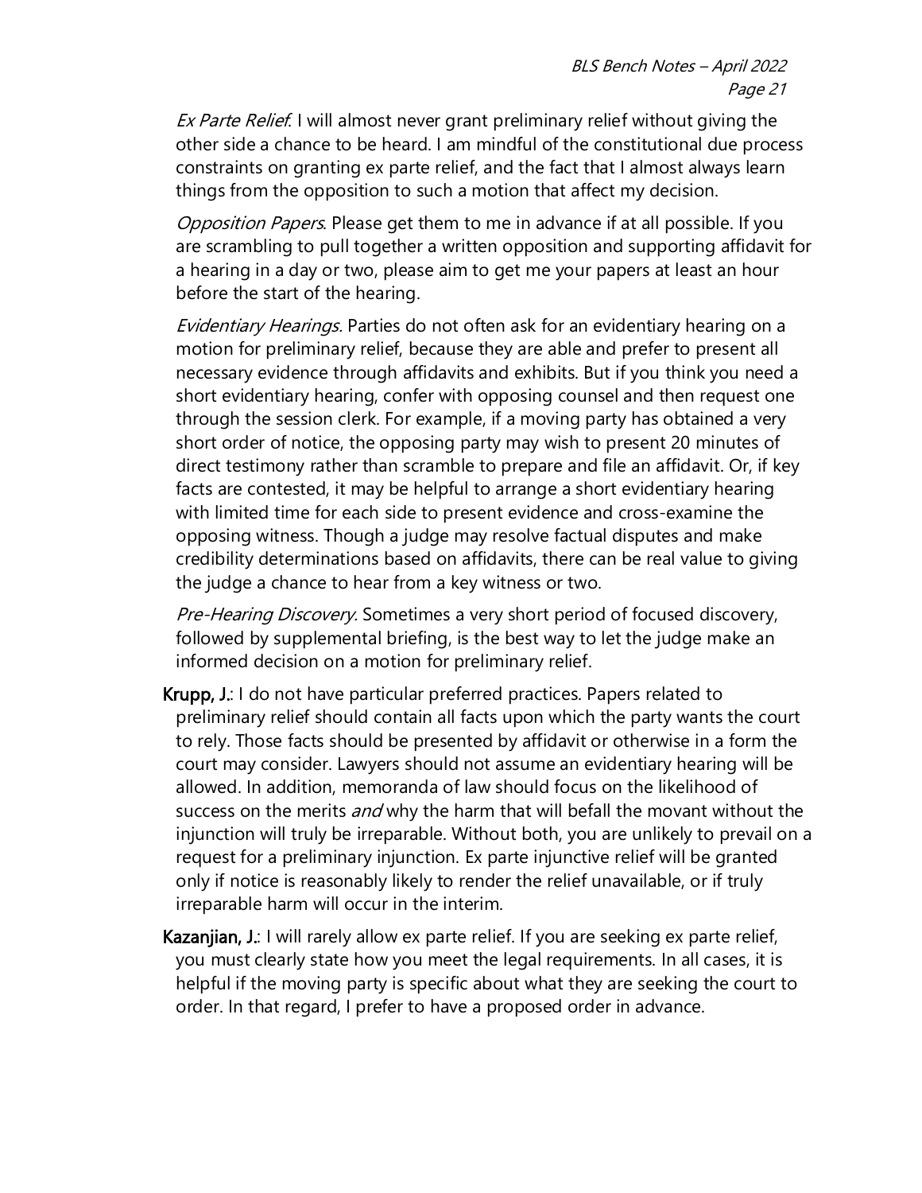*Ex Parte Relief*: I will almost never grant preliminary relief without giving the other side a chance to be heard. I am mindful of the constitutional due process constraints on granting ex parte relief, and the fact that I almost always learn things from the opposition to such a motion that affect my decision.

*Opposition Papers*: Please get them to me in advance if at all possible. If you are scrambling to pull together a written opposition and supporting affidavit for a hearing in a day or two, please aim to get me your papers at least an hour before the start of the hearing.

*Evidentiary Hearings*. Parties do not often ask for an evidentiary hearing on a motion for preliminary relief, because they are able and prefer to present all necessary evidence through affidavits and exhibits. But if you think you need a short evidentiary hearing, confer with opposing counsel and then request one through the session clerk. For example, if a moving party has obtained a very short order of notice, the opposing party may wish to present 20 minutes of direct testimony rather than scramble to prepare and file an affidavit. Or, if key facts are contested, it may be helpful to arrange a short evidentiary hearing with limited time for each side to present evidence and cross-examine the opposing witness. Though a judge may resolve factual disputes and make credibility determinations based on affidavits, there can be real value to giving the judge a chance to hear from a key witness or two.

*Pre-Hearing Discovery*. Sometimes a very short period of focused discovery, followed by supplemental briefing, is the best way to let the judge make an informed decision on a motion for preliminary relief.

**Krupp, J.**: I do not have particular preferred practices. Papers related to preliminary relief should contain all facts upon which the party wants the court to rely. Those facts should be presented by affidavit or otherwise in a form the court may consider. Lawyers should not assume an evidentiary hearing will be allowed. In addition, memoranda of law should focus on the likelihood of success on the merits *and* why the harm that will befall the movant without the injunction will truly be irreparable. Without both, you are unlikely to prevail on a request for a preliminary injunction. Ex parte injunctive relief will be granted only if notice is reasonably likely to render the relief unavailable, or if truly irreparable harm will occur in the interim.

**Kazanjian, J.**: I will rarely allow ex parte relief. If you are seeking ex parte relief, you must clearly state how you meet the legal requirements. In all cases, it is helpful if the moving party is specific about what they are seeking the court to order. In that regard, I prefer to have a proposed order in advance.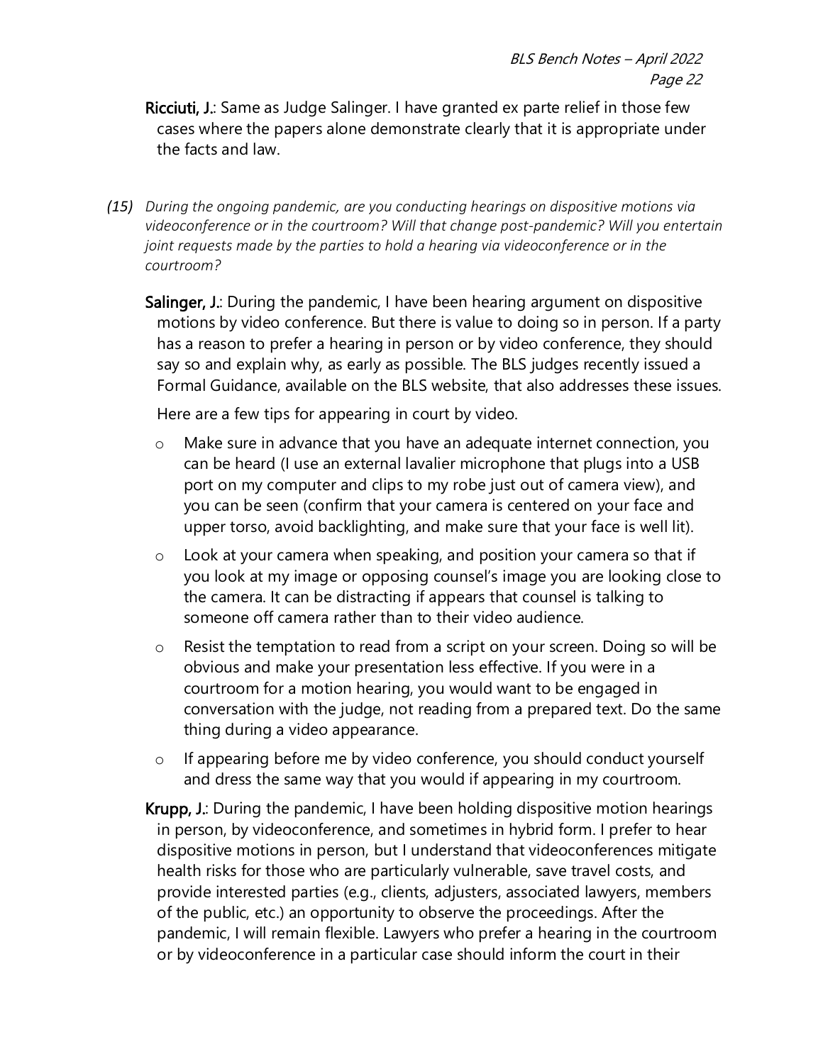**Ricciuti, J.**: Same as Judge Salinger. I have granted ex parte relief in those few cases where the papers alone demonstrate clearly that it is appropriate under the facts and law.

*(15) During the ongoing pandemic, are you conducting hearings on dispositive motions via videoconference or in the courtroom? Will that change post-pandemic? Will you entertain joint requests made by the parties to hold a hearing via videoconference or in the courtroom?*

**Salinger, J.**: During the pandemic, I have been hearing argument on dispositive motions by video conference. But there is value to doing so in person. If a party has a reason to prefer a hearing in person or by video conference, they should say so and explain why, as early as possible. The BLS judges recently issued a Formal Guidance, available on the BLS website, that also addresses these issues.

Here are a few tips for appearing in court by video.

- Make sure in advance that you have an adequate internet connection, you can be heard (I use an external lavalier microphone that plugs into a USB port on my computer and clips to my robe just out of camera view), and you can be seen (confirm that your camera is centered on your face and upper torso, avoid backlighting, and make sure that your face is well lit).
- Look at your camera when speaking, and position your camera so that if you look at my image or opposing counsel's image you are looking close to the camera. It can be distracting if appears that counsel is talking to someone off camera rather than to their video audience.
- Resist the temptation to read from a script on your screen. Doing so will be obvious and make your presentation less effective. If you were in a courtroom for a motion hearing, you would want to be engaged in conversation with the judge, not reading from a prepared text. Do the same thing during a video appearance.
- If appearing before me by video conference, you should conduct yourself and dress the same way that you would if appearing in my courtroom.

**Krupp, J.**: During the pandemic, I have been holding dispositive motion hearings in person, by videoconference, and sometimes in hybrid form. I prefer to hear dispositive motions in person, but I understand that videoconferences mitigate health risks for those who are particularly vulnerable, save travel costs, and provide interested parties (e.g., clients, adjusters, associated lawyers, members of the public, etc.) an opportunity to observe the proceedings. After the pandemic, I will remain flexible. Lawyers who prefer a hearing in the courtroom or by videoconference in a particular case should inform the court in their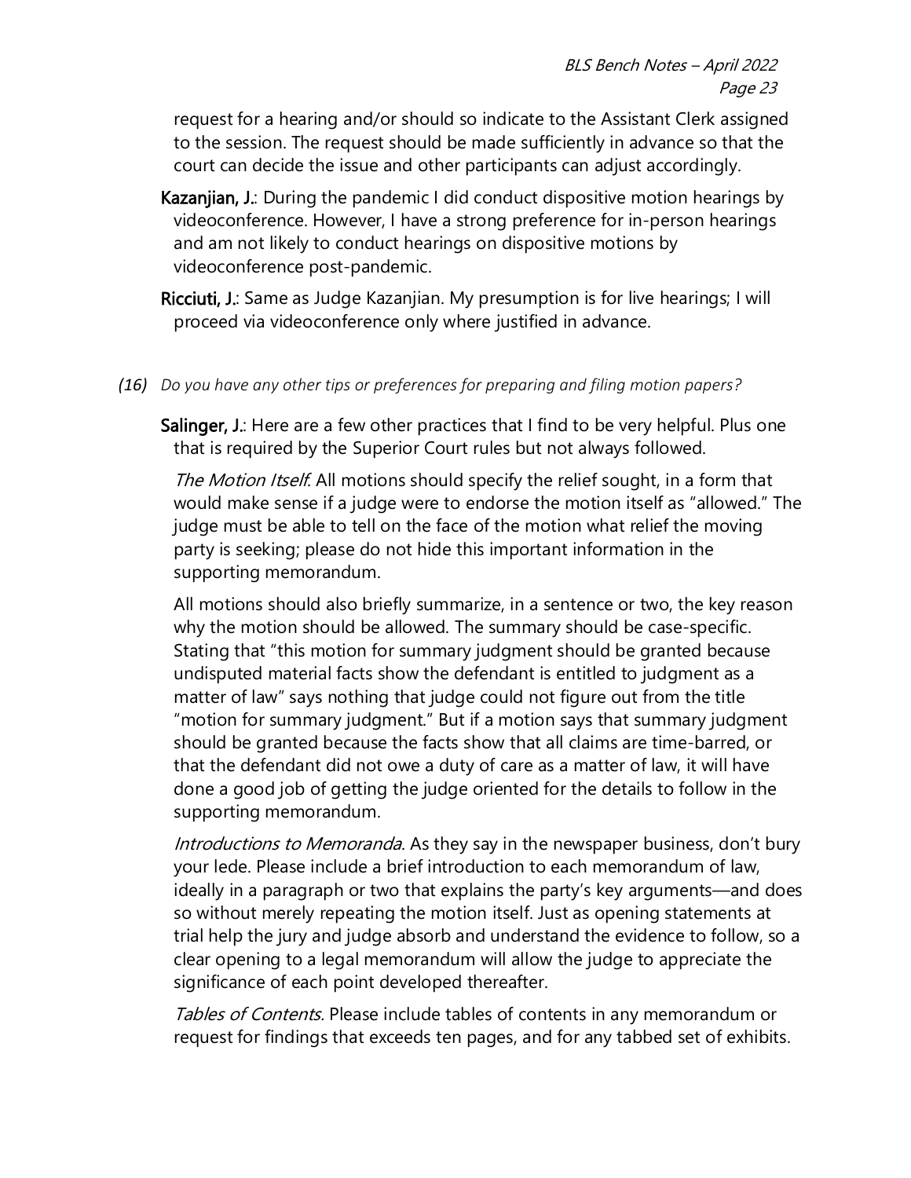request for a hearing and/or should so indicate to the Assistant Clerk assigned to the session. The request should be made sufficiently in advance so that the court can decide the issue and other participants can adjust accordingly.

**Kazanjian, J.**: During the pandemic I did conduct dispositive motion hearings by videoconference. However, I have a strong preference for in-person hearings and am not likely to conduct hearings on dispositive motions by videoconference post-pandemic.

**Ricciuti, J.**: Same as Judge Kazanjian. My presumption is for live hearings; I will proceed via videoconference only where justified in advance.

*(16) Do you have any other tips or preferences for preparing and filing motion papers?*

**Salinger, J.**: Here are a few other practices that I find to be very helpful. Plus one that is required by the Superior Court rules but not always followed.

*The Motion Itself.* All motions should specify the relief sought, in a form that would make sense if a judge were to endorse the motion itself as "allowed." The judge must be able to tell on the face of the motion what relief the moving party is seeking; please do not hide this important information in the supporting memorandum.

All motions should also briefly summarize, in a sentence or two, the key reason why the motion should be allowed. The summary should be case-specific. Stating that "this motion for summary judgment should be granted because undisputed material facts show the defendant is entitled to judgment as a matter of law" says nothing that judge could not figure out from the title "motion for summary judgment." But if a motion says that summary judgment should be granted because the facts show that all claims are time-barred, or that the defendant did not owe a duty of care as a matter of law, it will have done a good job of getting the judge oriented for the details to follow in the supporting memorandum.

*Introductions to Memoranda*. As they say in the newspaper business, don't bury your lede. Please include a brief introduction to each memorandum of law, ideally in a paragraph or two that explains the party's key arguments—and does so without merely repeating the motion itself. Just as opening statements at trial help the jury and judge absorb and understand the evidence to follow, so a clear opening to a legal memorandum will allow the judge to appreciate the significance of each point developed thereafter.

*Tables of Contents.* Please include tables of contents in any memorandum or request for findings that exceeds ten pages, and for any tabbed set of exhibits.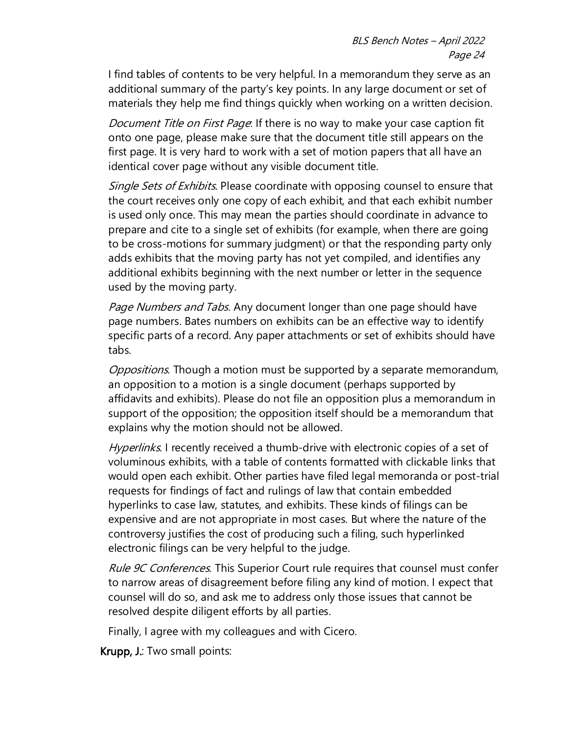I find tables of contents to be very helpful. In a memorandum they serve as an additional summary of the party's key points. In any large document or set of materials they help me find things quickly when working on a written decision.

*Document Title on First Page*: If there is no way to make your case caption fit onto one page, please make sure that the document title still appears on the first page. It is very hard to work with a set of motion papers that all have an identical cover page without any visible document title.

*Single Sets of Exhibits*. Please coordinate with opposing counsel to ensure that the court receives only one copy of each exhibit, and that each exhibit number is used only once. This may mean the parties should coordinate in advance to prepare and cite to a single set of exhibits (for example, when there are going to be cross-motions for summary judgment) or that the responding party only adds exhibits that the moving party has not yet compiled, and identifies any additional exhibits beginning with the next number or letter in the sequence used by the moving party.

*Page Numbers and Tabs*. Any document longer than one page should have page numbers. Bates numbers on exhibits can be an effective way to identify specific parts of a record. Any paper attachments or set of exhibits should have tabs.

*Oppositions*. Though a motion must be supported by a separate memorandum, an opposition to a motion is a single document (perhaps supported by affidavits and exhibits). Please do not file an opposition plus a memorandum in support of the opposition; the opposition itself should be a memorandum that explains why the motion should not be allowed.

*Hyperlinks*. I recently received a thumb-drive with electronic copies of a set of voluminous exhibits, with a table of contents formatted with clickable links that would open each exhibit. Other parties have filed legal memoranda or post-trial requests for findings of fact and rulings of law that contain embedded hyperlinks to case law, statutes, and exhibits. These kinds of filings can be expensive and are not appropriate in most cases. But where the nature of the controversy justifies the cost of producing such a filing, such hyperlinked electronic filings can be very helpful to the judge.

*Rule 9C Conferences*. This Superior Court rule requires that counsel must confer to narrow areas of disagreement before filing any kind of motion. I expect that counsel will do so, and ask me to address only those issues that cannot be resolved despite diligent efforts by all parties.

Finally, I agree with my colleagues and with Cicero.

**Krupp, J.**: Two small points: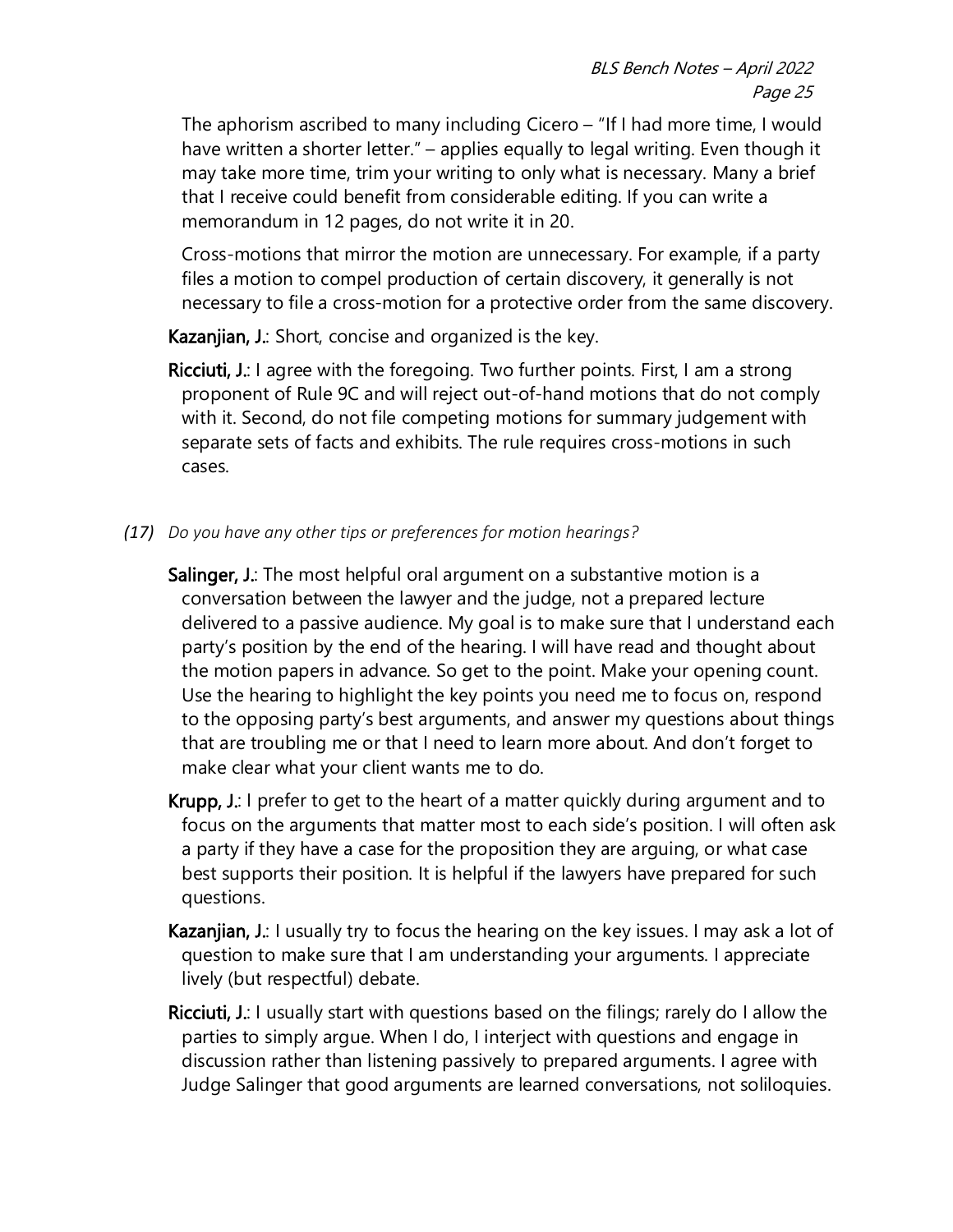The aphorism ascribed to many including Cicero – "If I had more time, I would have written a shorter letter." – applies equally to legal writing. Even though it may take more time, trim your writing to only what is necessary. Many a brief that I receive could benefit from considerable editing. If you can write a memorandum in 12 pages, do not write it in 20.

Cross-motions that mirror the motion are unnecessary. For example, if a party files a motion to compel production of certain discovery, it generally is not necessary to file a cross-motion for a protective order from the same discovery.

**Kazanjian, J.**: Short, concise and organized is the key.

**Ricciuti, J.**: I agree with the foregoing. Two further points. First, I am a strong proponent of Rule 9C and will reject out-of-hand motions that do not comply with it. Second, do not file competing motions for summary judgement with separate sets of facts and exhibits. The rule requires cross-motions in such cases.

*(17) Do you have any other tips or preferences for motion hearings?*

**Salinger, J.**: The most helpful oral argument on a substantive motion is a conversation between the lawyer and the judge, not a prepared lecture delivered to a passive audience. My goal is to make sure that I understand each party's position by the end of the hearing. I will have read and thought about the motion papers in advance. So get to the point. Make your opening count. Use the hearing to highlight the key points you need me to focus on, respond to the opposing party's best arguments, and answer my questions about things that are troubling me or that I need to learn more about. And don't forget to make clear what your client wants me to do.

**Krupp, J.**: I prefer to get to the heart of a matter quickly during argument and to focus on the arguments that matter most to each side's position. I will often ask a party if they have a case for the proposition they are arguing, or what case best supports their position. It is helpful if the lawyers have prepared for such questions.

**Kazanjian, J.**: I usually try to focus the hearing on the key issues. I may ask a lot of question to make sure that I am understanding your arguments. I appreciate lively (but respectful) debate.

**Ricciuti, J.**: I usually start with questions based on the filings; rarely do I allow the parties to simply argue. When I do, I interject with questions and engage in discussion rather than listening passively to prepared arguments. I agree with Judge Salinger that good arguments are learned conversations, not soliloquies.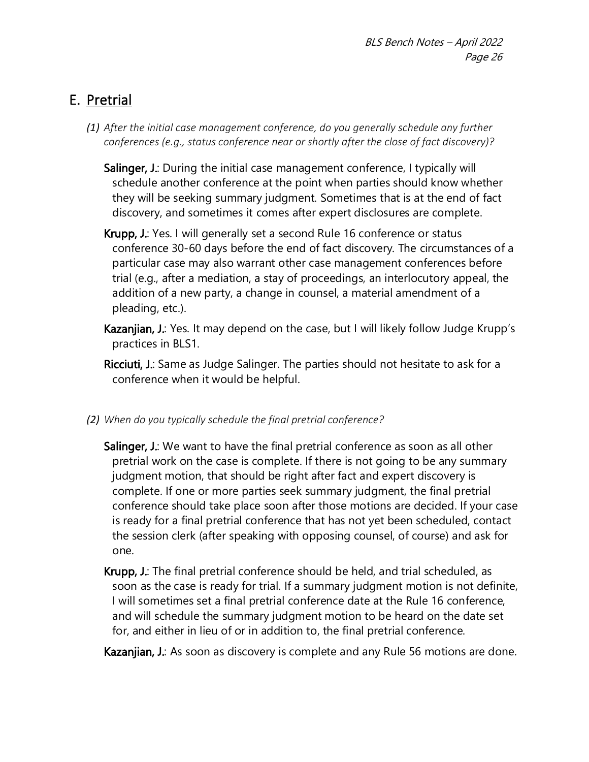## E. Pretrial

*(1) After the initial case management conference, do you generally schedule any further conferences (e.g., status conference near or shortly after the close of fact discovery)?*

**Salinger, J.**: During the initial case management conference, I typically will schedule another conference at the point when parties should know whether they will be seeking summary judgment. Sometimes that is at the end of fact discovery, and sometimes it comes after expert disclosures are complete.

**Krupp, J.**: Yes. I will generally set a second Rule 16 conference or status conference 30-60 days before the end of fact discovery. The circumstances of a particular case may also warrant other case management conferences before trial (e.g., after a mediation, a stay of proceedings, an interlocutory appeal, the addition of a new party, a change in counsel, a material amendment of a pleading, etc.).

**Kazanjian, J.**: Yes. It may depend on the case, but I will likely follow Judge Krupp's practices in BLS1.

**Ricciuti, J.**: Same as Judge Salinger. The parties should not hesitate to ask for a conference when it would be helpful.

*(2) When do you typically schedule the final pretrial conference?*

**Salinger, J.**: We want to have the final pretrial conference as soon as all other pretrial work on the case is complete. If there is not going to be any summary judgment motion, that should be right after fact and expert discovery is complete. If one or more parties seek summary judgment, the final pretrial conference should take place soon after those motions are decided. If your case is ready for a final pretrial conference that has not yet been scheduled, contact the session clerk (after speaking with opposing counsel, of course) and ask for one.

**Krupp, J.**: The final pretrial conference should be held, and trial scheduled, as soon as the case is ready for trial. If a summary judgment motion is not definite, I will sometimes set a final pretrial conference date at the Rule 16 conference, and will schedule the summary judgment motion to be heard on the date set for, and either in lieu of or in addition to, the final pretrial conference.

**Kazanjian, J.**: As soon as discovery is complete and any Rule 56 motions are done.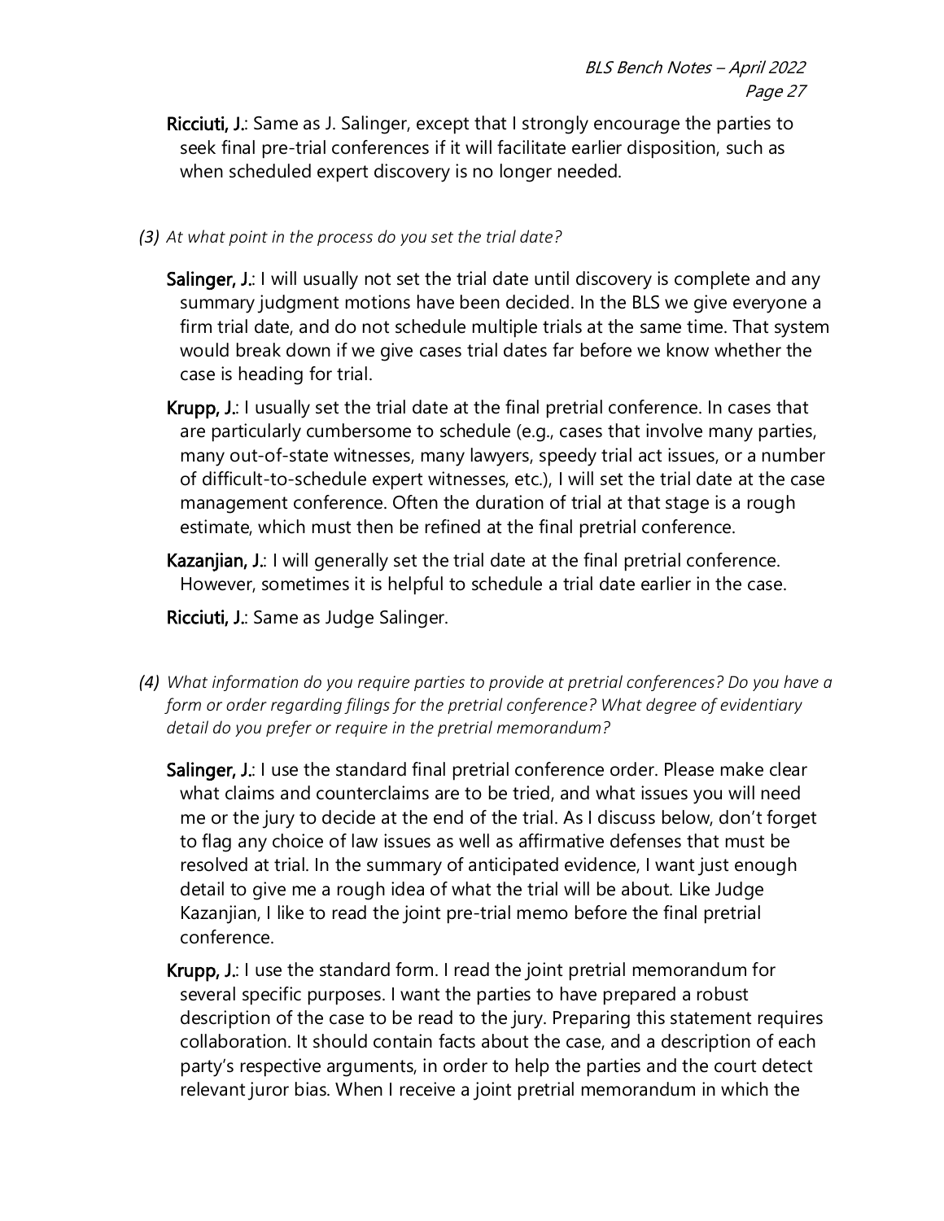**Ricciuti, J.**: Same as J. Salinger, except that I strongly encourage the parties to seek final pre-trial conferences if it will facilitate earlier disposition, such as when scheduled expert discovery is no longer needed.

*(3) At what point in the process do you set the trial date?*

**Salinger, J.**: I will usually not set the trial date until discovery is complete and any summary judgment motions have been decided. In the BLS we give everyone a firm trial date, and do not schedule multiple trials at the same time. That system would break down if we give cases trial dates far before we know whether the case is heading for trial.

**Krupp, J.**: I usually set the trial date at the final pretrial conference. In cases that are particularly cumbersome to schedule (e.g., cases that involve many parties, many out-of-state witnesses, many lawyers, speedy trial act issues, or a number of difficult-to-schedule expert witnesses, etc.), I will set the trial date at the case management conference. Often the duration of trial at that stage is a rough estimate, which must then be refined at the final pretrial conference.

**Kazanjian, J.**: I will generally set the trial date at the final pretrial conference. However, sometimes it is helpful to schedule a trial date earlier in the case.

**Ricciuti, J.**: Same as Judge Salinger.

*(4) What information do you require parties to provide at pretrial conferences? Do you have a form or order regarding filings for the pretrial conference? What degree of evidentiary detail do you prefer or require in the pretrial memorandum?*

**Salinger, J.**: I use the standard final pretrial conference order. Please make clear what claims and counterclaims are to be tried, and what issues you will need me or the jury to decide at the end of the trial. As I discuss below, don't forget to flag any choice of law issues as well as affirmative defenses that must be resolved at trial. In the summary of anticipated evidence, I want just enough detail to give me a rough idea of what the trial will be about. Like Judge Kazanjian, I like to read the joint pre-trial memo before the final pretrial conference.

**Krupp, J.**: I use the standard form. I read the joint pretrial memorandum for several specific purposes. I want the parties to have prepared a robust description of the case to be read to the jury. Preparing this statement requires collaboration. It should contain facts about the case, and a description of each party's respective arguments, in order to help the parties and the court detect relevant juror bias. When I receive a joint pretrial memorandum in which the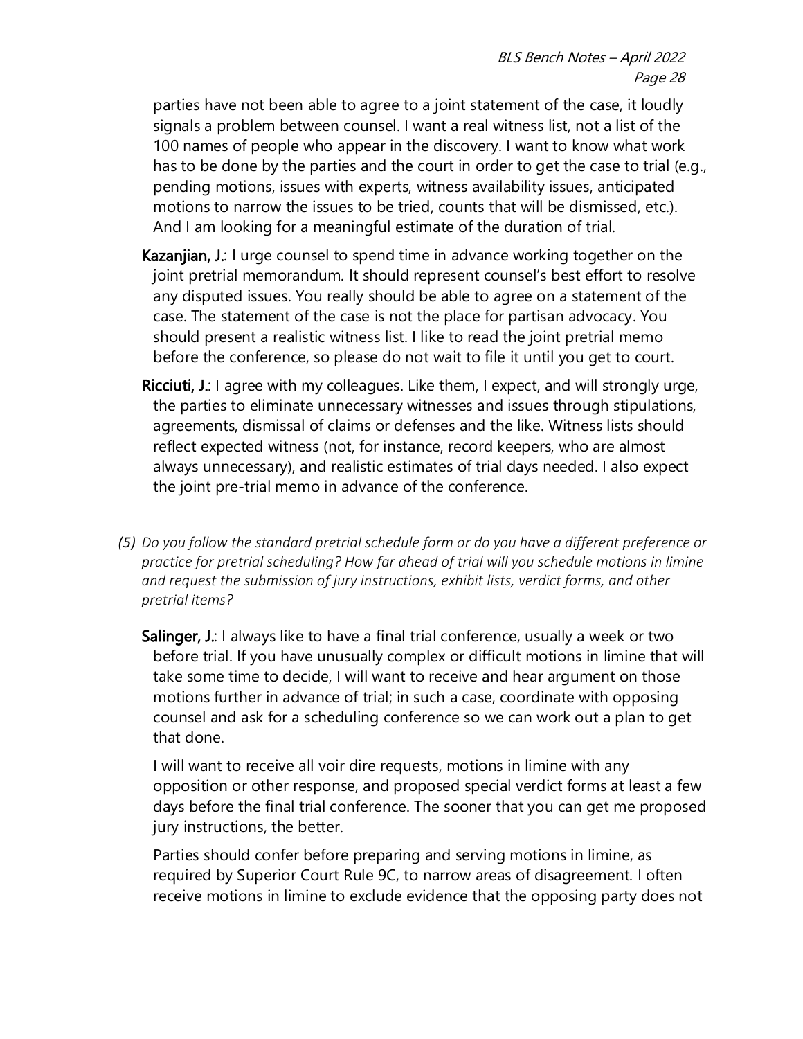parties have not been able to agree to a joint statement of the case, it loudly signals a problem between counsel. I want a real witness list, not a list of the 100 names of people who appear in the discovery. I want to know what work has to be done by the parties and the court in order to get the case to trial (e.g., pending motions, issues with experts, witness availability issues, anticipated motions to narrow the issues to be tried, counts that will be dismissed, etc.). And I am looking for a meaningful estimate of the duration of trial.

**Kazanjian, J.**: I urge counsel to spend time in advance working together on the joint pretrial memorandum. It should represent counsel's best effort to resolve any disputed issues. You really should be able to agree on a statement of the case. The statement of the case is not the place for partisan advocacy. You should present a realistic witness list. I like to read the joint pretrial memo before the conference, so please do not wait to file it until you get to court.

**Ricciuti, J.**: I agree with my colleagues. Like them, I expect, and will strongly urge, the parties to eliminate unnecessary witnesses and issues through stipulations, agreements, dismissal of claims or defenses and the like. Witness lists should reflect expected witness (not, for instance, record keepers, who are almost always unnecessary), and realistic estimates of trial days needed. I also expect the joint pre-trial memo in advance of the conference.

(5) *Do you follow the standard pretrial schedule form or do you have a different preference or practice for pretrial scheduling? How far ahead of trial will you schedule motions in limine and request the submission of jury instructions, exhibit lists, verdict forms, and other pretrial items?*

**Salinger, J.**: I always like to have a final trial conference, usually a week or two before trial. If you have unusually complex or difficult motions in limine that will take some time to decide, I will want to receive and hear argument on those motions further in advance of trial; in such a case, coordinate with opposing counsel and ask for a scheduling conference so we can work out a plan to get that done.

I will want to receive all voir dire requests, motions in limine with any opposition or other response, and proposed special verdict forms at least a few days before the final trial conference. The sooner that you can get me proposed jury instructions, the better.

Parties should confer before preparing and serving motions in limine, as required by Superior Court Rule 9C, to narrow areas of disagreement. I often receive motions in limine to exclude evidence that the opposing party does not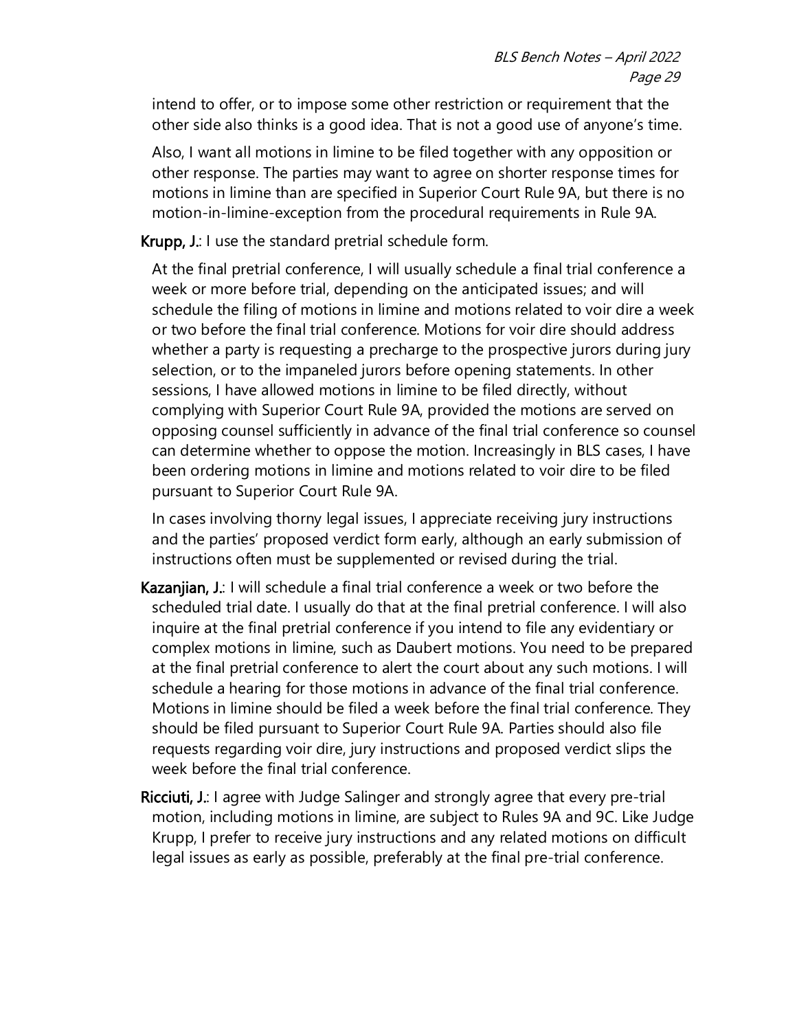intend to offer, or to impose some other restriction or requirement that the other side also thinks is a good idea. That is not a good use of anyone's time.

Also, I want all motions in limine to be filed together with any opposition or other response. The parties may want to agree on shorter response times for motions in limine than are specified in Superior Court Rule 9A, but there is no motion-in-limine-exception from the procedural requirements in Rule 9A.

**Krupp, J.**: I use the standard pretrial schedule form.

At the final pretrial conference, I will usually schedule a final trial conference a week or more before trial, depending on the anticipated issues; and will schedule the filing of motions in limine and motions related to voir dire a week or two before the final trial conference. Motions for voir dire should address whether a party is requesting a precharge to the prospective jurors during jury selection, or to the impaneled jurors before opening statements. In other sessions, I have allowed motions in limine to be filed directly, without complying with Superior Court Rule 9A, provided the motions are served on opposing counsel sufficiently in advance of the final trial conference so counsel can determine whether to oppose the motion. Increasingly in BLS cases, I have been ordering motions in limine and motions related to voir dire to be filed pursuant to Superior Court Rule 9A.

In cases involving thorny legal issues, I appreciate receiving jury instructions and the parties' proposed verdict form early, although an early submission of instructions often must be supplemented or revised during the trial.

**Kazanjian, J.**: I will schedule a final trial conference a week or two before the scheduled trial date. I usually do that at the final pretrial conference. I will also inquire at the final pretrial conference if you intend to file any evidentiary or complex motions in limine, such as Daubert motions. You need to be prepared at the final pretrial conference to alert the court about any such motions. I will schedule a hearing for those motions in advance of the final trial conference. Motions in limine should be filed a week before the final trial conference. They should be filed pursuant to Superior Court Rule 9A. Parties should also file requests regarding voir dire, jury instructions and proposed verdict slips the week before the final trial conference.

**Ricciuti, J.**: I agree with Judge Salinger and strongly agree that every pre-trial motion, including motions in limine, are subject to Rules 9A and 9C. Like Judge Krupp, I prefer to receive jury instructions and any related motions on difficult legal issues as early as possible, preferably at the final pre-trial conference.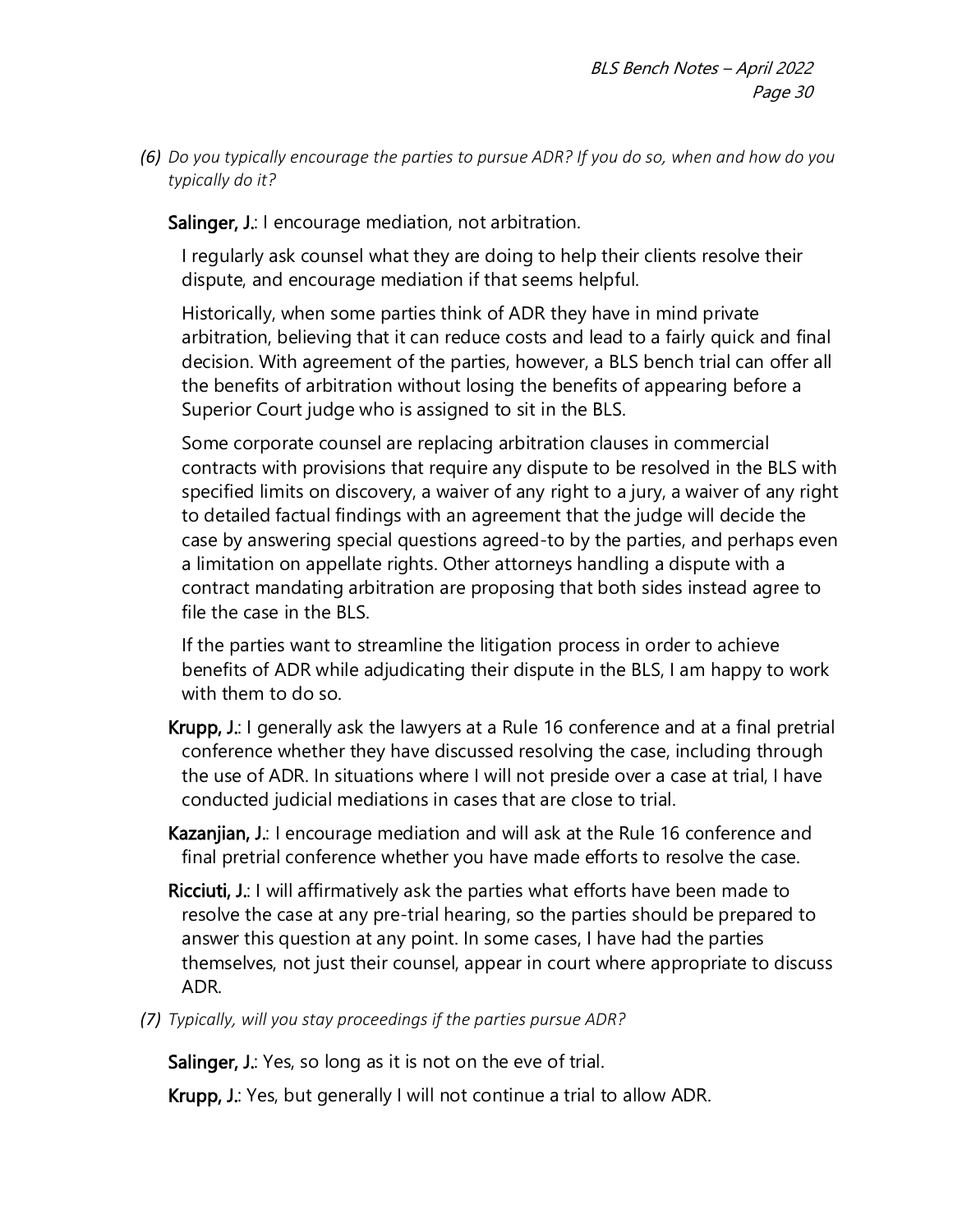*(6) Do you typically encourage the parties to pursue ADR? If you do so, when and how do you typically do it?*

**Salinger, J.**: I encourage mediation, not arbitration.

I regularly ask counsel what they are doing to help their clients resolve their dispute, and encourage mediation if that seems helpful.

Historically, when some parties think of ADR they have in mind private arbitration, believing that it can reduce costs and lead to a fairly quick and final decision. With agreement of the parties, however, a BLS bench trial can offer all the benefits of arbitration without losing the benefits of appearing before a Superior Court judge who is assigned to sit in the BLS.

Some corporate counsel are replacing arbitration clauses in commercial contracts with provisions that require any dispute to be resolved in the BLS with specified limits on discovery, a waiver of any right to a jury, a waiver of any right to detailed factual findings with an agreement that the judge will decide the case by answering special questions agreed-to by the parties, and perhaps even a limitation on appellate rights. Other attorneys handling a dispute with a contract mandating arbitration are proposing that both sides instead agree to file the case in the BLS.

If the parties want to streamline the litigation process in order to achieve benefits of ADR while adjudicating their dispute in the BLS, I am happy to work with them to do so.

**Krupp, J.**: I generally ask the lawyers at a Rule 16 conference and at a final pretrial conference whether they have discussed resolving the case, including through the use of ADR. In situations where I will not preside over a case at trial, I have conducted judicial mediations in cases that are close to trial.

**Kazanjian, J.**: I encourage mediation and will ask at the Rule 16 conference and final pretrial conference whether you have made efforts to resolve the case.

**Ricciuti, J.**: I will affirmatively ask the parties what efforts have been made to resolve the case at any pre-trial hearing, so the parties should be prepared to answer this question at any point. In some cases, I have had the parties themselves, not just their counsel, appear in court where appropriate to discuss ADR.

*(7) Typically, will you stay proceedings if the parties pursue ADR?*

**Salinger, J.**: Yes, so long as it is not on the eve of trial.

**Krupp, J.**: Yes, but generally I will not continue a trial to allow ADR.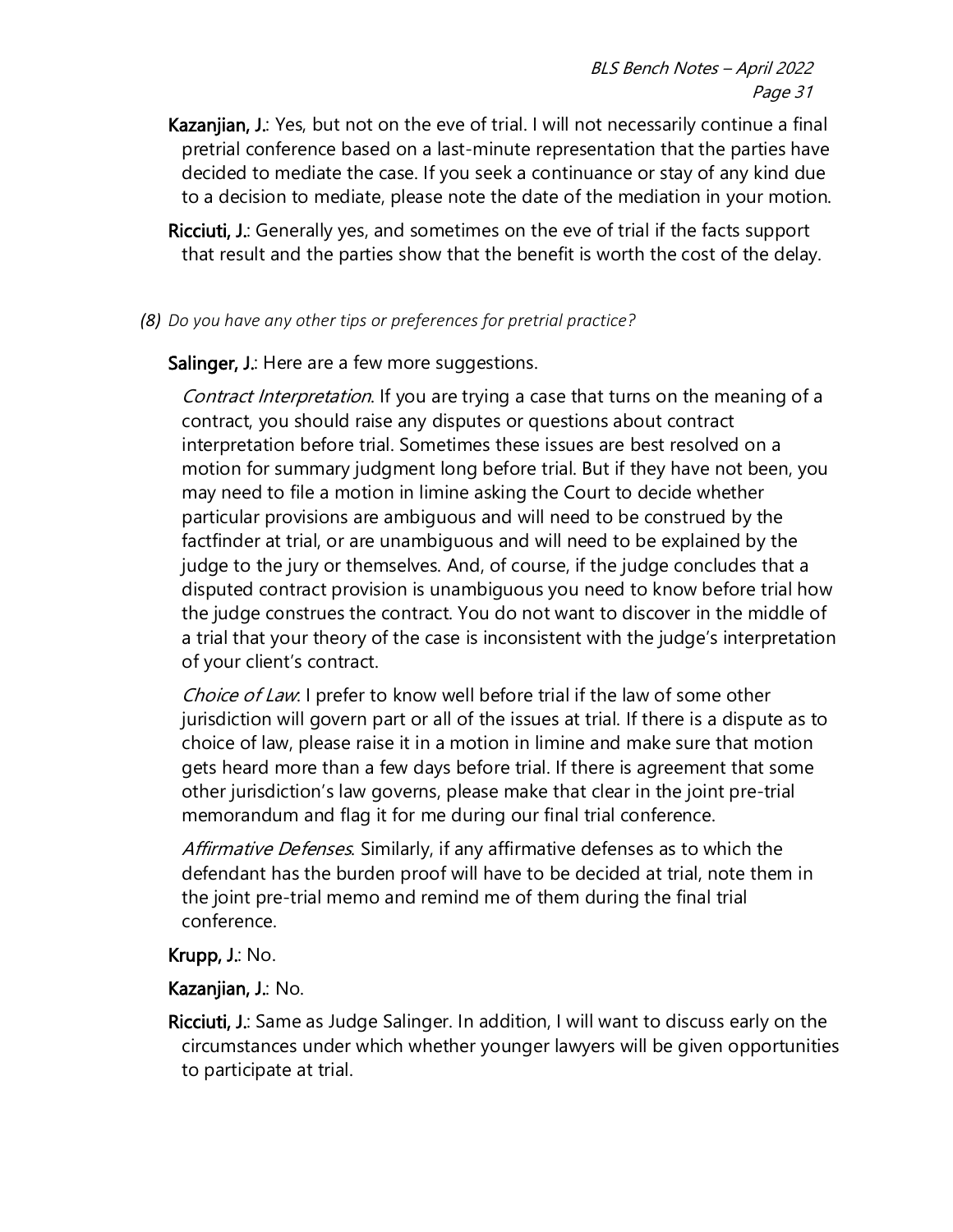**Kazanjian, J.**: Yes, but not on the eve of trial. I will not necessarily continue a final pretrial conference based on a last-minute representation that the parties have decided to mediate the case. If you seek a continuance or stay of any kind due to a decision to mediate, please note the date of the mediation in your motion.

**Ricciuti, J.**: Generally yes, and sometimes on the eve of trial if the facts support that result and the parties show that the benefit is worth the cost of the delay.

*(8) Do you have any other tips or preferences for pretrial practice?*

**Salinger, J.**: Here are a few more suggestions.

*Contract Interpretation*. If you are trying a case that turns on the meaning of a contract, you should raise any disputes or questions about contract interpretation before trial. Sometimes these issues are best resolved on a motion for summary judgment long before trial. But if they have not been, you may need to file a motion in limine asking the Court to decide whether particular provisions are ambiguous and will need to be construed by the factfinder at trial, or are unambiguous and will need to be explained by the judge to the jury or themselves. And, of course, if the judge concludes that a disputed contract provision is unambiguous you need to know before trial how the judge construes the contract. You do not want to discover in the middle of a trial that your theory of the case is inconsistent with the judge's interpretation of your client's contract.

*Choice of Law*. I prefer to know well before trial if the law of some other jurisdiction will govern part or all of the issues at trial. If there is a dispute as to choice of law, please raise it in a motion in limine and make sure that motion gets heard more than a few days before trial. If there is agreement that some other jurisdiction's law governs, please make that clear in the joint pre-trial memorandum and flag it for me during our final trial conference.

*Affirmative Defenses*. Similarly, if any affirmative defenses as to which the defendant has the burden proof will have to be decided at trial, note them in the joint pre-trial memo and remind me of them during the final trial conference.

**Krupp, J.**: No.

**Kazanjian, J.**: No.

**Ricciuti, J.**: Same as Judge Salinger. In addition, I will want to discuss early on the circumstances under which whether younger lawyers will be given opportunities to participate at trial.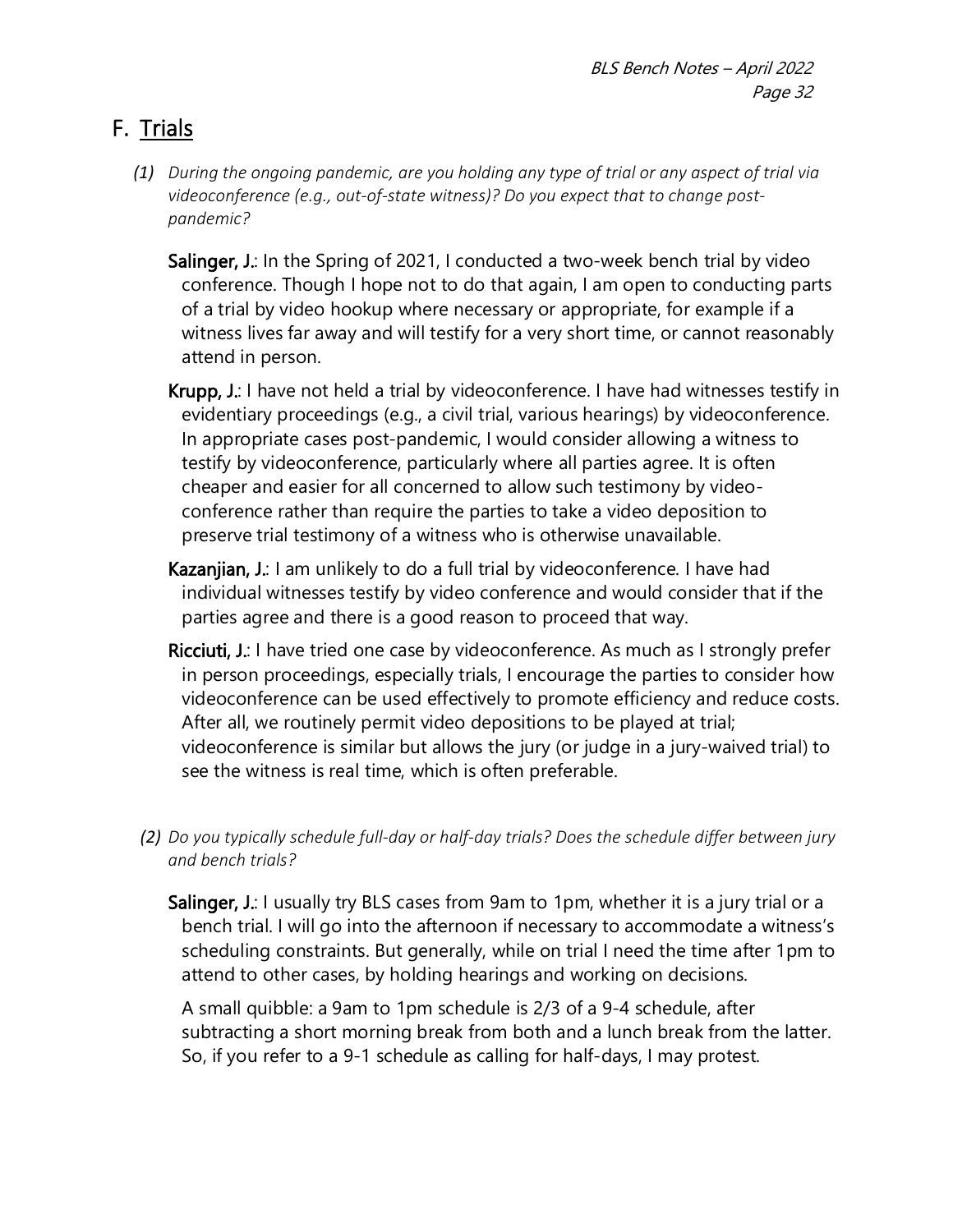## F. Trials

*(1) During the ongoing pandemic, are you holding any type of trial or any aspect of trial via videoconference (e.g., out-of-state witness)? Do you expect that to change post-pandemic?*

**Salinger, J.**: In the Spring of 2021, I conducted a two-week bench trial by video conference. Though I hope not to do that again, I am open to conducting parts of a trial by video hookup where necessary or appropriate, for example if a witness lives far away and will testify for a very short time, or cannot reasonably attend in person.

**Krupp, J.**: I have not held a trial by videoconference. I have had witnesses testify in evidentiary proceedings (e.g., a civil trial, various hearings) by videoconference. In appropriate cases post-pandemic, I would consider allowing a witness to testify by videoconference, particularly where all parties agree. It is often cheaper and easier for all concerned to allow such testimony by video-conference rather than require the parties to take a video deposition to preserve trial testimony of a witness who is otherwise unavailable.

**Kazanjian, J.**: I am unlikely to do a full trial by videoconference. I have had individual witnesses testify by video conference and would consider that if the parties agree and there is a good reason to proceed that way.

**Ricciuti, J.**: I have tried one case by videoconference. As much as I strongly prefer in person proceedings, especially trials, I encourage the parties to consider how videoconference can be used effectively to promote efficiency and reduce costs. After all, we routinely permit video depositions to be played at trial; videoconference is similar but allows the jury (or judge in a jury-waived trial) to see the witness is real time, which is often preferable.

*(2) Do you typically schedule full-day or half-day trials? Does the schedule differ between jury and bench trials?*

**Salinger, J.**: I usually try BLS cases from 9am to 1pm, whether it is a jury trial or a bench trial. I will go into the afternoon if necessary to accommodate a witness's scheduling constraints. But generally, while on trial I need the time after 1pm to attend to other cases, by holding hearings and working on decisions.

A small quibble: a 9am to 1pm schedule is 2/3 of a 9-4 schedule, after subtracting a short morning break from both and a lunch break from the latter. So, if you refer to a 9-1 schedule as calling for half-days, I may protest.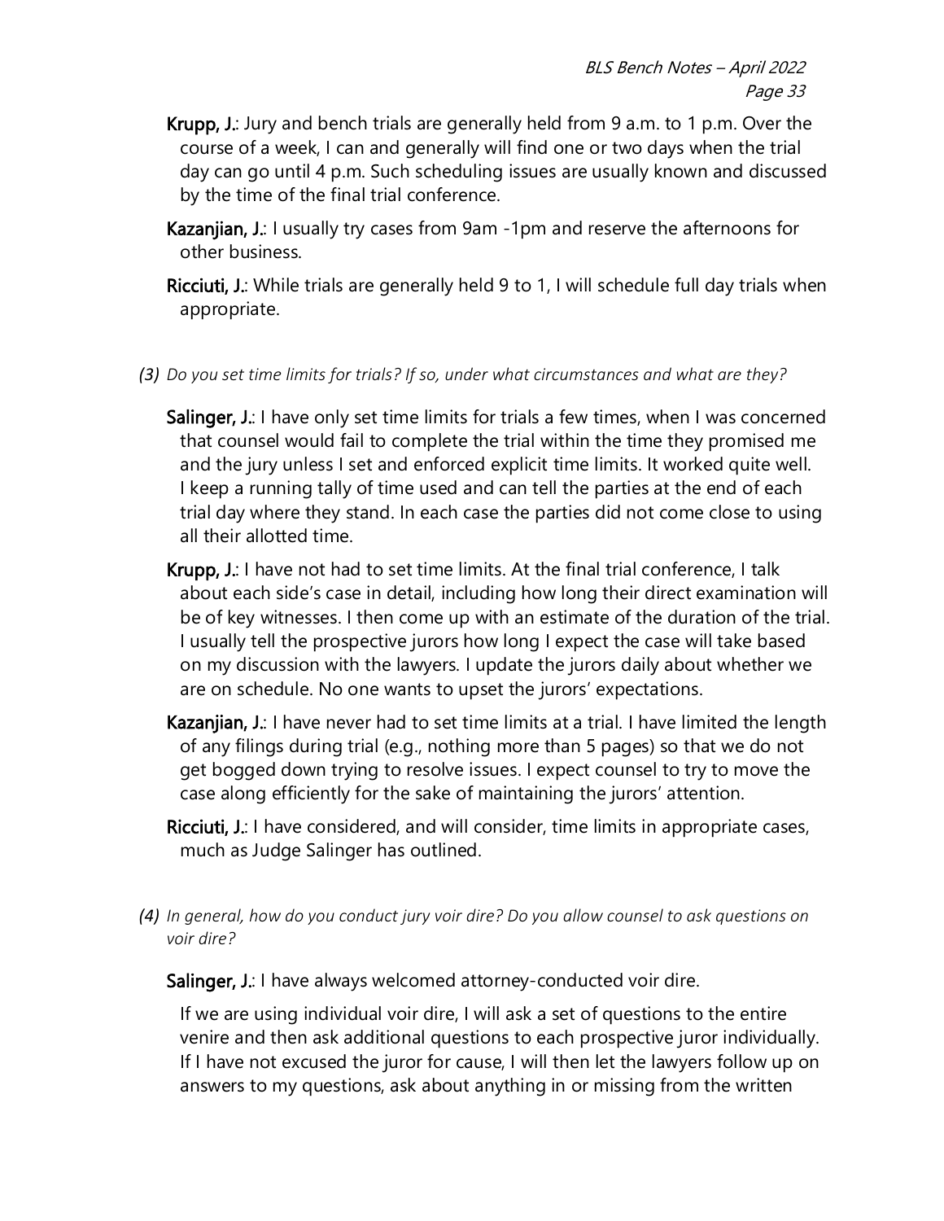**Krupp, J.**: Jury and bench trials are generally held from 9 a.m. to 1 p.m. Over the course of a week, I can and generally will find one or two days when the trial day can go until 4 p.m. Such scheduling issues are usually known and discussed by the time of the final trial conference.

**Kazanjian, J.**: I usually try cases from 9am -1pm and reserve the afternoons for other business.

**Ricciuti, J.**: While trials are generally held 9 to 1, I will schedule full day trials when appropriate.

*(3) Do you set time limits for trials? If so, under what circumstances and what are they?*

**Salinger, J.**: I have only set time limits for trials a few times, when I was concerned that counsel would fail to complete the trial within the time they promised me and the jury unless I set and enforced explicit time limits. It worked quite well. I keep a running tally of time used and can tell the parties at the end of each trial day where they stand. In each case the parties did not come close to using all their allotted time.

**Krupp, J.**: I have not had to set time limits. At the final trial conference, I talk about each side's case in detail, including how long their direct examination will be of key witnesses. I then come up with an estimate of the duration of the trial. I usually tell the prospective jurors how long I expect the case will take based on my discussion with the lawyers. I update the jurors daily about whether we are on schedule. No one wants to upset the jurors' expectations.

**Kazanjian, J.**: I have never had to set time limits at a trial. I have limited the length of any filings during trial (e.g., nothing more than 5 pages) so that we do not get bogged down trying to resolve issues. I expect counsel to try to move the case along efficiently for the sake of maintaining the jurors' attention.

**Ricciuti, J.**: I have considered, and will consider, time limits in appropriate cases, much as Judge Salinger has outlined.

*(4) In general, how do you conduct jury voir dire? Do you allow counsel to ask questions on voir dire?*

**Salinger, J.**: I have always welcomed attorney-conducted voir dire.

If we are using individual voir dire, I will ask a set of questions to the entire venire and then ask additional questions to each prospective juror individually. If I have not excused the juror for cause, I will then let the lawyers follow up on answers to my questions, ask about anything in or missing from the written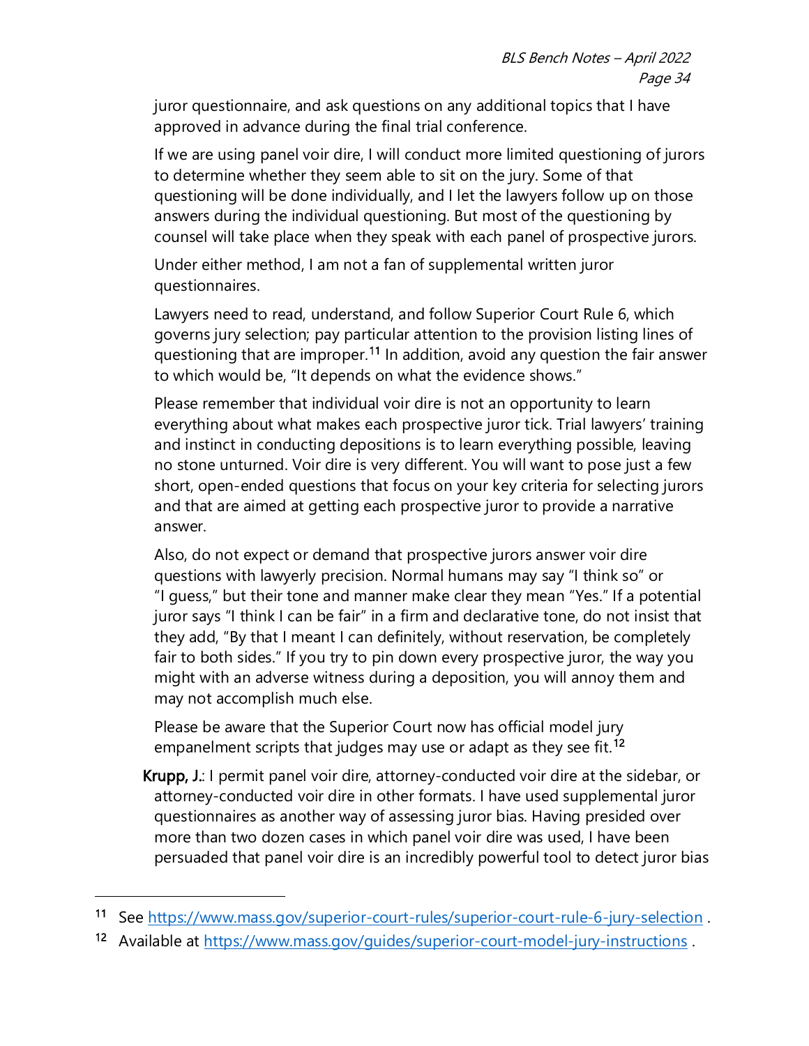juror questionnaire, and ask questions on any additional topics that I have approved in advance during the final trial conference.

If we are using panel voir dire, I will conduct more limited questioning of jurors to determine whether they seem able to sit on the jury. Some of that questioning will be done individually, and I let the lawyers follow up on those answers during the individual questioning. But most of the questioning by counsel will take place when they speak with each panel of prospective jurors.

Under either method, I am not a fan of supplemental written juror questionnaires.

Lawyers need to read, understand, and follow Superior Court Rule 6, which governs jury selection; pay particular attention to the provision listing lines of questioning that are improper.[11] In addition, avoid any question the fair answer to which would be, "It depends on what the evidence shows."

Please remember that individual voir dire is not an opportunity to learn everything about what makes each prospective juror tick. Trial lawyers' training and instinct in conducting depositions is to learn everything possible, leaving no stone unturned. Voir dire is very different. You will want to pose just a few short, open-ended questions that focus on your key criteria for selecting jurors and that are aimed at getting each prospective juror to provide a narrative answer.

Also, do not expect or demand that prospective jurors answer voir dire questions with lawyerly precision. Normal humans may say "I think so" or "I guess," but their tone and manner make clear they mean "Yes." If a potential juror says "I think I can be fair" in a firm and declarative tone, do not insist that they add, "By that I meant I can definitely, without reservation, be completely fair to both sides." If you try to pin down every prospective juror, the way you might with an adverse witness during a deposition, you will annoy them and may not accomplish much else.

Please be aware that the Superior Court now has official model jury empanelment scripts that judges may use or adapt as they see fit.[12]

**Krupp, J.**: I permit panel voir dire, attorney-conducted voir dire at the sidebar, or attorney-conducted voir dire in other formats. I have used supplemental juror questionnaires as another way of assessing juror bias. Having presided over more than two dozen cases in which panel voir dire was used, I have been persuaded that panel voir dire is an incredibly powerful tool to detect juror bias

---

[11] See https://www.mass.gov/superior-court-rules/superior-court-rule-6-jury-selection .

[12] Available at https://www.mass.gov/guides/superior-court-model-jury-instructions .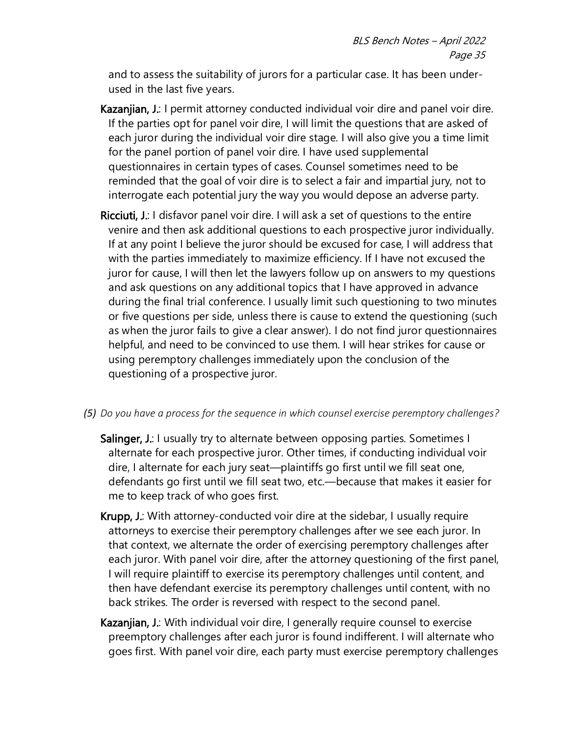and to assess the suitability of jurors for a particular case. It has been under-used in the last five years.

**Kazanjian, J.**: I permit attorney conducted individual voir dire and panel voir dire. If the parties opt for panel voir dire, I will limit the questions that are asked of each juror during the individual voir dire stage. I will also give you a time limit for the panel portion of panel voir dire. I have used supplemental questionnaires in certain types of cases. Counsel sometimes need to be reminded that the goal of voir dire is to select a fair and impartial jury, not to interrogate each potential jury the way you would depose an adverse party.

**Ricciuti, J.**: I disfavor panel voir dire. I will ask a set of questions to the entire venire and then ask additional questions to each prospective juror individually. If at any point I believe the juror should be excused for case, I will address that with the parties immediately to maximize efficiency. If I have not excused the juror for cause, I will then let the lawyers follow up on answers to my questions and ask questions on any additional topics that I have approved in advance during the final trial conference. I usually limit such questioning to two minutes or five questions per side, unless there is cause to extend the questioning (such as when the juror fails to give a clear answer). I do not find juror questionnaires helpful, and need to be convinced to use them. I will hear strikes for cause or using peremptory challenges immediately upon the conclusion of the questioning of a prospective juror.

*(5) Do you have a process for the sequence in which counsel exercise peremptory challenges?*

**Salinger, J.**: I usually try to alternate between opposing parties. Sometimes I alternate for each prospective juror. Other times, if conducting individual voir dire, I alternate for each jury seat—plaintiffs go first until we fill seat one, defendants go first until we fill seat two, etc.—because that makes it easier for me to keep track of who goes first.

**Krupp, J.**: With attorney-conducted voir dire at the sidebar, I usually require attorneys to exercise their peremptory challenges after we see each juror. In that context, we alternate the order of exercising peremptory challenges after each juror. With panel voir dire, after the attorney questioning of the first panel, I will require plaintiff to exercise its peremptory challenges until content, and then have defendant exercise its peremptory challenges until content, with no back strikes. The order is reversed with respect to the second panel.

**Kazanjian, J.**: With individual voir dire, I generally require counsel to exercise preemptory challenges after each juror is found indifferent. I will alternate who goes first. With panel voir dire, each party must exercise peremptory challenges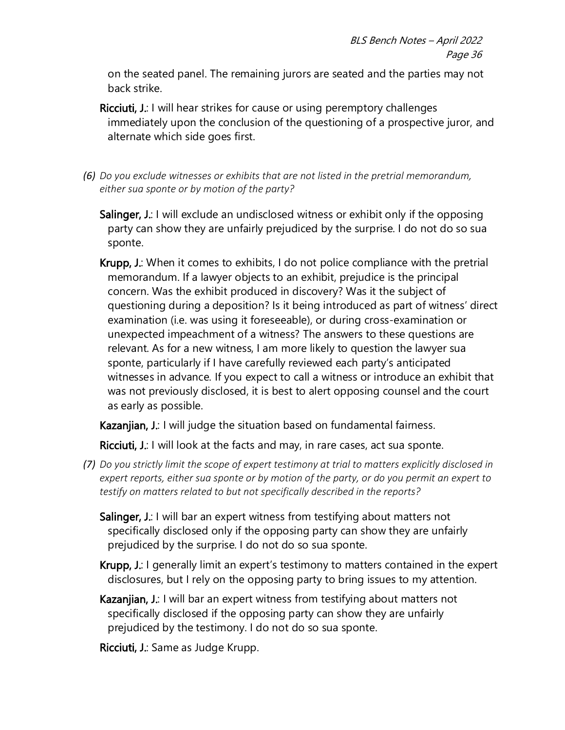on the seated panel. The remaining jurors are seated and the parties may not back strike.

**Ricciuti, J.**: I will hear strikes for cause or using peremptory challenges immediately upon the conclusion of the questioning of a prospective juror, and alternate which side goes first.

*(6) Do you exclude witnesses or exhibits that are not listed in the pretrial memorandum, either sua sponte or by motion of the party?*

**Salinger, J.**: I will exclude an undisclosed witness or exhibit only if the opposing party can show they are unfairly prejudiced by the surprise. I do not do so sua sponte.

**Krupp, J.**: When it comes to exhibits, I do not police compliance with the pretrial memorandum. If a lawyer objects to an exhibit, prejudice is the principal concern. Was the exhibit produced in discovery? Was it the subject of questioning during a deposition? Is it being introduced as part of witness' direct examination (i.e. was using it foreseeable), or during cross-examination or unexpected impeachment of a witness? The answers to these questions are relevant. As for a new witness, I am more likely to question the lawyer sua sponte, particularly if I have carefully reviewed each party's anticipated witnesses in advance. If you expect to call a witness or introduce an exhibit that was not previously disclosed, it is best to alert opposing counsel and the court as early as possible.

**Kazanjian, J.**: I will judge the situation based on fundamental fairness.

**Ricciuti, J.**: I will look at the facts and may, in rare cases, act sua sponte.

*(7) Do you strictly limit the scope of expert testimony at trial to matters explicitly disclosed in expert reports, either sua sponte or by motion of the party, or do you permit an expert to testify on matters related to but not specifically described in the reports?*

**Salinger, J.**: I will bar an expert witness from testifying about matters not specifically disclosed only if the opposing party can show they are unfairly prejudiced by the surprise. I do not do so sua sponte.

**Krupp, J.**: I generally limit an expert's testimony to matters contained in the expert disclosures, but I rely on the opposing party to bring issues to my attention.

**Kazanjian, J.**: I will bar an expert witness from testifying about matters not specifically disclosed if the opposing party can show they are unfairly prejudiced by the testimony. I do not do so sua sponte.

**Ricciuti, J.**: Same as Judge Krupp.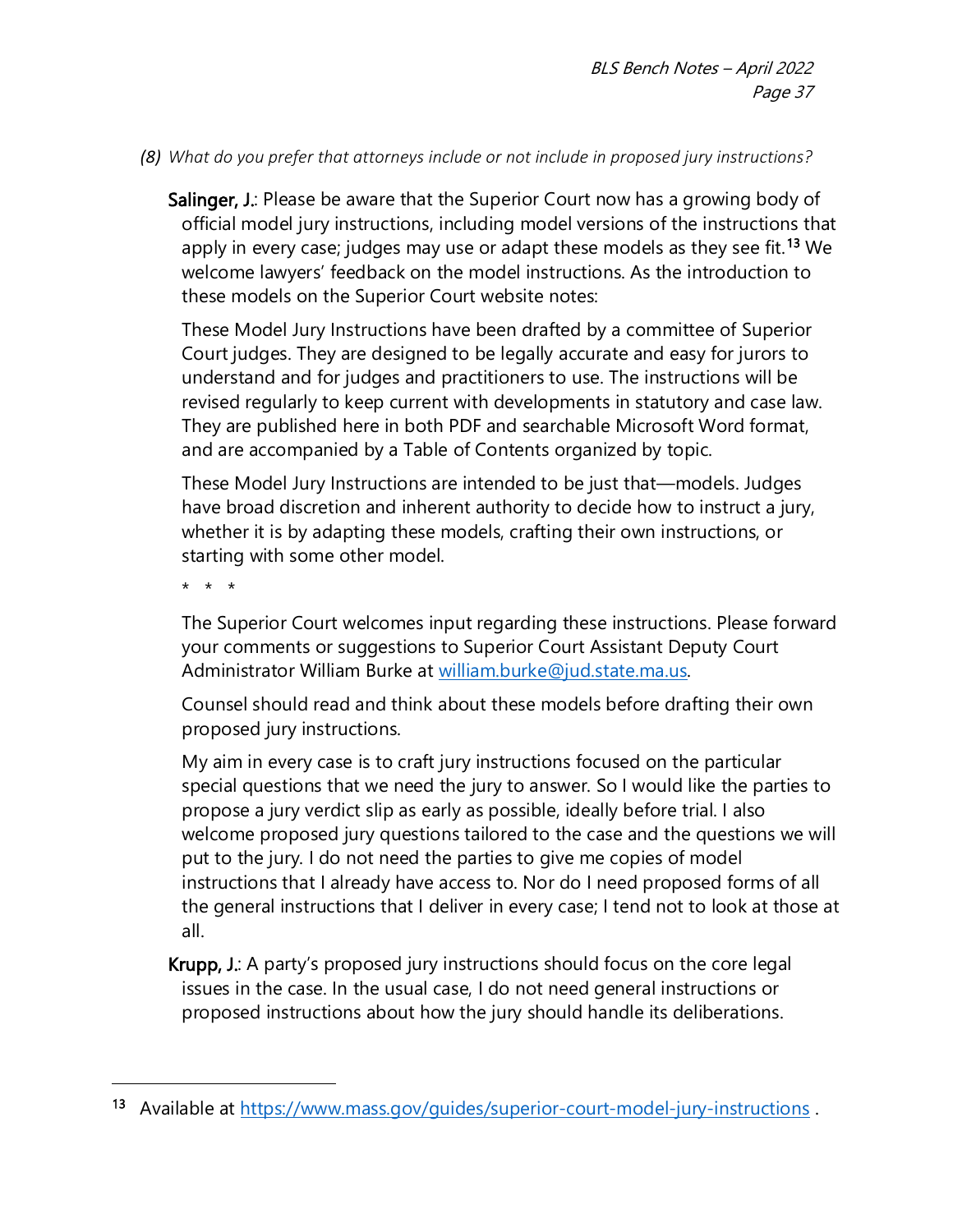*(8) What do you prefer that attorneys include or not include in proposed jury instructions?*

**Salinger, J.**: Please be aware that the Superior Court now has a growing body of official model jury instructions, including model versions of the instructions that apply in every case; judges may use or adapt these models as they see fit.[13] We welcome lawyers' feedback on the model instructions. As the introduction to these models on the Superior Court website notes:

> These Model Jury Instructions have been drafted by a committee of Superior Court judges. They are designed to be legally accurate and easy for jurors to understand and for judges and practitioners to use. The instructions will be revised regularly to keep current with developments in statutory and case law. They are published here in both PDF and searchable Microsoft Word format, and are accompanied by a Table of Contents organized by topic.
>
> These Model Jury Instructions are intended to be just that—models. Judges have broad discretion and inherent authority to decide how to instruct a jury, whether it is by adapting these models, crafting their own instructions, or starting with some other model.
>
> \*   \*   \*
>
> The Superior Court welcomes input regarding these instructions. Please forward your comments or suggestions to Superior Court Assistant Deputy Court Administrator William Burke at [william.burke@jud.state.ma.us](mailto:william.burke@jud.state.ma.us).

Counsel should read and think about these models before drafting their own proposed jury instructions.

My aim in every case is to craft jury instructions focused on the particular special questions that we need the jury to answer. So I would like the parties to propose a jury verdict slip as early as possible, ideally before trial. I also welcome proposed jury questions tailored to the case and the questions we will put to the jury. I do not need the parties to give me copies of model instructions that I already have access to. Nor do I need proposed forms of all the general instructions that I deliver in every case; I tend not to look at those at all.

**Krupp, J.**: A party's proposed jury instructions should focus on the core legal issues in the case. In the usual case, I do not need general instructions or proposed instructions about how the jury should handle its deliberations.

---

[13] Available at [https://www.mass.gov/guides/superior-court-model-jury-instructions](https://www.mass.gov/guides/superior-court-model-jury-instructions) .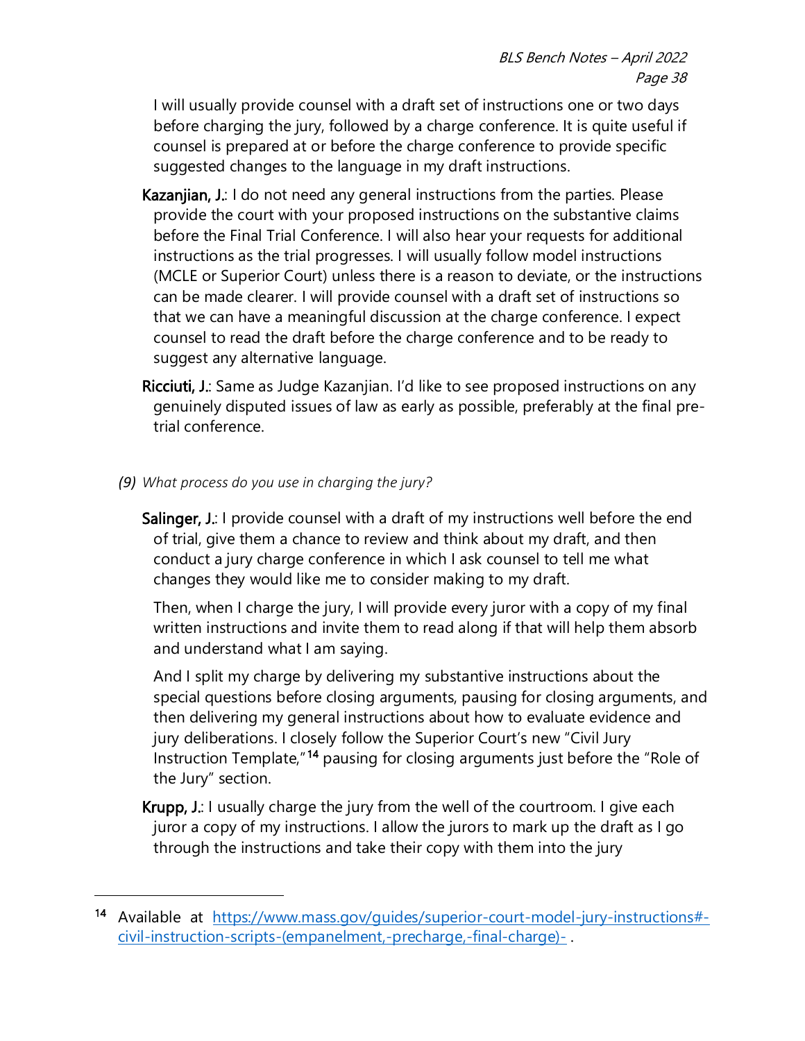I will usually provide counsel with a draft set of instructions one or two days before charging the jury, followed by a charge conference. It is quite useful if counsel is prepared at or before the charge conference to provide specific suggested changes to the language in my draft instructions.

**Kazanjian, J.**: I do not need any general instructions from the parties. Please provide the court with your proposed instructions on the substantive claims before the Final Trial Conference. I will also hear your requests for additional instructions as the trial progresses. I will usually follow model instructions (MCLE or Superior Court) unless there is a reason to deviate, or the instructions can be made clearer. I will provide counsel with a draft set of instructions so that we can have a meaningful discussion at the charge conference. I expect counsel to read the draft before the charge conference and to be ready to suggest any alternative language.

**Ricciuti, J.**: Same as Judge Kazanjian. I'd like to see proposed instructions on any genuinely disputed issues of law as early as possible, preferably at the final pre-trial conference.

*(9) What process do you use in charging the jury?*

**Salinger, J.**: I provide counsel with a draft of my instructions well before the end of trial, give them a chance to review and think about my draft, and then conduct a jury charge conference in which I ask counsel to tell me what changes they would like me to consider making to my draft.

Then, when I charge the jury, I will provide every juror with a copy of my final written instructions and invite them to read along if that will help them absorb and understand what I am saying.

And I split my charge by delivering my substantive instructions about the special questions before closing arguments, pausing for closing arguments, and then delivering my general instructions about how to evaluate evidence and jury deliberations. I closely follow the Superior Court's new "Civil Jury Instruction Template,"[14] pausing for closing arguments just before the "Role of the Jury" section.

**Krupp, J.**: I usually charge the jury from the well of the courtroom. I give each juror a copy of my instructions. I allow the jurors to mark up the draft as I go through the instructions and take their copy with them into the jury

---

[14] Available at https://www.mass.gov/guides/superior-court-model-jury-instructions#-civil-instruction-scripts-(empanelment,-precharge,-final-charge)- .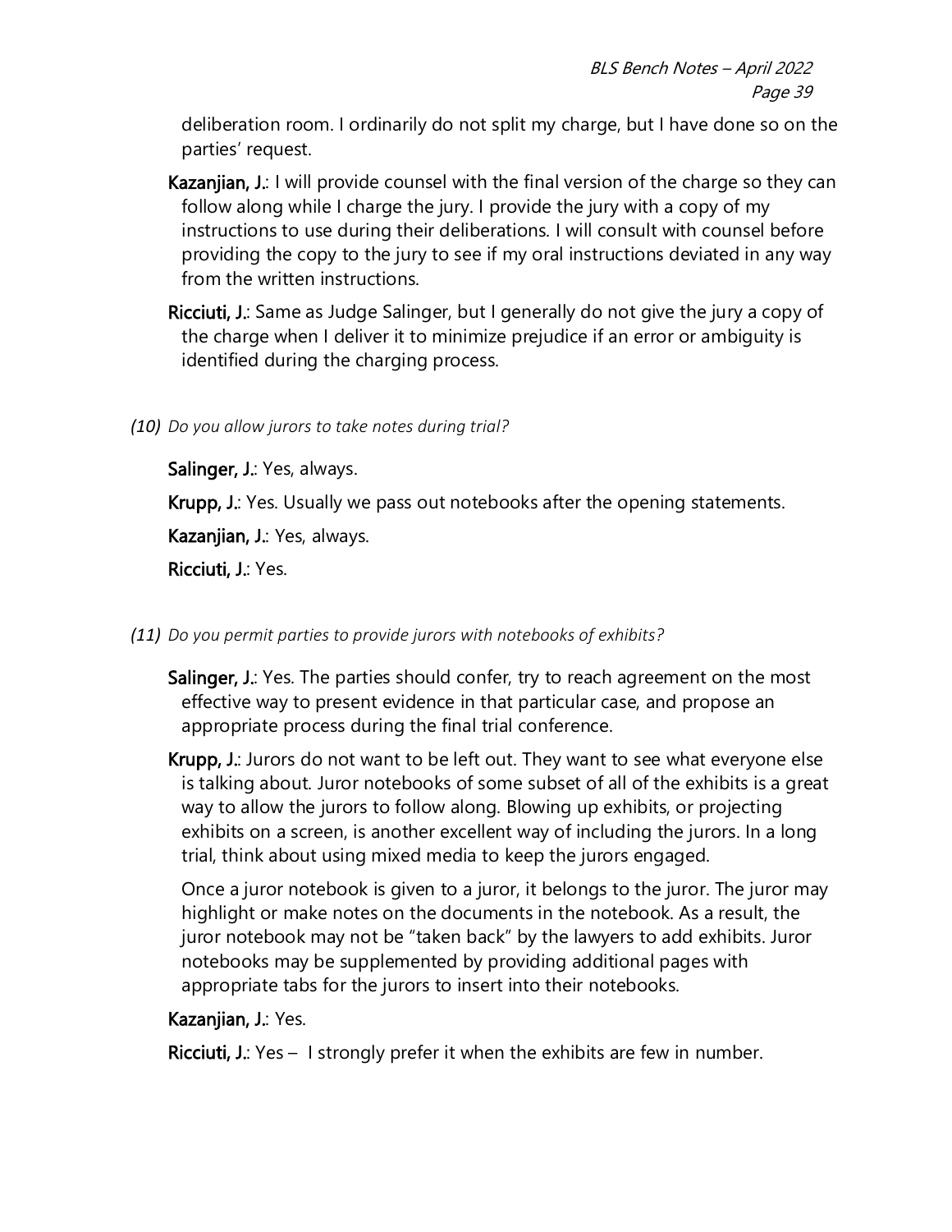deliberation room. I ordinarily do not split my charge, but I have done so on the parties' request.

**Kazanjian, J.**: I will provide counsel with the final version of the charge so they can follow along while I charge the jury. I provide the jury with a copy of my instructions to use during their deliberations. I will consult with counsel before providing the copy to the jury to see if my oral instructions deviated in any way from the written instructions.

**Ricciuti, J.**: Same as Judge Salinger, but I generally do not give the jury a copy of the charge when I deliver it to minimize prejudice if an error or ambiguity is identified during the charging process.

*(10) Do you allow jurors to take notes during trial?*

**Salinger, J.**: Yes, always.

**Krupp, J.**: Yes. Usually we pass out notebooks after the opening statements.

**Kazanjian, J.**: Yes, always.

**Ricciuti, J.**: Yes.

*(11) Do you permit parties to provide jurors with notebooks of exhibits?*

**Salinger, J.**: Yes. The parties should confer, try to reach agreement on the most effective way to present evidence in that particular case, and propose an appropriate process during the final trial conference.

**Krupp, J.**: Jurors do not want to be left out. They want to see what everyone else is talking about. Juror notebooks of some subset of all of the exhibits is a great way to allow the jurors to follow along. Blowing up exhibits, or projecting exhibits on a screen, is another excellent way of including the jurors. In a long trial, think about using mixed media to keep the jurors engaged.

Once a juror notebook is given to a juror, it belongs to the juror. The juror may highlight or make notes on the documents in the notebook. As a result, the juror notebook may not be "taken back" by the lawyers to add exhibits. Juror notebooks may be supplemented by providing additional pages with appropriate tabs for the jurors to insert into their notebooks.

**Kazanjian, J.**: Yes.

**Ricciuti, J.**: Yes – I strongly prefer it when the exhibits are few in number.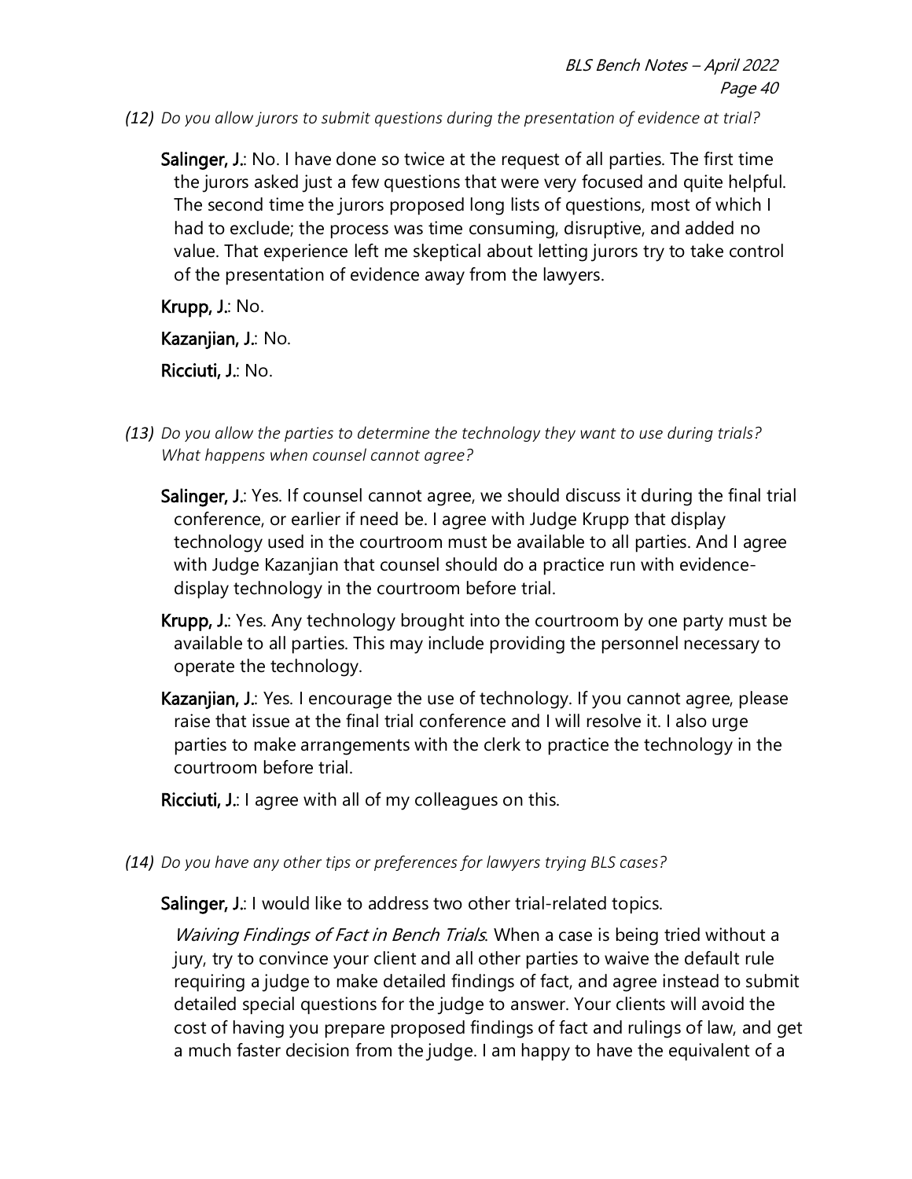*(12) Do you allow jurors to submit questions during the presentation of evidence at trial?*

**Salinger, J.**: No. I have done so twice at the request of all parties. The first time the jurors asked just a few questions that were very focused and quite helpful. The second time the jurors proposed long lists of questions, most of which I had to exclude; the process was time consuming, disruptive, and added no value. That experience left me skeptical about letting jurors try to take control of the presentation of evidence away from the lawyers.

**Krupp, J.**: No.

**Kazanjian, J.**: No.

**Ricciuti, J.**: No.

*(13) Do you allow the parties to determine the technology they want to use during trials? What happens when counsel cannot agree?*

**Salinger, J.**: Yes. If counsel cannot agree, we should discuss it during the final trial conference, or earlier if need be. I agree with Judge Krupp that display technology used in the courtroom must be available to all parties. And I agree with Judge Kazanjian that counsel should do a practice run with evidence-display technology in the courtroom before trial.

**Krupp, J.**: Yes. Any technology brought into the courtroom by one party must be available to all parties. This may include providing the personnel necessary to operate the technology.

**Kazanjian, J.**: Yes. I encourage the use of technology. If you cannot agree, please raise that issue at the final trial conference and I will resolve it. I also urge parties to make arrangements with the clerk to practice the technology in the courtroom before trial.

**Ricciuti, J.**: I agree with all of my colleagues on this.

*(14) Do you have any other tips or preferences for lawyers trying BLS cases?*

**Salinger, J.**: I would like to address two other trial-related topics.

*Waiving Findings of Fact in Bench Trials*. When a case is being tried without a jury, try to convince your client and all other parties to waive the default rule requiring a judge to make detailed findings of fact, and agree instead to submit detailed special questions for the judge to answer. Your clients will avoid the cost of having you prepare proposed findings of fact and rulings of law, and get a much faster decision from the judge. I am happy to have the equivalent of a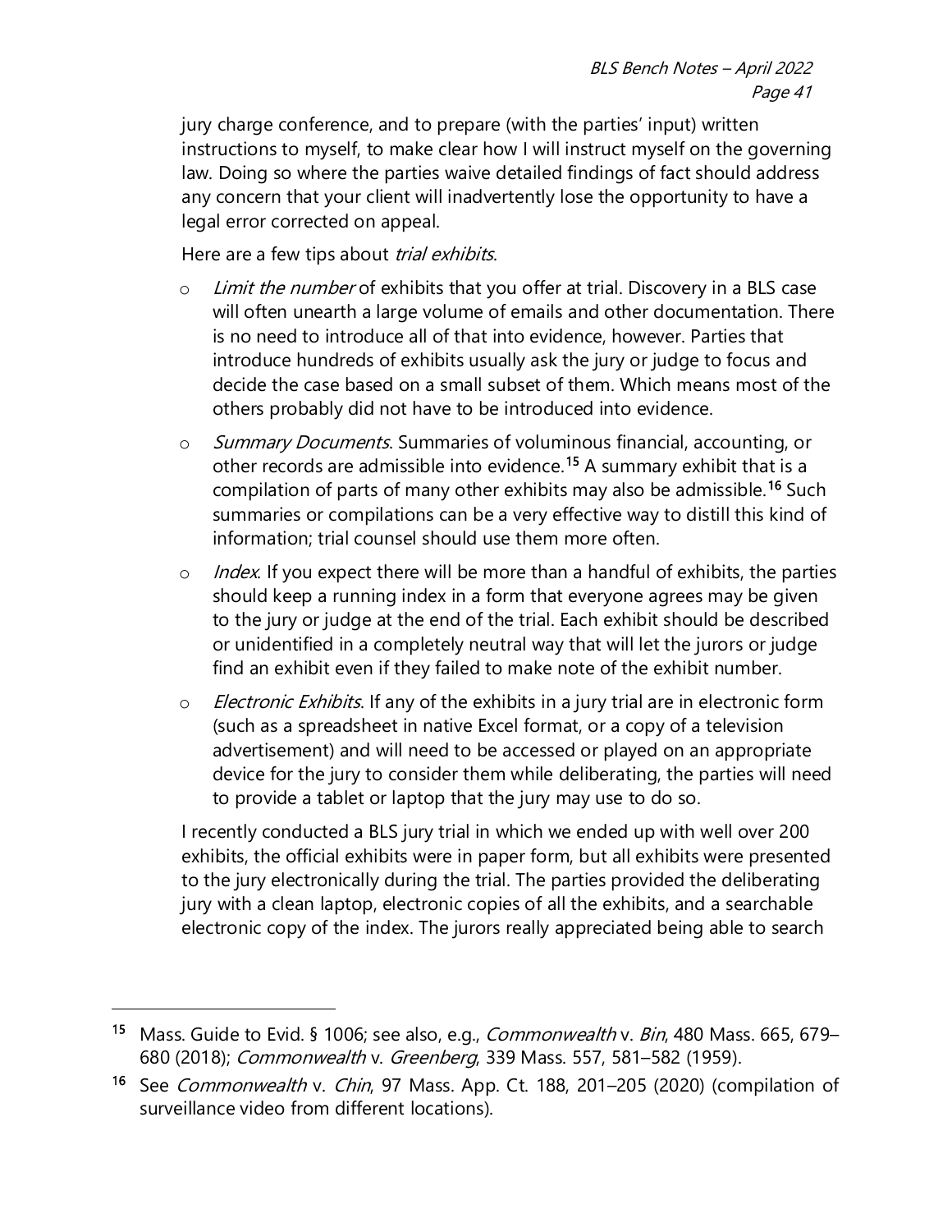jury charge conference, and to prepare (with the parties' input) written instructions to myself, to make clear how I will instruct myself on the governing law. Doing so where the parties waive detailed findings of fact should address any concern that your client will inadvertently lose the opportunity to have a legal error corrected on appeal.

Here are a few tips about *trial exhibits*.

- *Limit the number* of exhibits that you offer at trial. Discovery in a BLS case will often unearth a large volume of emails and other documentation. There is no need to introduce all of that into evidence, however. Parties that introduce hundreds of exhibits usually ask the jury or judge to focus and decide the case based on a small subset of them. Which means most of the others probably did not have to be introduced into evidence.
- *Summary Documents*. Summaries of voluminous financial, accounting, or other records are admissible into evidence.[15] A summary exhibit that is a compilation of parts of many other exhibits may also be admissible.[16] Such summaries or compilations can be a very effective way to distill this kind of information; trial counsel should use them more often.
- *Index*. If you expect there will be more than a handful of exhibits, the parties should keep a running index in a form that everyone agrees may be given to the jury or judge at the end of the trial. Each exhibit should be described or unidentified in a completely neutral way that will let the jurors or judge find an exhibit even if they failed to make note of the exhibit number.
- *Electronic Exhibits*. If any of the exhibits in a jury trial are in electronic form (such as a spreadsheet in native Excel format, or a copy of a television advertisement) and will need to be accessed or played on an appropriate device for the jury to consider them while deliberating, the parties will need to provide a tablet or laptop that the jury may use to do so.

I recently conducted a BLS jury trial in which we ended up with well over 200 exhibits, the official exhibits were in paper form, but all exhibits were presented to the jury electronically during the trial. The parties provided the deliberating jury with a clean laptop, electronic copies of all the exhibits, and a searchable electronic copy of the index. The jurors really appreciated being able to search

---

[15] Mass. Guide to Evid. § 1006; see also, e.g., *Commonwealth* v. *Bin*, 480 Mass. 665, 679–680 (2018); *Commonwealth* v. *Greenberg*, 339 Mass. 557, 581–582 (1959).

[16] See *Commonwealth* v. *Chin*, 97 Mass. App. Ct. 188, 201–205 (2020) (compilation of surveillance video from different locations).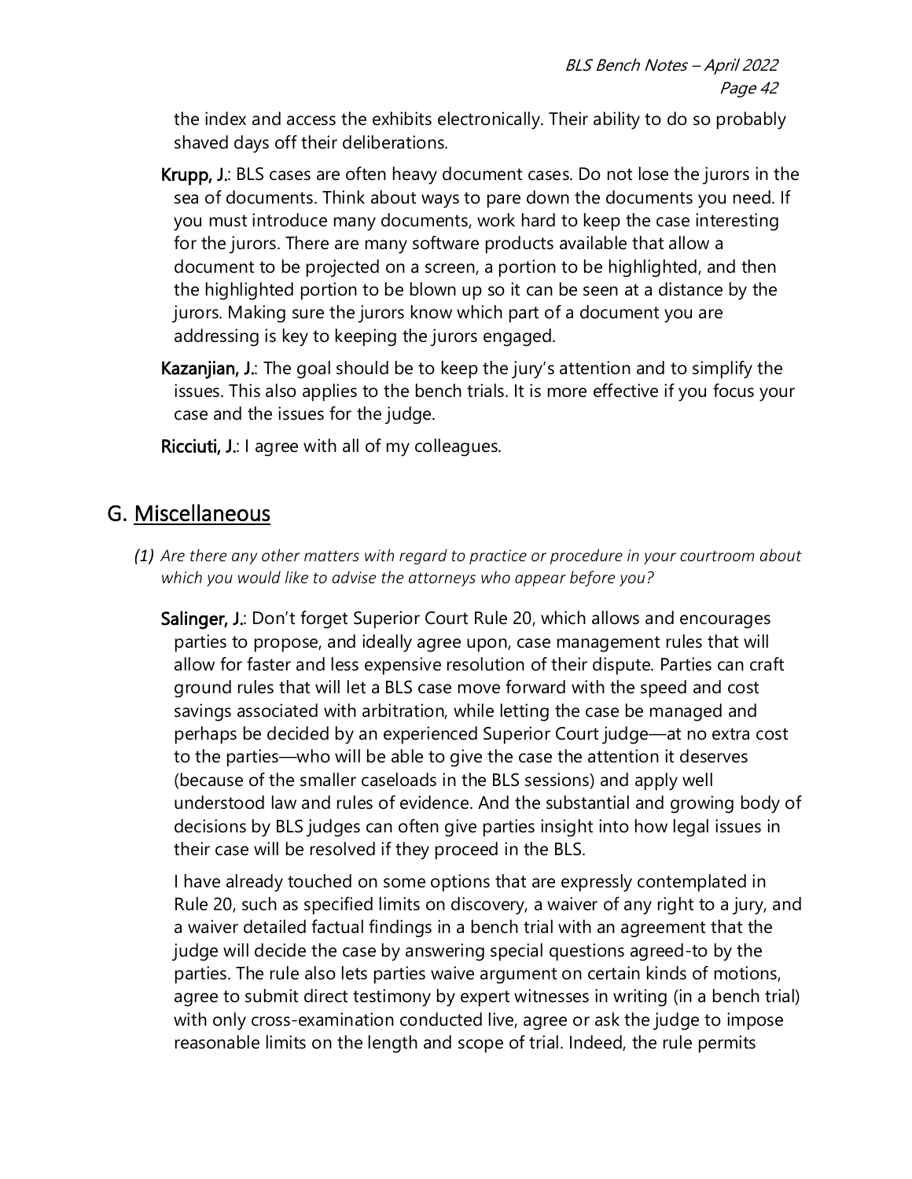the index and access the exhibits electronically. Their ability to do so probably shaved days off their deliberations.

**Krupp, J.**: BLS cases are often heavy document cases. Do not lose the jurors in the sea of documents. Think about ways to pare down the documents you need. If you must introduce many documents, work hard to keep the case interesting for the jurors. There are many software products available that allow a document to be projected on a screen, a portion to be highlighted, and then the highlighted portion to be blown up so it can be seen at a distance by the jurors. Making sure the jurors know which part of a document you are addressing is key to keeping the jurors engaged.

**Kazanjian, J.**: The goal should be to keep the jury's attention and to simplify the issues. This also applies to the bench trials. It is more effective if you focus your case and the issues for the judge.

**Ricciuti, J.**: I agree with all of my colleagues.

## G. Miscellaneous

*(1) Are there any other matters with regard to practice or procedure in your courtroom about which you would like to advise the attorneys who appear before you?*

**Salinger, J.**: Don't forget Superior Court Rule 20, which allows and encourages parties to propose, and ideally agree upon, case management rules that will allow for faster and less expensive resolution of their dispute. Parties can craft ground rules that will let a BLS case move forward with the speed and cost savings associated with arbitration, while letting the case be managed and perhaps be decided by an experienced Superior Court judge—at no extra cost to the parties—who will be able to give the case the attention it deserves (because of the smaller caseloads in the BLS sessions) and apply well understood law and rules of evidence. And the substantial and growing body of decisions by BLS judges can often give parties insight into how legal issues in their case will be resolved if they proceed in the BLS.

I have already touched on some options that are expressly contemplated in Rule 20, such as specified limits on discovery, a waiver of any right to a jury, and a waiver detailed factual findings in a bench trial with an agreement that the judge will decide the case by answering special questions agreed-to by the parties. The rule also lets parties waive argument on certain kinds of motions, agree to submit direct testimony by expert witnesses in writing (in a bench trial) with only cross-examination conducted live, agree or ask the judge to impose reasonable limits on the length and scope of trial. Indeed, the rule permits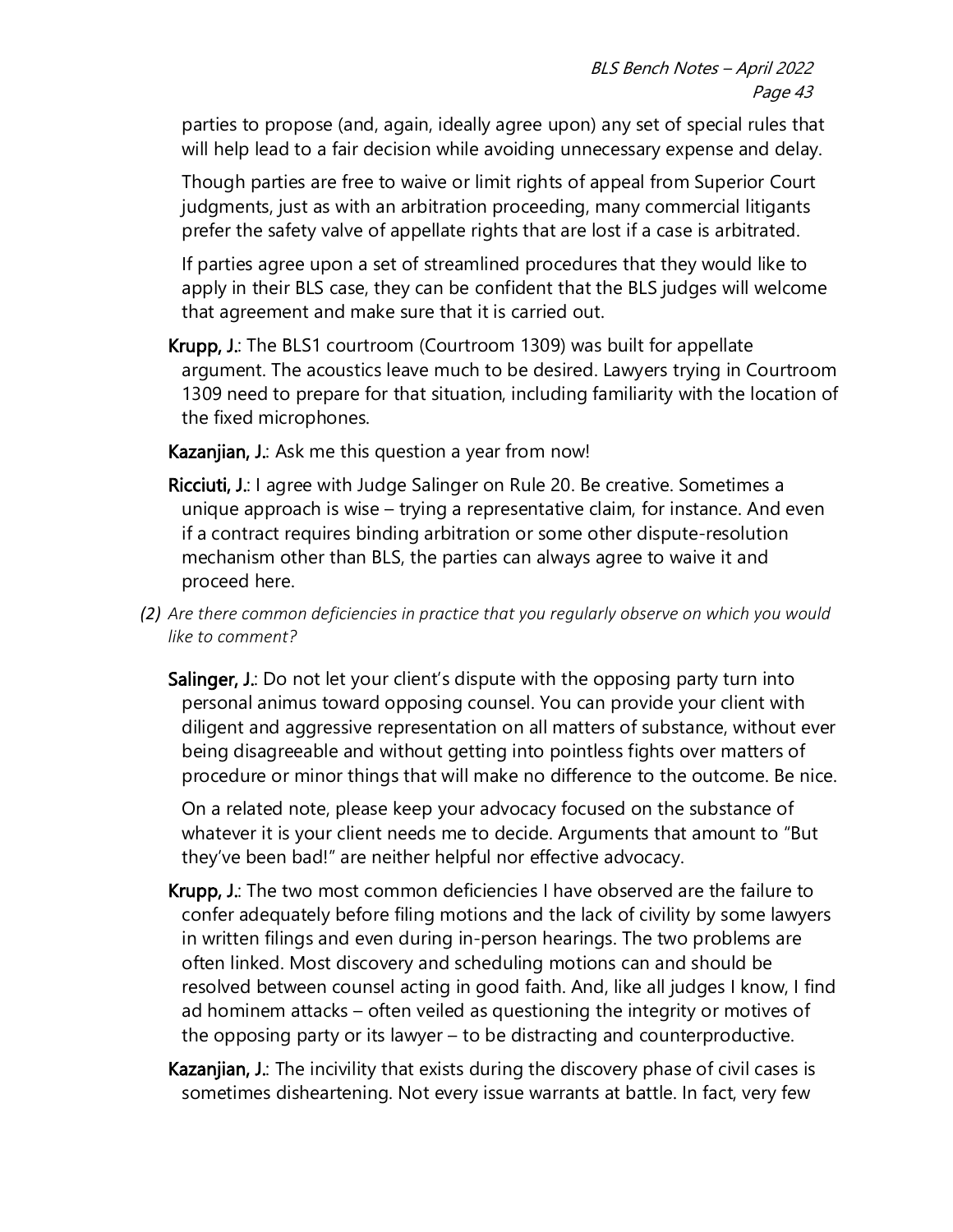parties to propose (and, again, ideally agree upon) any set of special rules that will help lead to a fair decision while avoiding unnecessary expense and delay.

Though parties are free to waive or limit rights of appeal from Superior Court judgments, just as with an arbitration proceeding, many commercial litigants prefer the safety valve of appellate rights that are lost if a case is arbitrated.

If parties agree upon a set of streamlined procedures that they would like to apply in their BLS case, they can be confident that the BLS judges will welcome that agreement and make sure that it is carried out.

**Krupp, J.**: The BLS1 courtroom (Courtroom 1309) was built for appellate argument. The acoustics leave much to be desired. Lawyers trying in Courtroom 1309 need to prepare for that situation, including familiarity with the location of the fixed microphones.

**Kazanjian, J.**: Ask me this question a year from now!

**Ricciuti, J.**: I agree with Judge Salinger on Rule 20. Be creative. Sometimes a unique approach is wise – trying a representative claim, for instance. And even if a contract requires binding arbitration or some other dispute-resolution mechanism other than BLS, the parties can always agree to waive it and proceed here.

*(2) Are there common deficiencies in practice that you regularly observe on which you would like to comment?*

**Salinger, J.**: Do not let your client's dispute with the opposing party turn into personal animus toward opposing counsel. You can provide your client with diligent and aggressive representation on all matters of substance, without ever being disagreeable and without getting into pointless fights over matters of procedure or minor things that will make no difference to the outcome. Be nice.

On a related note, please keep your advocacy focused on the substance of whatever it is your client needs me to decide. Arguments that amount to "But they've been bad!" are neither helpful nor effective advocacy.

**Krupp, J.**: The two most common deficiencies I have observed are the failure to confer adequately before filing motions and the lack of civility by some lawyers in written filings and even during in-person hearings. The two problems are often linked. Most discovery and scheduling motions can and should be resolved between counsel acting in good faith. And, like all judges I know, I find ad hominem attacks – often veiled as questioning the integrity or motives of the opposing party or its lawyer – to be distracting and counterproductive.

**Kazanjian, J.**: The incivility that exists during the discovery phase of civil cases is sometimes disheartening. Not every issue warrants at battle. In fact, very few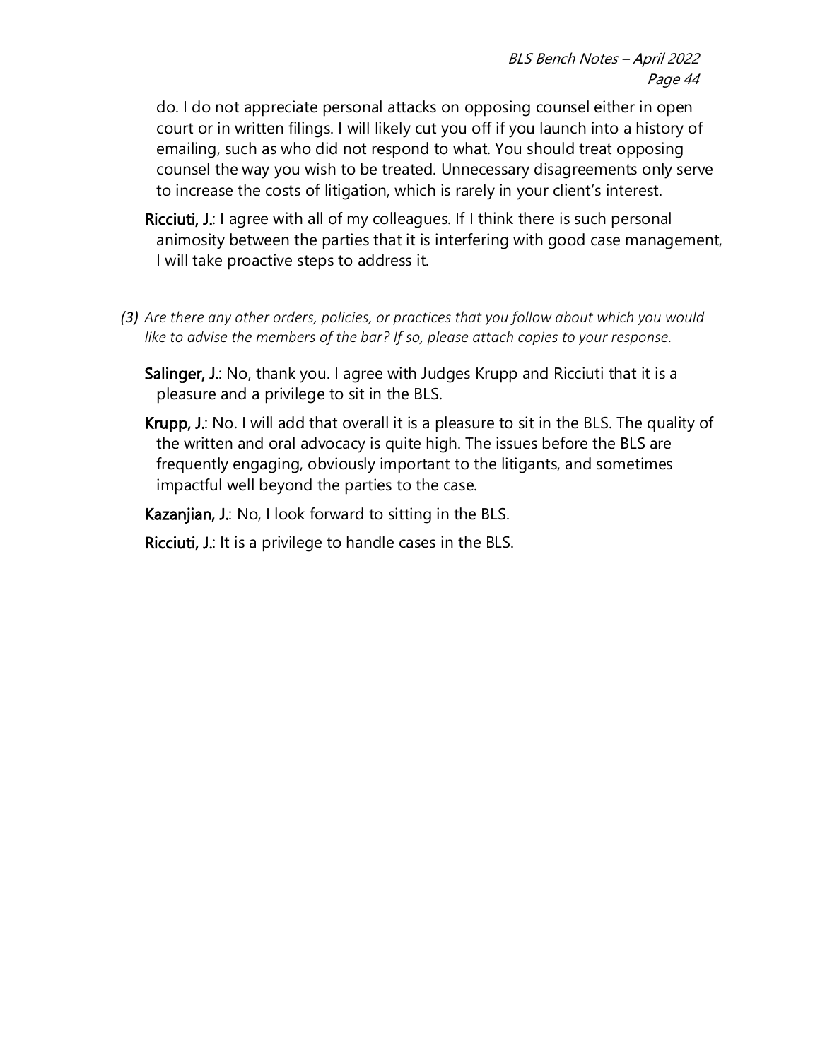do. I do not appreciate personal attacks on opposing counsel either in open court or in written filings. I will likely cut you off if you launch into a history of emailing, such as who did not respond to what. You should treat opposing counsel the way you wish to be treated. Unnecessary disagreements only serve to increase the costs of litigation, which is rarely in your client's interest.

**Ricciuti, J.**: I agree with all of my colleagues. If I think there is such personal animosity between the parties that it is interfering with good case management, I will take proactive steps to address it.

*(3) Are there any other orders, policies, or practices that you follow about which you would like to advise the members of the bar? If so, please attach copies to your response.*

**Salinger, J.**: No, thank you. I agree with Judges Krupp and Ricciuti that it is a pleasure and a privilege to sit in the BLS.

**Krupp, J.**: No. I will add that overall it is a pleasure to sit in the BLS. The quality of the written and oral advocacy is quite high. The issues before the BLS are frequently engaging, obviously important to the litigants, and sometimes impactful well beyond the parties to the case.

**Kazanjian, J.**: No, I look forward to sitting in the BLS.

**Ricciuti, J.**: It is a privilege to handle cases in the BLS.